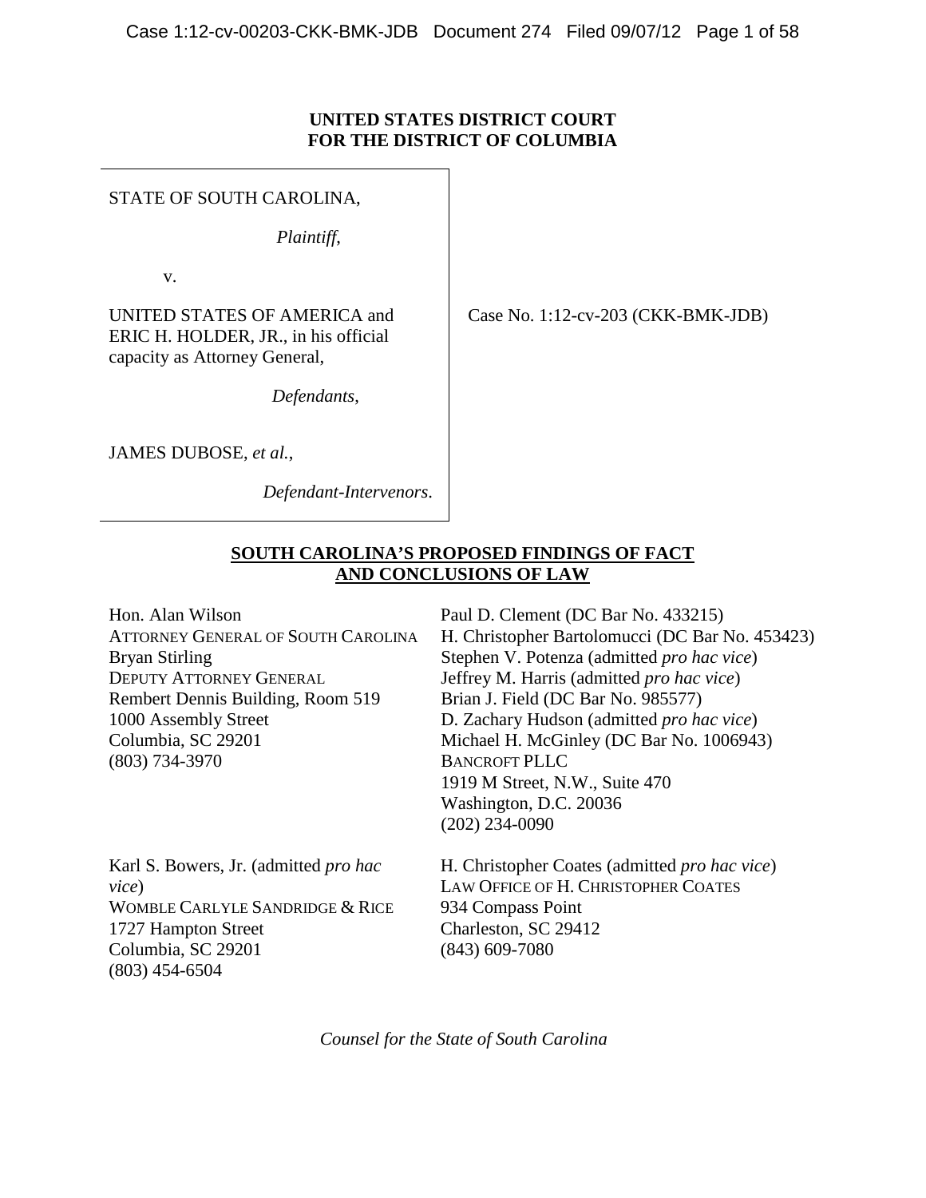**UNITED STATES DISTRICT COURT**
**FOR THE DISTRICT OF COLUMBIA**

STATE OF SOUTH CAROLINA,

*Plaintiff*,

v.

UNITED STATES OF AMERICA and ERIC H. HOLDER, JR., in his official capacity as Attorney General,

*Defendants*,

JAMES DUBOSE, *et al.*,

*Defendant-Intervenors*.

Case No. 1:12-cv-203 (CKK-BMK-JDB)

**SOUTH CAROLINA'S PROPOSED FINDINGS OF FACT AND CONCLUSIONS OF LAW**

Hon. Alan Wilson
ATTORNEY GENERAL OF SOUTH CAROLINA
Bryan Stirling
DEPUTY ATTORNEY GENERAL
Rembert Dennis Building, Room 519
1000 Assembly Street
Columbia, SC 29201
(803) 734-3970

Paul D. Clement (DC Bar No. 433215)
H. Christopher Bartolomucci (DC Bar No. 453423)
Stephen V. Potenza (admitted *pro hac vice*)
Jeffrey M. Harris (admitted *pro hac vice*)
Brian J. Field (DC Bar No. 985577)
D. Zachary Hudson (admitted *pro hac vice*)
Michael H. McGinley (DC Bar No. 1006943)
BANCROFT PLLC
1919 M Street, N.W., Suite 470
Washington, D.C. 20036
(202) 234-0090

Karl S. Bowers, Jr. (admitted *pro hac vice*)
WOMBLE CARLYLE SANDRIDGE & RICE
1727 Hampton Street
Columbia, SC 29201
(803) 454-6504

H. Christopher Coates (admitted *pro hac vice*)
LAW OFFICE OF H. CHRISTOPHER COATES
934 Compass Point
Charleston, SC 29412
(843) 609-7080

*Counsel for the State of South Carolina*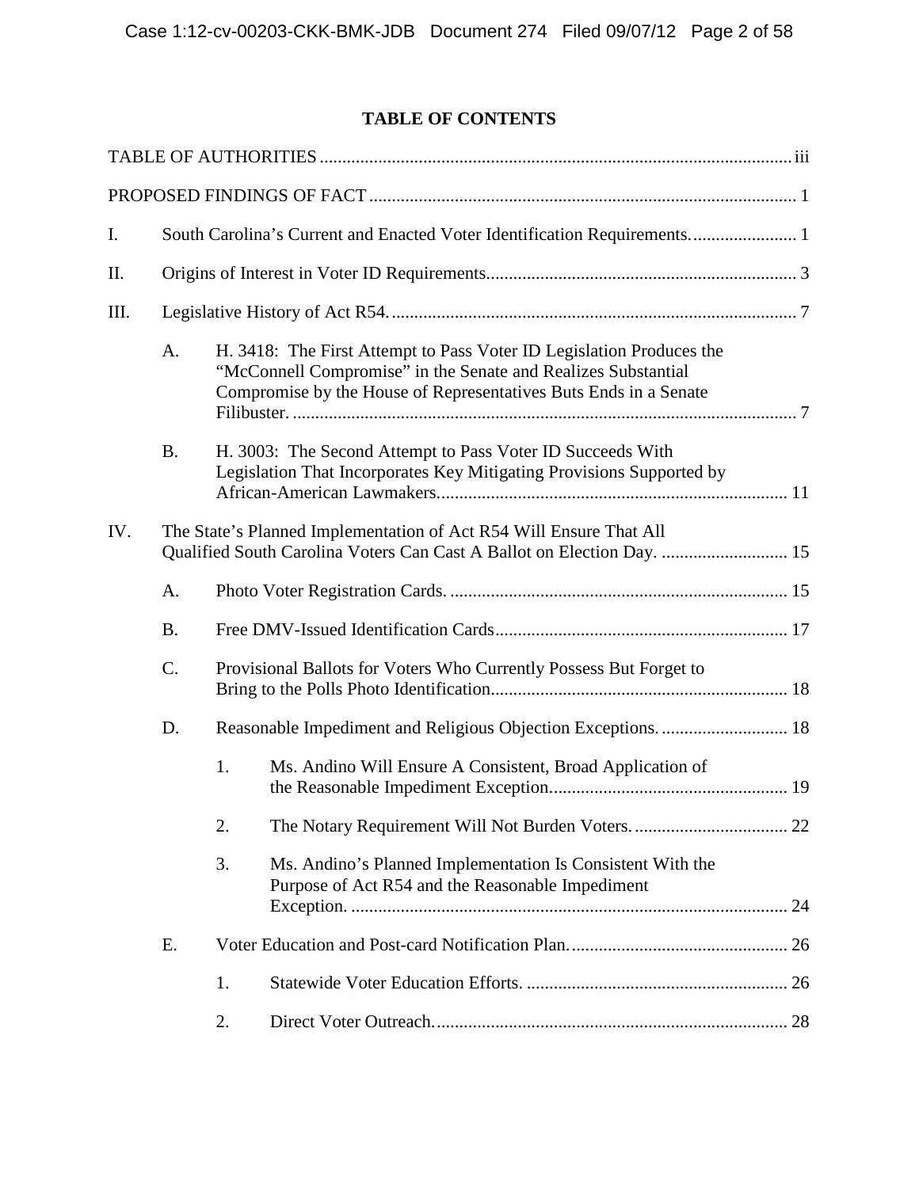# TABLE OF CONTENTS

TABLE OF AUTHORITIES ........................................................................................................ iii

PROPOSED FINDINGS OF FACT .............................................................................................. 1

I. South Carolina's Current and Enacted Voter Identification Requirements. ....................... 1

II. Origins of Interest in Voter ID Requirements.................................................................... 3

III. Legislative History of Act R54. ......................................................................................... 7

- A. H. 3418: The First Attempt to Pass Voter ID Legislation Produces the "McConnell Compromise" in the Senate and Realizes Substantial Compromise by the House of Representatives Buts Ends in a Senate Filibuster. ............................................................................................................... 7
- B. H. 3003: The Second Attempt to Pass Voter ID Succeeds With Legislation That Incorporates Key Mitigating Provisions Supported by African-American Lawmakers............................................................................ 11

IV. The State's Planned Implementation of Act R54 Will Ensure That All Qualified South Carolina Voters Can Cast A Ballot on Election Day. ............................ 15

- A. Photo Voter Registration Cards. ........................................................................... 15
- B. Free DMV-Issued Identification Cards................................................................. 17
- C. Provisional Ballots for Voters Who Currently Possess But Forget to Bring to the Polls Photo Identification................................................................. 18
- D. Reasonable Impediment and Religious Objection Exceptions. ............................ 18
  - 1. Ms. Andino Will Ensure A Consistent, Broad Application of the Reasonable Impediment Exception..................................................... 19
  - 2. The Notary Requirement Will Not Burden Voters. .................................. 22
  - 3. Ms. Andino's Planned Implementation Is Consistent With the Purpose of Act R54 and the Reasonable Impediment Exception. ................................................................................................ 24
- E. Voter Education and Post-card Notification Plan................................................. 26
  - 1. Statewide Voter Education Efforts. .......................................................... 26
  - 2. Direct Voter Outreach.............................................................................. 28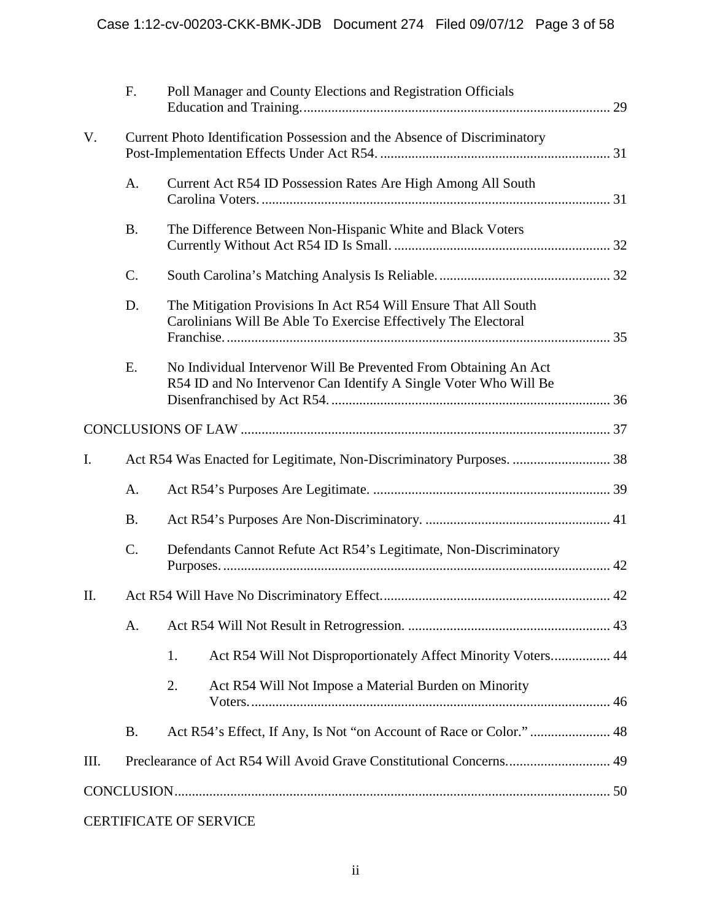F. Poll Manager and County Elections and Registration Officials Education and Training. ........ 29

V. Current Photo Identification Possession and the Absence of Discriminatory Post-Implementation Effects Under Act R54. ........ 31

A. Current Act R54 ID Possession Rates Are High Among All South Carolina Voters. ........ 31

B. The Difference Between Non-Hispanic White and Black Voters Currently Without Act R54 ID Is Small. ........ 32

C. South Carolina's Matching Analysis Is Reliable. ........ 32

D. The Mitigation Provisions In Act R54 Will Ensure That All South Carolinians Will Be Able To Exercise Effectively The Electoral Franchise. ........ 35

E. No Individual Intervenor Will Be Prevented From Obtaining An Act R54 ID and No Intervenor Can Identify A Single Voter Who Will Be Disenfranchised by Act R54. ........ 36

CONCLUSIONS OF LAW ........ 37

I. Act R54 Was Enacted for Legitimate, Non-Discriminatory Purposes. ........ 38

A. Act R54's Purposes Are Legitimate. ........ 39

B. Act R54's Purposes Are Non-Discriminatory. ........ 41

C. Defendants Cannot Refute Act R54's Legitimate, Non-Discriminatory Purposes. ........ 42

II. Act R54 Will Have No Discriminatory Effect. ........ 42

A. Act R54 Will Not Result in Retrogression. ........ 43

1. Act R54 Will Not Disproportionately Affect Minority Voters. ........ 44

2. Act R54 Will Not Impose a Material Burden on Minority Voters. ........ 46

B. Act R54's Effect, If Any, Is Not "on Account of Race or Color." ........ 48

III. Preclearance of Act R54 Will Avoid Grave Constitutional Concerns. ........ 49

CONCLUSION ........ 50

CERTIFICATE OF SERVICE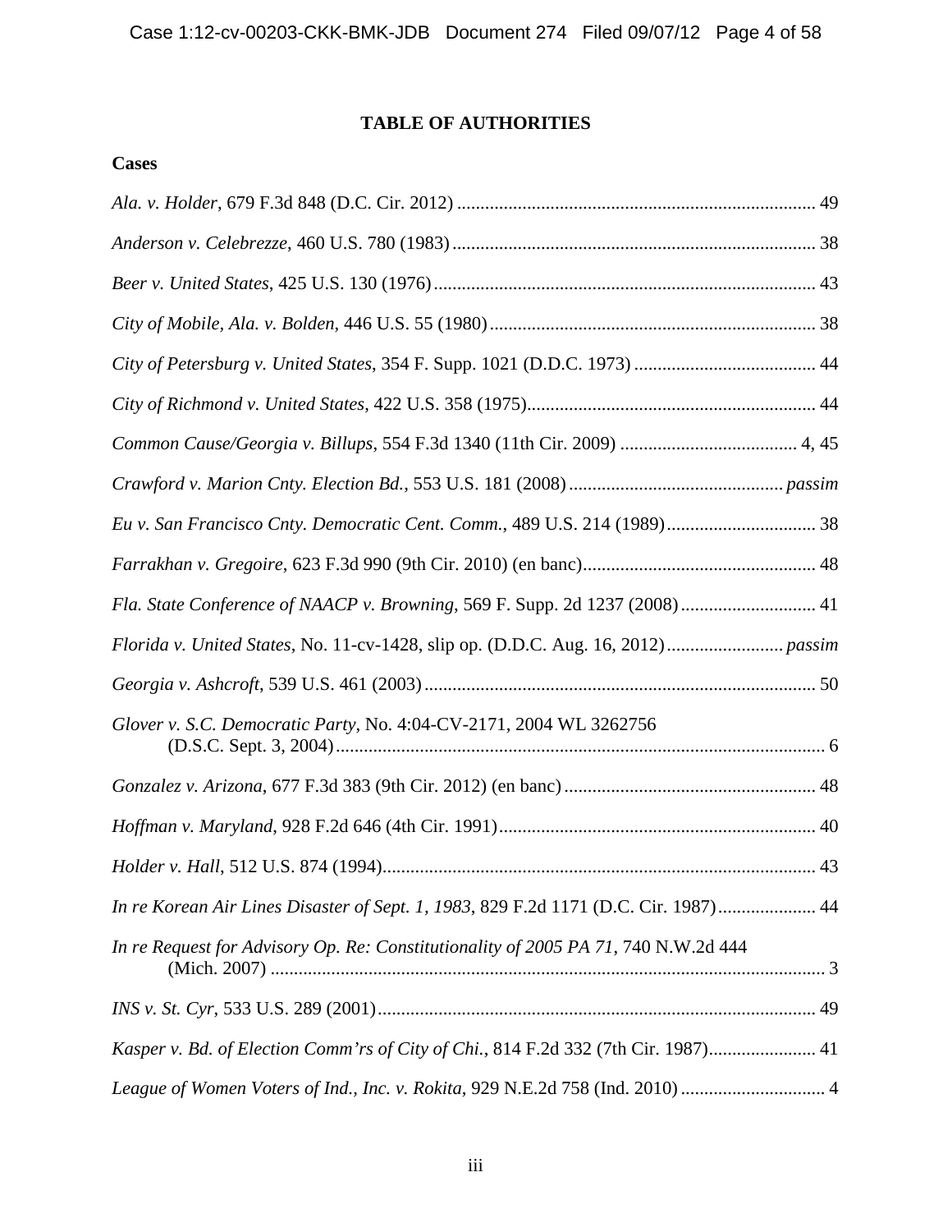# TABLE OF AUTHORITIES

## Cases

*Ala. v. Holder*, 679 F.3d 848 (D.C. Cir. 2012) ............................................................................ 49

*Anderson v. Celebrezze*, 460 U.S. 780 (1983) ............................................................................ 38

*Beer v. United States*, 425 U.S. 130 (1976) ................................................................................ 43

*City of Mobile, Ala. v. Bolden*, 446 U.S. 55 (1980) ..................................................................... 38

*City of Petersburg v. United States*, 354 F. Supp. 1021 (D.D.C. 1973) ...................................... 44

*City of Richmond v. United States*, 422 U.S. 358 (1975) ............................................................ 44

*Common Cause/Georgia v. Billups*, 554 F.3d 1340 (11th Cir. 2009) ...................................... 4, 45

*Crawford v. Marion Cnty. Election Bd.*, 553 U.S. 181 (2008) ............................................. *passim*

*Eu v. San Francisco Cnty. Democratic Cent. Comm.*, 489 U.S. 214 (1989) ................................ 38

*Farrakhan v. Gregoire*, 623 F.3d 990 (9th Cir. 2010) (en banc) ................................................. 48

*Fla. State Conference of NAACP v. Browning*, 569 F. Supp. 2d 1237 (2008) ............................ 41

*Florida v. United States*, No. 11-cv-1428, slip op. (D.D.C. Aug. 16, 2012) ........................ *passim*

*Georgia v. Ashcroft*, 539 U.S. 461 (2003) ................................................................................... 50

*Glover v. S.C. Democratic Party*, No. 4:04-CV-2171, 2004 WL 3262756 (D.S.C. Sept. 3, 2004) ........................................................................................................ 6

*Gonzalez v. Arizona*, 677 F.3d 383 (9th Cir. 2012) (en banc) ..................................................... 48

*Hoffman v. Maryland*, 928 F.2d 646 (4th Cir. 1991) ................................................................... 40

*Holder v. Hall*, 512 U.S. 874 (1994) ............................................................................................ 43

*In re Korean Air Lines Disaster of Sept. 1, 1983*, 829 F.2d 1171 (D.C. Cir. 1987) .................... 44

*In re Request for Advisory Op. Re: Constitutionality of 2005 PA 71*, 740 N.W.2d 444 (Mich. 2007) ...................................................................................................................... 3

*INS v. St. Cyr*, 533 U.S. 289 (2001) ............................................................................................. 49

*Kasper v. Bd. of Election Comm'rs of City of Chi.*, 814 F.2d 332 (7th Cir. 1987) ...................... 41

*League of Women Voters of Ind., Inc. v. Rokita*, 929 N.E.2d 758 (Ind. 2010) ............................... 4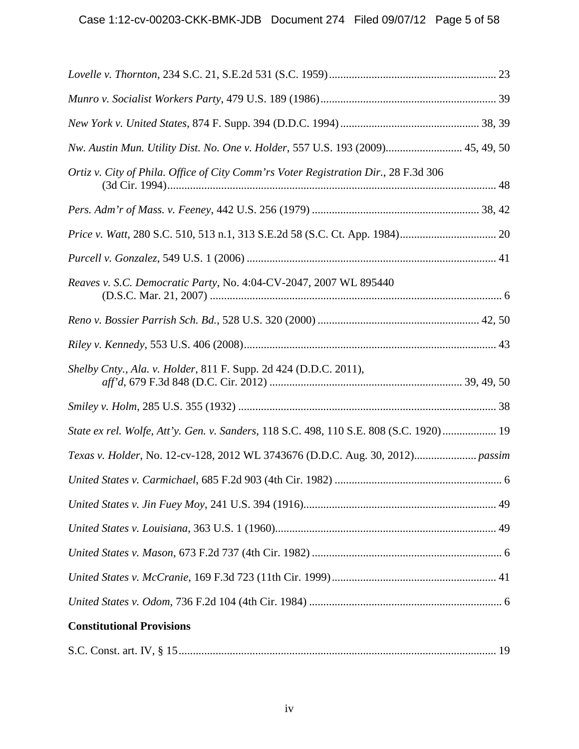*Lovelle v. Thornton*, 234 S.C. 21, S.E.2d 531 (S.C. 1959) .......................................................... 23

*Munro v. Socialist Workers Party*, 479 U.S. 189 (1986) ............................................................. 39

*New York v. United States*, 874 F. Supp. 394 (D.D.C. 1994) ................................................. 38, 39

*Nw. Austin Mun. Utility Dist. No. One v. Holder*, 557 U.S. 193 (2009)........................... 45, 49, 50

*Ortiz v. City of Phila. Office of City Comm'rs Voter Registration Dir.*, 28 F.3d 306 (3d Cir. 1994) ................................................................................................................... 48

*Pers. Adm'r of Mass. v. Feeney*, 442 U.S. 256 (1979) .......................................................... 38, 42

*Price v. Watt*, 280 S.C. 510, 513 n.1, 313 S.E.2d 58 (S.C. Ct. App. 1984).................................. 20

*Purcell v. Gonzalez*, 549 U.S. 1 (2006) ....................................................................................... 41

*Reaves v. S.C. Democratic Party*, No. 4:04-CV-2047, 2007 WL 895440 (D.S.C. Mar. 21, 2007) ...................................................................................................... 6

*Reno v. Bossier Parrish Sch. Bd.*, 528 U.S. 320 (2000) ......................................................... 42, 50

*Riley v. Kennedy*, 553 U.S. 406 (2008)........................................................................................ 43

*Shelby Cnty., Ala. v. Holder*, 811 F. Supp. 2d 424 (D.D.C. 2011), *aff'd*, 679 F.3d 848 (D.C. Cir. 2012) ................................................................... 39, 49, 50

*Smiley v. Holm*, 285 U.S. 355 (1932) .......................................................................................... 38

*State ex rel. Wolfe, Att'y. Gen. v. Sanders*, 118 S.C. 498, 110 S.E. 808 (S.C. 1920)................... 19

*Texas v. Holder*, No. 12-cv-128, 2012 WL 3743676 (D.D.C. Aug. 30, 2012)...................... *passim*

*United States v. Carmichael*, 685 F.2d 903 (4th Cir. 1982) ........................................................... 6

*United States v. Jin Fuey Moy*, 241 U.S. 394 (1916).................................................................... 49

*United States v. Louisiana*, 363 U.S. 1 (1960).............................................................................. 49

*United States v. Mason*, 673 F.2d 737 (4th Cir. 1982) ................................................................... 6

*United States v. McCranie*, 169 F.3d 723 (11th Cir. 1999).......................................................... 41

*United States v. Odom*, 736 F.2d 104 (4th Cir. 1984) .................................................................... 6

**Constitutional Provisions**

S.C. Const. art. IV, § 15................................................................................................................ 19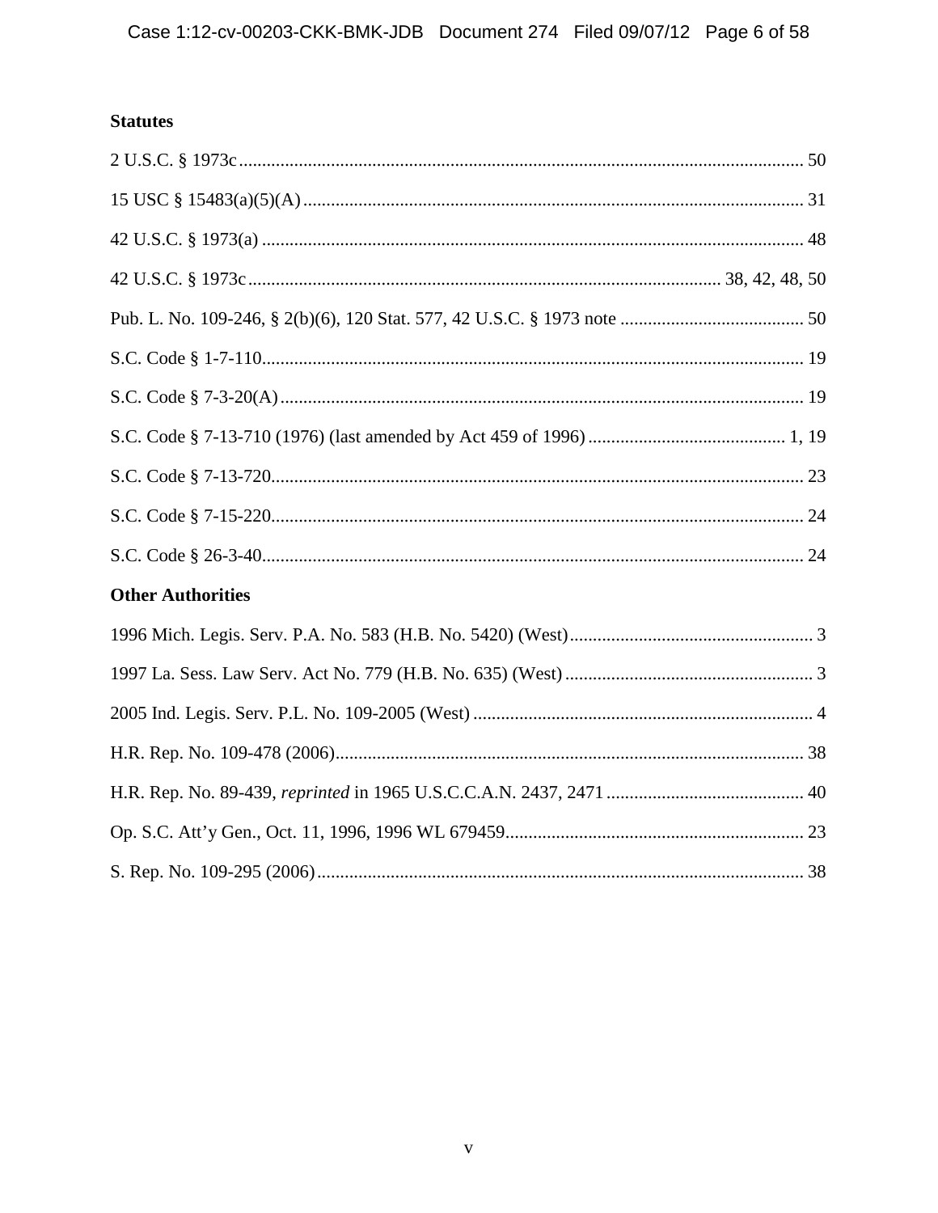**Statutes**

2 U.S.C. § 1973c .......................................................................................................................... 50

15 USC § 15483(a)(5)(A) ............................................................................................................ 31

42 U.S.C. § 1973(a) ..................................................................................................................... 48

42 U.S.C. § 1973c ...................................................................................................... 38, 42, 48, 50

Pub. L. No. 109-246, § 2(b)(6), 120 Stat. 577, 42 U.S.C. § 1973 note ........................................ 50

S.C. Code § 1-7-110..................................................................................................................... 19

S.C. Code § 7-3-20(A) ................................................................................................................. 19

S.C. Code § 7-13-710 (1976) (last amended by Act 459 of 1996) ........................................... 1, 19

S.C. Code § 7-13-720................................................................................................................... 23

S.C. Code § 7-15-220................................................................................................................... 24

S.C. Code § 26-3-40..................................................................................................................... 24

**Other Authorities**

1996 Mich. Legis. Serv. P.A. No. 583 (H.B. No. 5420) (West) ..................................................... 3

1997 La. Sess. Law Serv. Act No. 779 (H.B. No. 635) (West) ...................................................... 3

2005 Ind. Legis. Serv. P.L. No. 109-2005 (West) .......................................................................... 4

H.R. Rep. No. 109-478 (2006)...................................................................................................... 38

H.R. Rep. No. 89-439, *reprinted* in 1965 U.S.C.C.A.N. 2437, 2471 ........................................... 40

Op. S.C. Att'y Gen., Oct. 11, 1996, 1996 WL 679459................................................................. 23

S. Rep. No. 109-295 (2006) .......................................................................................................... 38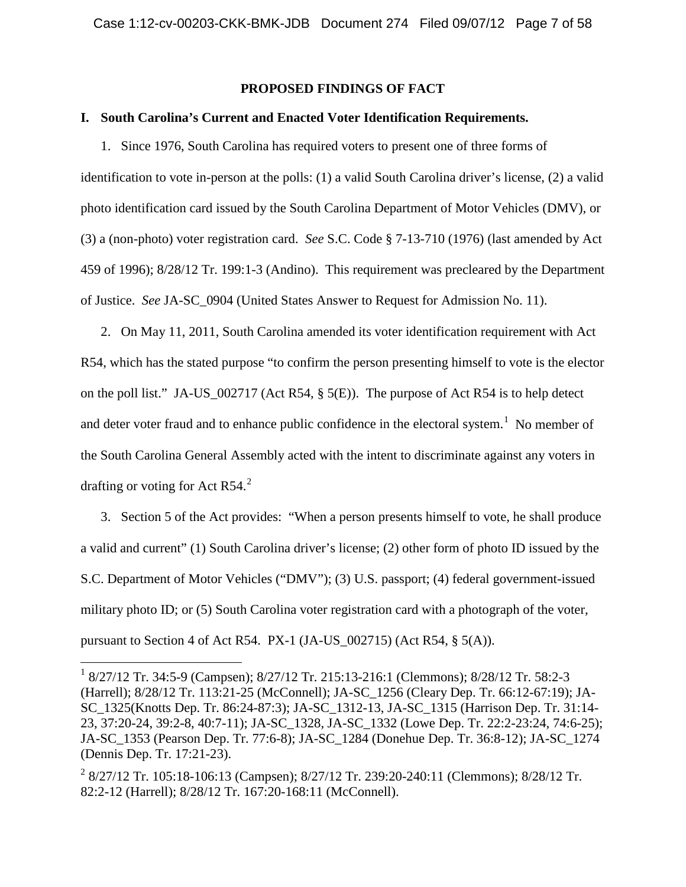## PROPOSED FINDINGS OF FACT

### I. South Carolina's Current and Enacted Voter Identification Requirements.

1. Since 1976, South Carolina has required voters to present one of three forms of identification to vote in-person at the polls: (1) a valid South Carolina driver's license, (2) a valid photo identification card issued by the South Carolina Department of Motor Vehicles (DMV), or (3) a (non-photo) voter registration card. *See* S.C. Code § 7-13-710 (1976) (last amended by Act 459 of 1996); 8/28/12 Tr. 199:1-3 (Andino). This requirement was precleared by the Department of Justice. *See* JA-SC_0904 (United States Answer to Request for Admission No. 11).

2. On May 11, 2011, South Carolina amended its voter identification requirement with Act R54, which has the stated purpose "to confirm the person presenting himself to vote is the elector on the poll list." JA-US_002717 (Act R54, § 5(E)). The purpose of Act R54 is to help detect and deter voter fraud and to enhance public confidence in the electoral system.[1] No member of the South Carolina General Assembly acted with the intent to discriminate against any voters in drafting or voting for Act R54.[2]

3. Section 5 of the Act provides: "When a person presents himself to vote, he shall produce a valid and current" (1) South Carolina driver's license; (2) other form of photo ID issued by the S.C. Department of Motor Vehicles ("DMV"); (3) U.S. passport; (4) federal government-issued military photo ID; or (5) South Carolina voter registration card with a photograph of the voter, pursuant to Section 4 of Act R54. PX-1 (JA-US_002715) (Act R54, § 5(A)).

---

[1] 8/27/12 Tr. 34:5-9 (Campsen); 8/27/12 Tr. 215:13-216:1 (Clemmons); 8/28/12 Tr. 58:2-3 (Harrell); 8/28/12 Tr. 113:21-25 (McConnell); JA-SC_1256 (Cleary Dep. Tr. 66:12-67:19); JA-SC_1325(Knotts Dep. Tr. 86:24-87:3); JA-SC_1312-13, JA-SC_1315 (Harrison Dep. Tr. 31:14-23, 37:20-24, 39:2-8, 40:7-11); JA-SC_1328, JA-SC_1332 (Lowe Dep. Tr. 22:2-23:24, 74:6-25); JA-SC_1353 (Pearson Dep. Tr. 77:6-8); JA-SC_1284 (Donehue Dep. Tr. 36:8-12); JA-SC_1274 (Dennis Dep. Tr. 17:21-23).

[2] 8/27/12 Tr. 105:18-106:13 (Campsen); 8/27/12 Tr. 239:20-240:11 (Clemmons); 8/28/12 Tr. 82:2-12 (Harrell); 8/28/12 Tr. 167:20-168:11 (McConnell).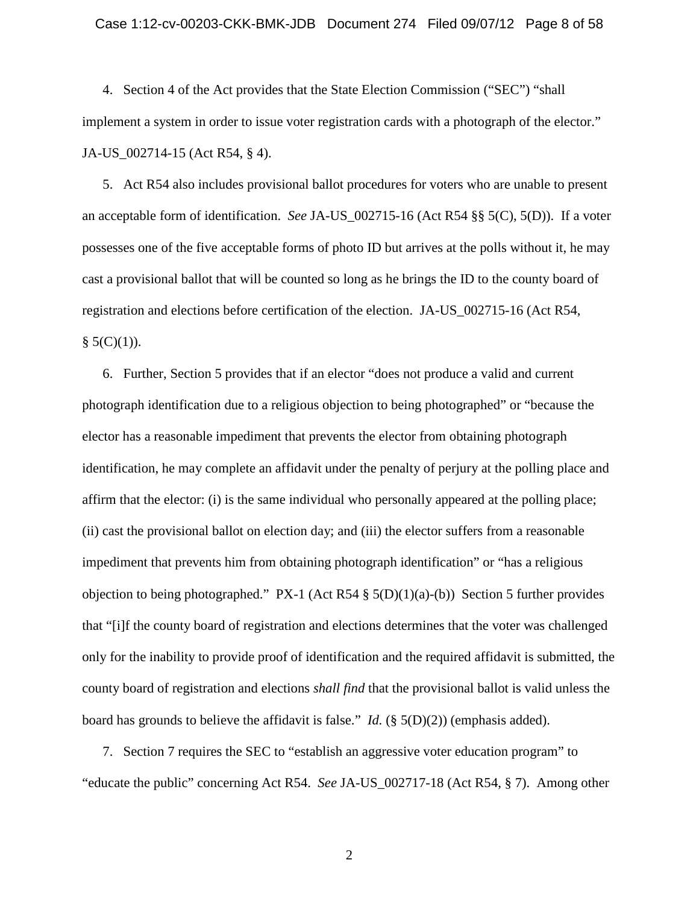4. Section 4 of the Act provides that the State Election Commission ("SEC") "shall implement a system in order to issue voter registration cards with a photograph of the elector." JA-US_002714-15 (Act R54, § 4).

5. Act R54 also includes provisional ballot procedures for voters who are unable to present an acceptable form of identification. *See* JA-US_002715-16 (Act R54 §§ 5(C), 5(D)). If a voter possesses one of the five acceptable forms of photo ID but arrives at the polls without it, he may cast a provisional ballot that will be counted so long as he brings the ID to the county board of registration and elections before certification of the election. JA-US_002715-16 (Act R54, § 5(C)(1)).

6. Further, Section 5 provides that if an elector "does not produce a valid and current photograph identification due to a religious objection to being photographed" or "because the elector has a reasonable impediment that prevents the elector from obtaining photograph identification, he may complete an affidavit under the penalty of perjury at the polling place and affirm that the elector: (i) is the same individual who personally appeared at the polling place; (ii) cast the provisional ballot on election day; and (iii) the elector suffers from a reasonable impediment that prevents him from obtaining photograph identification" or "has a religious objection to being photographed." PX-1 (Act R54 § 5(D)(1)(a)-(b)) Section 5 further provides that "[i]f the county board of registration and elections determines that the voter was challenged only for the inability to provide proof of identification and the required affidavit is submitted, the county board of registration and elections *shall find* that the provisional ballot is valid unless the board has grounds to believe the affidavit is false." *Id.* (§ 5(D)(2)) (emphasis added).

7. Section 7 requires the SEC to "establish an aggressive voter education program" to "educate the public" concerning Act R54. *See* JA-US_002717-18 (Act R54, § 7). Among other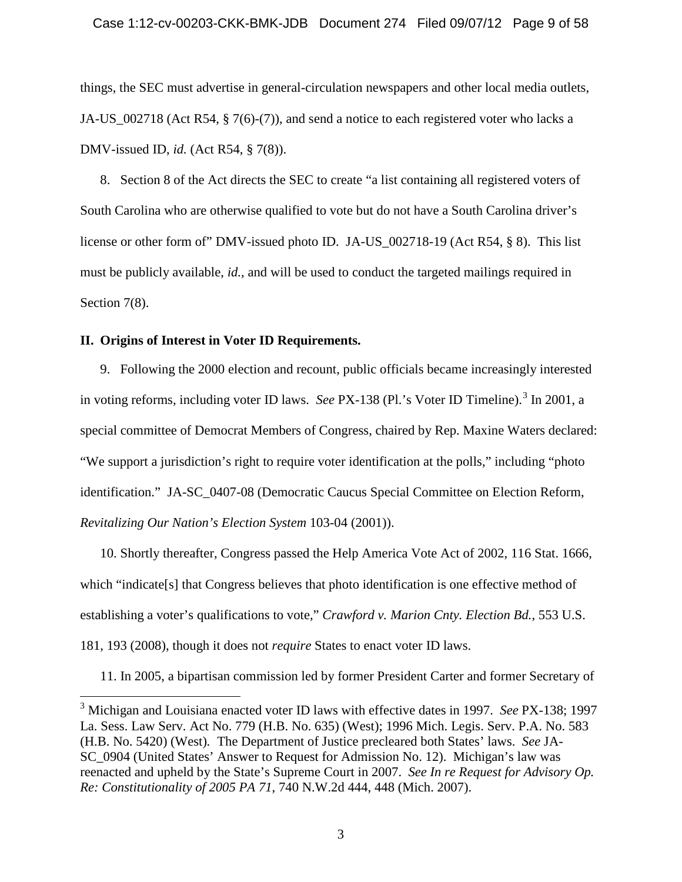things, the SEC must advertise in general-circulation newspapers and other local media outlets, JA-US_002718 (Act R54, § 7(6)-(7)), and send a notice to each registered voter who lacks a DMV-issued ID, *id.* (Act R54, § 7(8)).

8. Section 8 of the Act directs the SEC to create "a list containing all registered voters of South Carolina who are otherwise qualified to vote but do not have a South Carolina driver's license or other form of" DMV-issued photo ID. JA-US_002718-19 (Act R54, § 8). This list must be publicly available, *id.*, and will be used to conduct the targeted mailings required in Section 7(8).

## II. Origins of Interest in Voter ID Requirements.

9. Following the 2000 election and recount, public officials became increasingly interested in voting reforms, including voter ID laws. *See* PX-138 (Pl.'s Voter ID Timeline).[3] In 2001, a special committee of Democrat Members of Congress, chaired by Rep. Maxine Waters declared: "We support a jurisdiction's right to require voter identification at the polls," including "photo identification." JA-SC_0407-08 (Democratic Caucus Special Committee on Election Reform, *Revitalizing Our Nation's Election System* 103-04 (2001)).

10. Shortly thereafter, Congress passed the Help America Vote Act of 2002, 116 Stat. 1666, which "indicate[s] that Congress believes that photo identification is one effective method of establishing a voter's qualifications to vote," *Crawford v. Marion Cnty. Election Bd.*, 553 U.S. 181, 193 (2008), though it does not *require* States to enact voter ID laws.

11. In 2005, a bipartisan commission led by former President Carter and former Secretary of

[3] Michigan and Louisiana enacted voter ID laws with effective dates in 1997. *See* PX-138; 1997 La. Sess. Law Serv. Act No. 779 (H.B. No. 635) (West); 1996 Mich. Legis. Serv. P.A. No. 583 (H.B. No. 5420) (West). The Department of Justice precleared both States' laws. *See* JA-SC_0904 (United States' Answer to Request for Admission No. 12). Michigan's law was reenacted and upheld by the State's Supreme Court in 2007. *See In re Request for Advisory Op. Re: Constitutionality of 2005 PA 71*, 740 N.W.2d 444, 448 (Mich. 2007).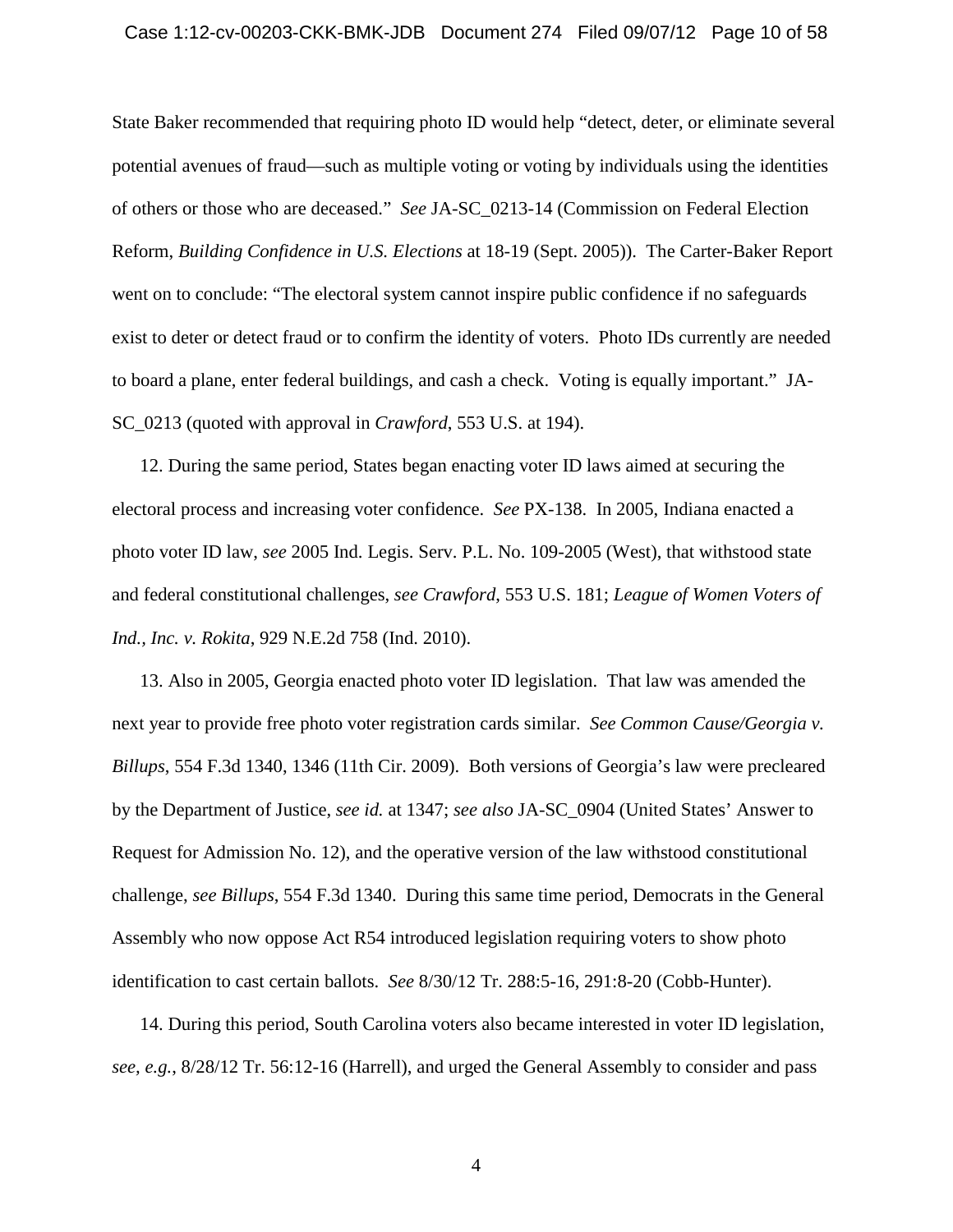State Baker recommended that requiring photo ID would help "detect, deter, or eliminate several potential avenues of fraud—such as multiple voting or voting by individuals using the identities of others or those who are deceased." *See* JA-SC_0213-14 (Commission on Federal Election Reform, *Building Confidence in U.S. Elections* at 18-19 (Sept. 2005)). The Carter-Baker Report went on to conclude: "The electoral system cannot inspire public confidence if no safeguards exist to deter or detect fraud or to confirm the identity of voters. Photo IDs currently are needed to board a plane, enter federal buildings, and cash a check. Voting is equally important." JA-SC_0213 (quoted with approval in *Crawford*, 553 U.S. at 194).

12. During the same period, States began enacting voter ID laws aimed at securing the electoral process and increasing voter confidence. *See* PX-138. In 2005, Indiana enacted a photo voter ID law, *see* 2005 Ind. Legis. Serv. P.L. No. 109-2005 (West), that withstood state and federal constitutional challenges, *see Crawford*, 553 U.S. 181; *League of Women Voters of Ind., Inc. v. Rokita*, 929 N.E.2d 758 (Ind. 2010).

13. Also in 2005, Georgia enacted photo voter ID legislation. That law was amended the next year to provide free photo voter registration cards similar. *See Common Cause/Georgia v. Billups*, 554 F.3d 1340, 1346 (11th Cir. 2009). Both versions of Georgia's law were precleared by the Department of Justice, *see id.* at 1347; *see also* JA-SC_0904 (United States' Answer to Request for Admission No. 12), and the operative version of the law withstood constitutional challenge, *see Billups*, 554 F.3d 1340. During this same time period, Democrats in the General Assembly who now oppose Act R54 introduced legislation requiring voters to show photo identification to cast certain ballots. *See* 8/30/12 Tr. 288:5-16, 291:8-20 (Cobb-Hunter).

14. During this period, South Carolina voters also became interested in voter ID legislation, *see, e.g.*, 8/28/12 Tr. 56:12-16 (Harrell), and urged the General Assembly to consider and pass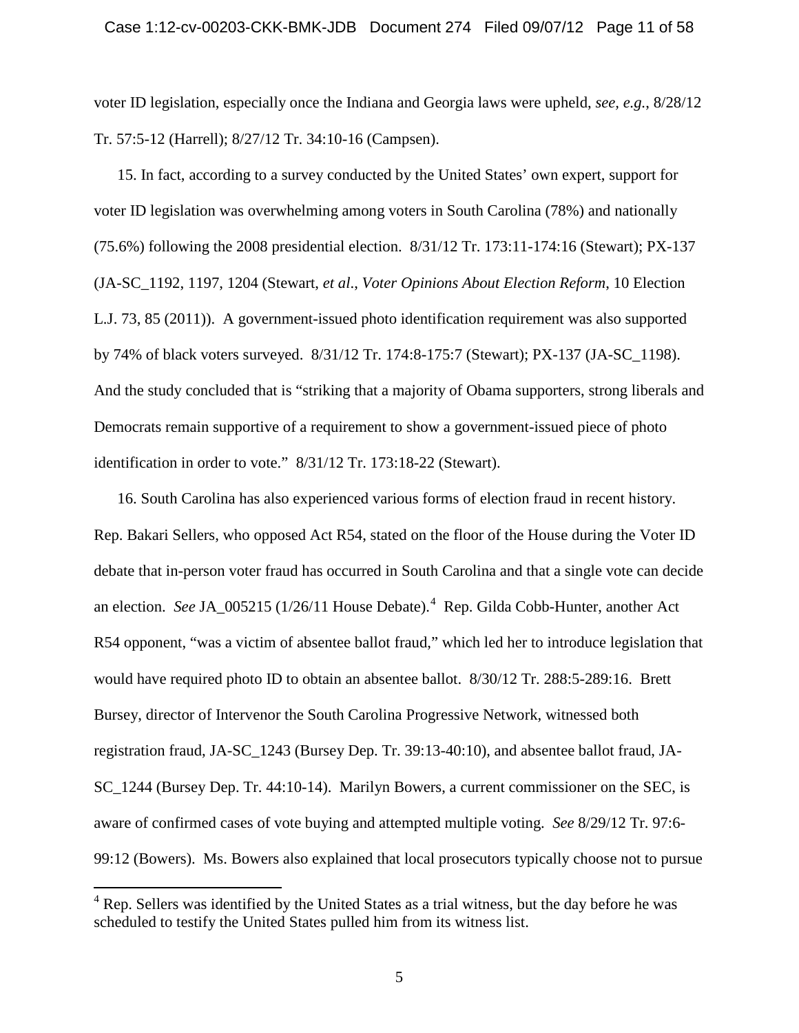voter ID legislation, especially once the Indiana and Georgia laws were upheld, *see, e.g.*, 8/28/12 Tr. 57:5-12 (Harrell); 8/27/12 Tr. 34:10-16 (Campsen).

15. In fact, according to a survey conducted by the United States' own expert, support for voter ID legislation was overwhelming among voters in South Carolina (78%) and nationally (75.6%) following the 2008 presidential election. 8/31/12 Tr. 173:11-174:16 (Stewart); PX-137 (JA-SC_1192, 1197, 1204 (Stewart, *et al*., *Voter Opinions About Election Reform*, 10 Election L.J. 73, 85 (2011)). A government-issued photo identification requirement was also supported by 74% of black voters surveyed. 8/31/12 Tr. 174:8-175:7 (Stewart); PX-137 (JA-SC_1198). And the study concluded that is "striking that a majority of Obama supporters, strong liberals and Democrats remain supportive of a requirement to show a government-issued piece of photo identification in order to vote." 8/31/12 Tr. 173:18-22 (Stewart).

16. South Carolina has also experienced various forms of election fraud in recent history. Rep. Bakari Sellers, who opposed Act R54, stated on the floor of the House during the Voter ID debate that in-person voter fraud has occurred in South Carolina and that a single vote can decide an election. *See* JA_005215 (1/26/11 House Debate).[4] Rep. Gilda Cobb-Hunter, another Act R54 opponent, "was a victim of absentee ballot fraud," which led her to introduce legislation that would have required photo ID to obtain an absentee ballot. 8/30/12 Tr. 288:5-289:16. Brett Bursey, director of Intervenor the South Carolina Progressive Network, witnessed both registration fraud, JA-SC_1243 (Bursey Dep. Tr. 39:13-40:10), and absentee ballot fraud, JA-SC_1244 (Bursey Dep. Tr. 44:10-14). Marilyn Bowers, a current commissioner on the SEC, is aware of confirmed cases of vote buying and attempted multiple voting. *See* 8/29/12 Tr. 97:6-99:12 (Bowers). Ms. Bowers also explained that local prosecutors typically choose not to pursue

[4] Rep. Sellers was identified by the United States as a trial witness, but the day before he was scheduled to testify the United States pulled him from its witness list.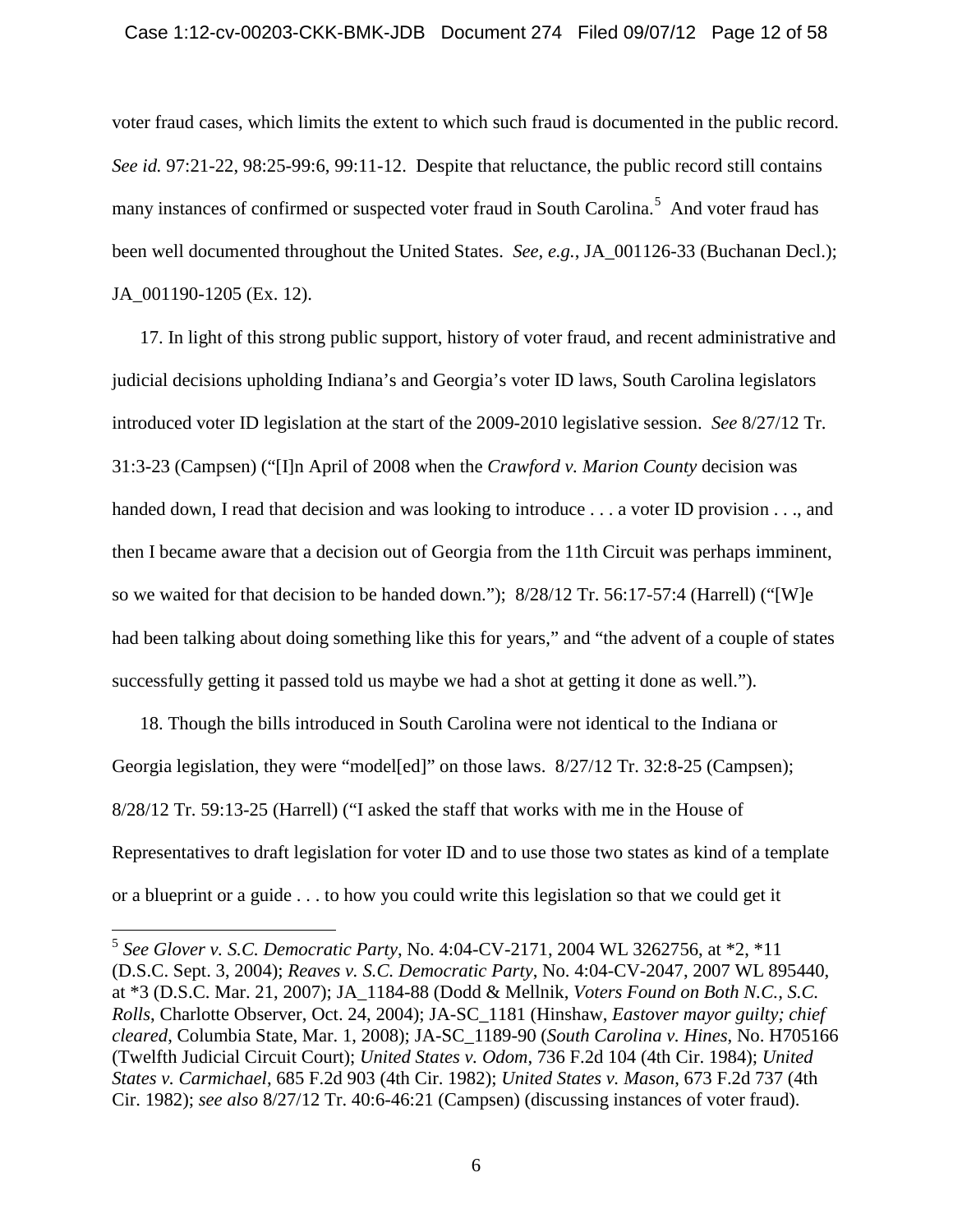voter fraud cases, which limits the extent to which such fraud is documented in the public record. *See id.* 97:21-22, 98:25-99:6, 99:11-12. Despite that reluctance, the public record still contains many instances of confirmed or suspected voter fraud in South Carolina.[5] And voter fraud has been well documented throughout the United States. *See, e.g.*, JA_001126-33 (Buchanan Decl.); JA_001190-1205 (Ex. 12).

17. In light of this strong public support, history of voter fraud, and recent administrative and judicial decisions upholding Indiana's and Georgia's voter ID laws, South Carolina legislators introduced voter ID legislation at the start of the 2009-2010 legislative session. *See* 8/27/12 Tr. 31:3-23 (Campsen) ("[I]n April of 2008 when the *Crawford v. Marion County* decision was handed down, I read that decision and was looking to introduce . . . a voter ID provision . . ., and then I became aware that a decision out of Georgia from the 11th Circuit was perhaps imminent, so we waited for that decision to be handed down."); 8/28/12 Tr. 56:17-57:4 (Harrell) ("[W]e had been talking about doing something like this for years," and "the advent of a couple of states successfully getting it passed told us maybe we had a shot at getting it done as well.").

18. Though the bills introduced in South Carolina were not identical to the Indiana or Georgia legislation, they were "model[ed]" on those laws. 8/27/12 Tr. 32:8-25 (Campsen); 8/28/12 Tr. 59:13-25 (Harrell) ("I asked the staff that works with me in the House of Representatives to draft legislation for voter ID and to use those two states as kind of a template or a blueprint or a guide . . . to how you could write this legislation so that we could get it

---

[5] *See Glover v. S.C. Democratic Party*, No. 4:04-CV-2171, 2004 WL 3262756, at *2, *11 (D.S.C. Sept. 3, 2004); *Reaves v. S.C. Democratic Party*, No. 4:04-CV-2047, 2007 WL 895440, at *3 (D.S.C. Mar. 21, 2007); JA_1184-88 (Dodd & Mellnik, *Voters Found on Both N.C., S.C. Rolls*, Charlotte Observer, Oct. 24, 2004); JA-SC_1181 (Hinshaw, *Eastover mayor guilty; chief cleared*, Columbia State, Mar. 1, 2008); JA-SC_1189-90 (*South Carolina v. Hines*, No. H705166 (Twelfth Judicial Circuit Court); *United States v. Odom*, 736 F.2d 104 (4th Cir. 1984); *United States v. Carmichael*, 685 F.2d 903 (4th Cir. 1982); *United States v. Mason*, 673 F.2d 737 (4th Cir. 1982); *see also* 8/27/12 Tr. 40:6-46:21 (Campsen) (discussing instances of voter fraud).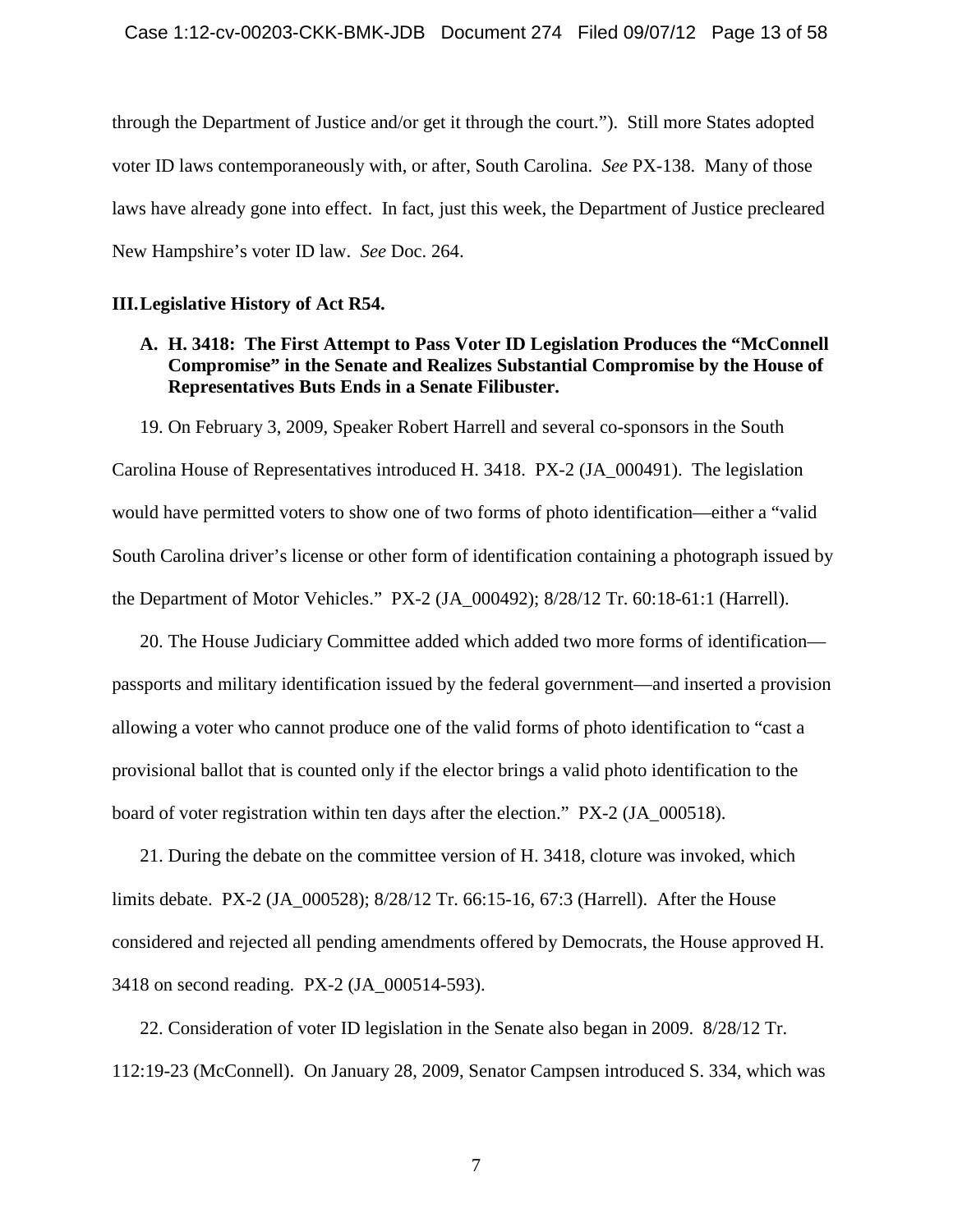through the Department of Justice and/or get it through the court."). Still more States adopted voter ID laws contemporaneously with, or after, South Carolina. *See* PX-138. Many of those laws have already gone into effect. In fact, just this week, the Department of Justice precleared New Hampshire's voter ID law. *See* Doc. 264.

## III. Legislative History of Act R54.

### A. H. 3418: The First Attempt to Pass Voter ID Legislation Produces the "McConnell Compromise" in the Senate and Realizes Substantial Compromise by the House of Representatives Buts Ends in a Senate Filibuster.

19. On February 3, 2009, Speaker Robert Harrell and several co-sponsors in the South Carolina House of Representatives introduced H. 3418. PX-2 (JA_000491). The legislation would have permitted voters to show one of two forms of photo identification—either a "valid South Carolina driver's license or other form of identification containing a photograph issued by the Department of Motor Vehicles." PX-2 (JA_000492); 8/28/12 Tr. 60:18-61:1 (Harrell).

20. The House Judiciary Committee added which added two more forms of identification—passports and military identification issued by the federal government—and inserted a provision allowing a voter who cannot produce one of the valid forms of photo identification to "cast a provisional ballot that is counted only if the elector brings a valid photo identification to the board of voter registration within ten days after the election." PX-2 (JA_000518).

21. During the debate on the committee version of H. 3418, cloture was invoked, which limits debate. PX-2 (JA_000528); 8/28/12 Tr. 66:15-16, 67:3 (Harrell). After the House considered and rejected all pending amendments offered by Democrats, the House approved H. 3418 on second reading. PX-2 (JA_000514-593).

22. Consideration of voter ID legislation in the Senate also began in 2009. 8/28/12 Tr. 112:19-23 (McConnell). On January 28, 2009, Senator Campsen introduced S. 334, which was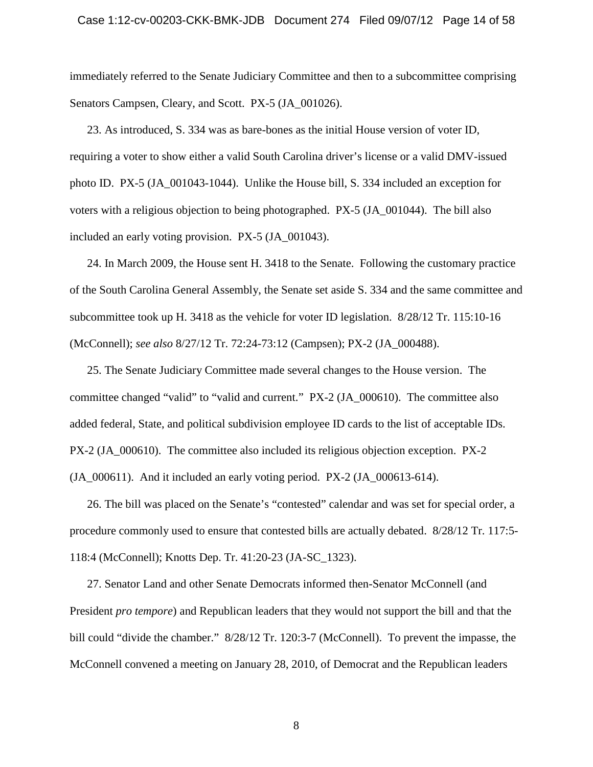immediately referred to the Senate Judiciary Committee and then to a subcommittee comprising Senators Campsen, Cleary, and Scott. PX-5 (JA_001026).

23. As introduced, S. 334 was as bare-bones as the initial House version of voter ID, requiring a voter to show either a valid South Carolina driver's license or a valid DMV-issued photo ID. PX-5 (JA_001043-1044). Unlike the House bill, S. 334 included an exception for voters with a religious objection to being photographed. PX-5 (JA_001044). The bill also included an early voting provision. PX-5 (JA_001043).

24. In March 2009, the House sent H. 3418 to the Senate. Following the customary practice of the South Carolina General Assembly, the Senate set aside S. 334 and the same committee and subcommittee took up H. 3418 as the vehicle for voter ID legislation. 8/28/12 Tr. 115:10-16 (McConnell); *see also* 8/27/12 Tr. 72:24-73:12 (Campsen); PX-2 (JA_000488).

25. The Senate Judiciary Committee made several changes to the House version. The committee changed "valid" to "valid and current." PX-2 (JA_000610). The committee also added federal, State, and political subdivision employee ID cards to the list of acceptable IDs. PX-2 (JA_000610). The committee also included its religious objection exception. PX-2 (JA_000611). And it included an early voting period. PX-2 (JA_000613-614).

26. The bill was placed on the Senate's "contested" calendar and was set for special order, a procedure commonly used to ensure that contested bills are actually debated. 8/28/12 Tr. 117:5-118:4 (McConnell); Knotts Dep. Tr. 41:20-23 (JA-SC_1323).

27. Senator Land and other Senate Democrats informed then-Senator McConnell (and President *pro tempore*) and Republican leaders that they would not support the bill and that the bill could "divide the chamber." 8/28/12 Tr. 120:3-7 (McConnell). To prevent the impasse, the McConnell convened a meeting on January 28, 2010, of Democrat and the Republican leaders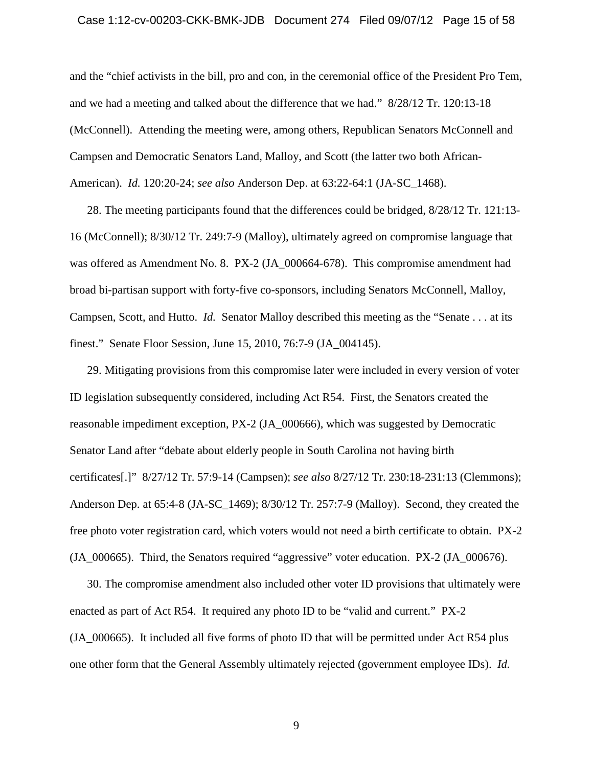and the "chief activists in the bill, pro and con, in the ceremonial office of the President Pro Tem, and we had a meeting and talked about the difference that we had." 8/28/12 Tr. 120:13-18 (McConnell). Attending the meeting were, among others, Republican Senators McConnell and Campsen and Democratic Senators Land, Malloy, and Scott (the latter two both African-American). *Id.* 120:20-24; *see also* Anderson Dep. at 63:22-64:1 (JA-SC_1468).

28. The meeting participants found that the differences could be bridged, 8/28/12 Tr. 121:13-16 (McConnell); 8/30/12 Tr. 249:7-9 (Malloy), ultimately agreed on compromise language that was offered as Amendment No. 8. PX-2 (JA_000664-678). This compromise amendment had broad bi-partisan support with forty-five co-sponsors, including Senators McConnell, Malloy, Campsen, Scott, and Hutto. *Id.* Senator Malloy described this meeting as the "Senate . . . at its finest." Senate Floor Session, June 15, 2010, 76:7-9 (JA_004145).

29. Mitigating provisions from this compromise later were included in every version of voter ID legislation subsequently considered, including Act R54. First, the Senators created the reasonable impediment exception, PX-2 (JA_000666), which was suggested by Democratic Senator Land after "debate about elderly people in South Carolina not having birth certificates[.]" 8/27/12 Tr. 57:9-14 (Campsen); *see also* 8/27/12 Tr. 230:18-231:13 (Clemmons); Anderson Dep. at 65:4-8 (JA-SC_1469); 8/30/12 Tr. 257:7-9 (Malloy). Second, they created the free photo voter registration card, which voters would not need a birth certificate to obtain. PX-2 (JA_000665). Third, the Senators required "aggressive" voter education. PX-2 (JA_000676).

30. The compromise amendment also included other voter ID provisions that ultimately were enacted as part of Act R54. It required any photo ID to be "valid and current." PX-2 (JA_000665). It included all five forms of photo ID that will be permitted under Act R54 plus one other form that the General Assembly ultimately rejected (government employee IDs). *Id.*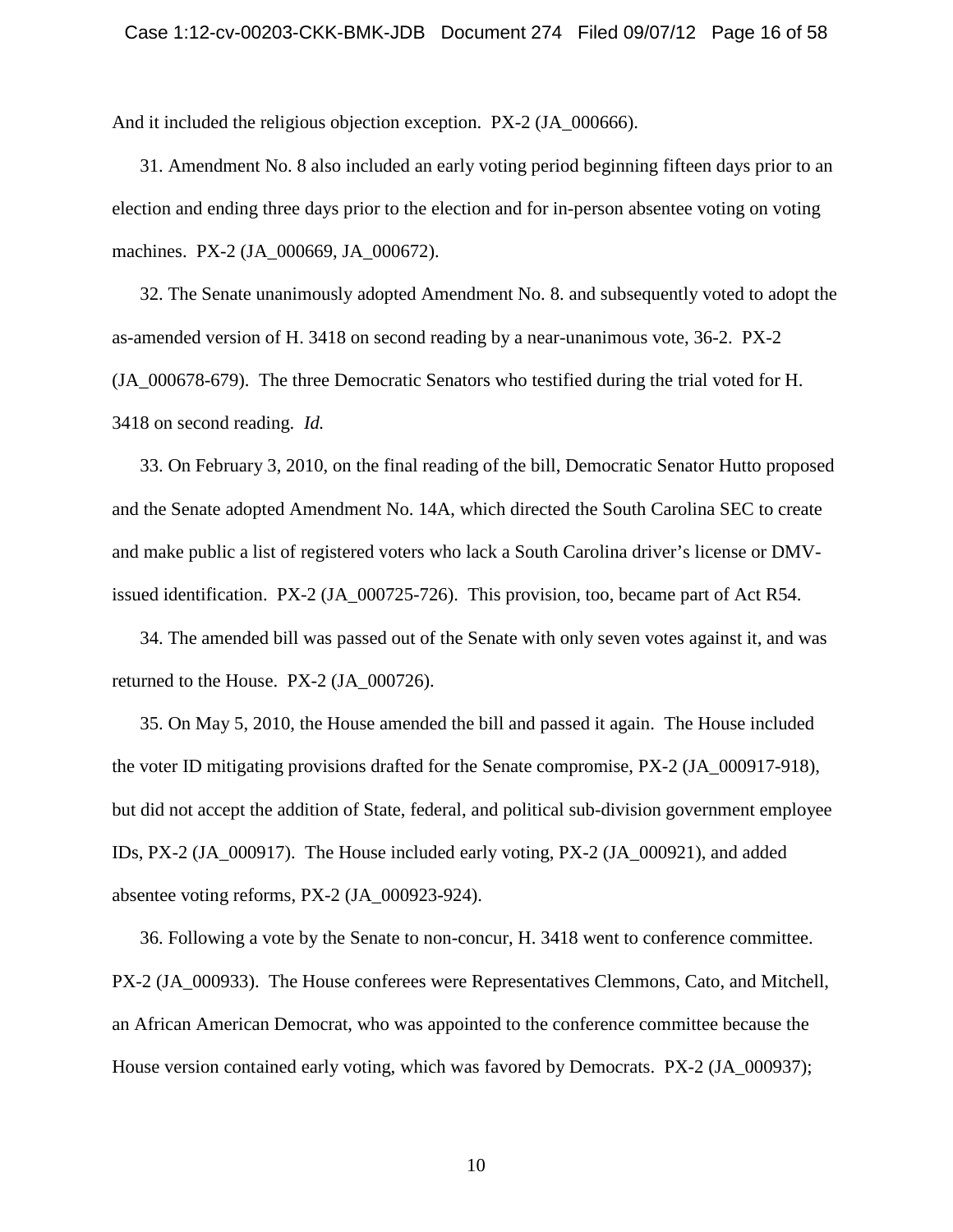And it included the religious objection exception. PX-2 (JA_000666).

31. Amendment No. 8 also included an early voting period beginning fifteen days prior to an election and ending three days prior to the election and for in-person absentee voting on voting machines. PX-2 (JA_000669, JA_000672).

32. The Senate unanimously adopted Amendment No. 8. and subsequently voted to adopt the as-amended version of H. 3418 on second reading by a near-unanimous vote, 36-2. PX-2 (JA_000678-679). The three Democratic Senators who testified during the trial voted for H. 3418 on second reading. *Id.*

33. On February 3, 2010, on the final reading of the bill, Democratic Senator Hutto proposed and the Senate adopted Amendment No. 14A, which directed the South Carolina SEC to create and make public a list of registered voters who lack a South Carolina driver's license or DMV-issued identification. PX-2 (JA_000725-726). This provision, too, became part of Act R54.

34. The amended bill was passed out of the Senate with only seven votes against it, and was returned to the House. PX-2 (JA_000726).

35. On May 5, 2010, the House amended the bill and passed it again. The House included the voter ID mitigating provisions drafted for the Senate compromise, PX-2 (JA_000917-918), but did not accept the addition of State, federal, and political sub-division government employee IDs, PX-2 (JA_000917). The House included early voting, PX-2 (JA_000921), and added absentee voting reforms, PX-2 (JA_000923-924).

36. Following a vote by the Senate to non-concur, H. 3418 went to conference committee. PX-2 (JA_000933). The House conferees were Representatives Clemmons, Cato, and Mitchell, an African American Democrat, who was appointed to the conference committee because the House version contained early voting, which was favored by Democrats. PX-2 (JA_000937);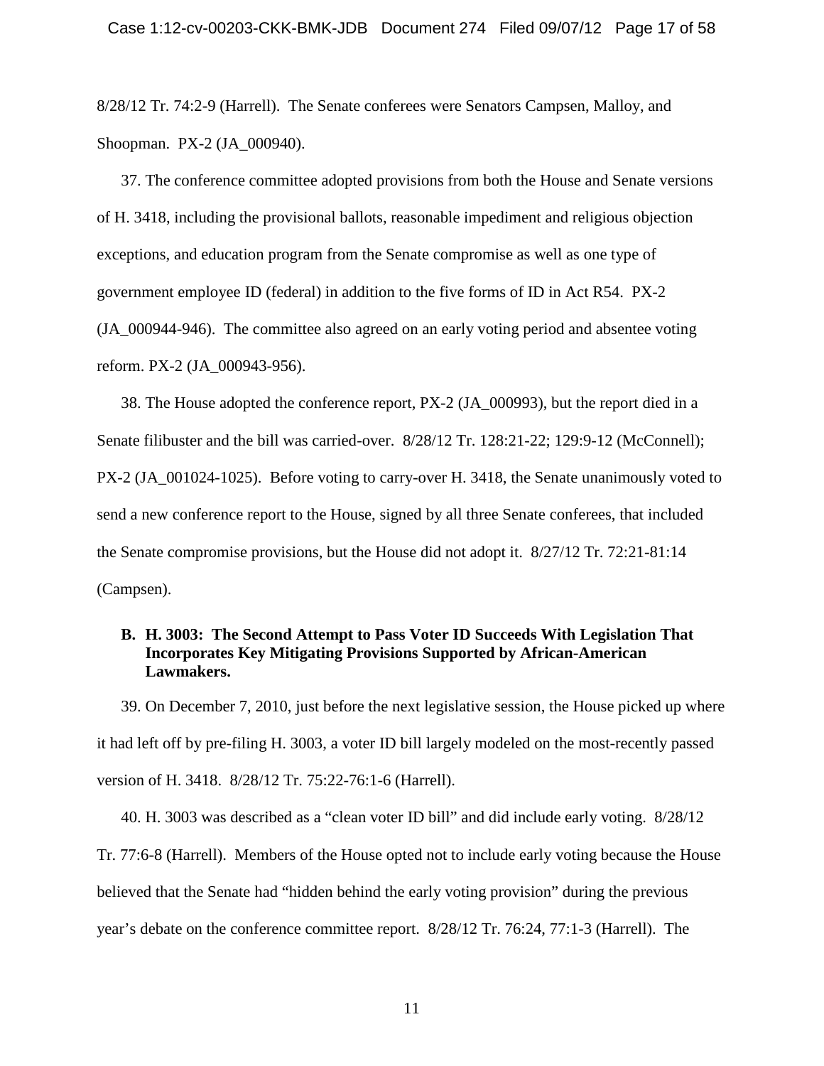8/28/12 Tr. 74:2-9 (Harrell). The Senate conferees were Senators Campsen, Malloy, and Shoopman. PX-2 (JA_000940).

37. The conference committee adopted provisions from both the House and Senate versions of H. 3418, including the provisional ballots, reasonable impediment and religious objection exceptions, and education program from the Senate compromise as well as one type of government employee ID (federal) in addition to the five forms of ID in Act R54. PX-2 (JA_000944-946). The committee also agreed on an early voting period and absentee voting reform. PX-2 (JA_000943-956).

38. The House adopted the conference report, PX-2 (JA_000993), but the report died in a Senate filibuster and the bill was carried-over. 8/28/12 Tr. 128:21-22; 129:9-12 (McConnell); PX-2 (JA_001024-1025). Before voting to carry-over H. 3418, the Senate unanimously voted to send a new conference report to the House, signed by all three Senate conferees, that included the Senate compromise provisions, but the House did not adopt it. 8/27/12 Tr. 72:21-81:14 (Campsen).

### B. H. 3003: The Second Attempt to Pass Voter ID Succeeds With Legislation That Incorporates Key Mitigating Provisions Supported by African-American Lawmakers.

39. On December 7, 2010, just before the next legislative session, the House picked up where it had left off by pre-filing H. 3003, a voter ID bill largely modeled on the most-recently passed version of H. 3418. 8/28/12 Tr. 75:22-76:1-6 (Harrell).

40. H. 3003 was described as a "clean voter ID bill" and did include early voting. 8/28/12 Tr. 77:6-8 (Harrell). Members of the House opted not to include early voting because the House believed that the Senate had "hidden behind the early voting provision" during the previous year's debate on the conference committee report. 8/28/12 Tr. 76:24, 77:1-3 (Harrell). The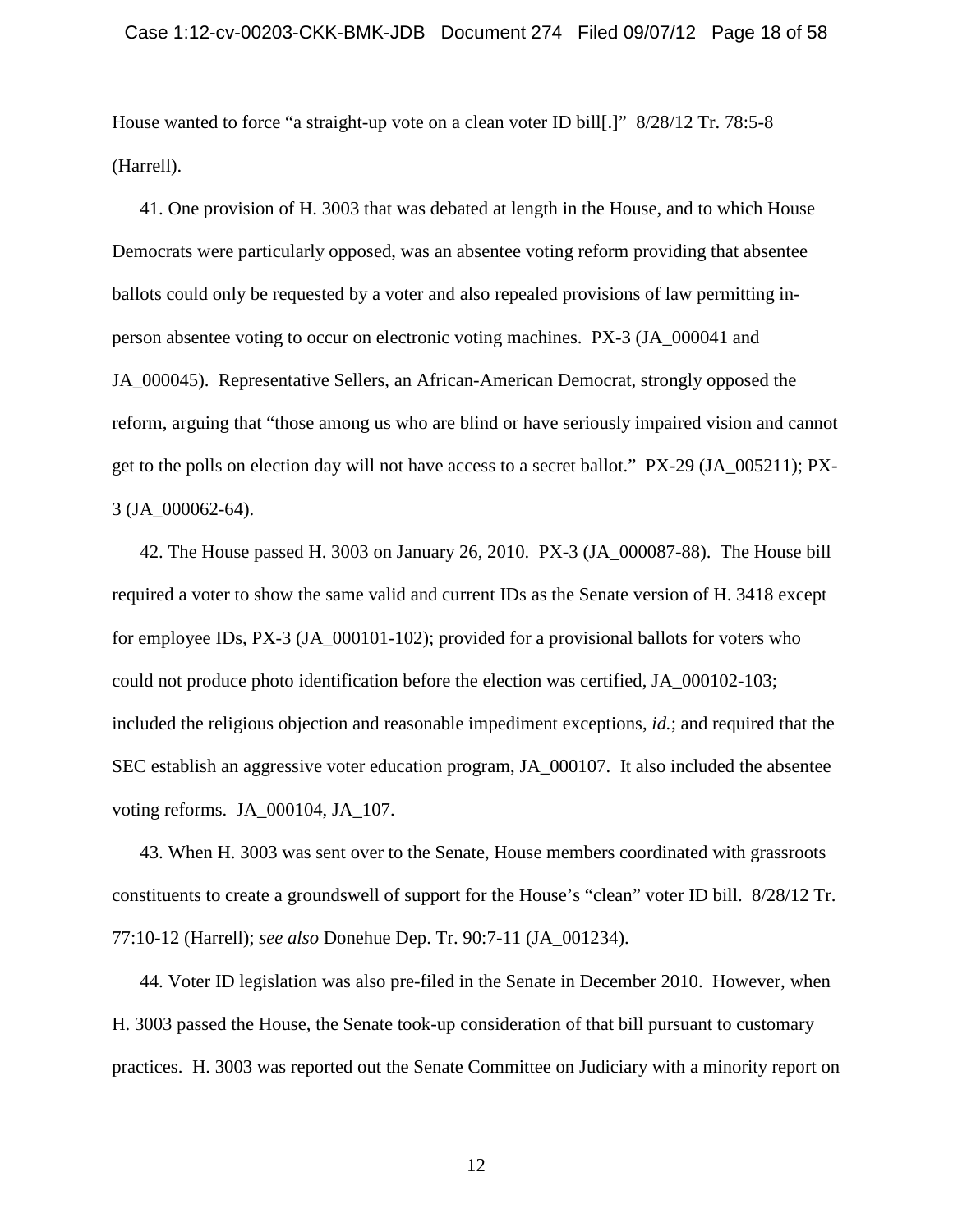House wanted to force "a straight-up vote on a clean voter ID bill[.]" 8/28/12 Tr. 78:5-8 (Harrell).

41. One provision of H. 3003 that was debated at length in the House, and to which House Democrats were particularly opposed, was an absentee voting reform providing that absentee ballots could only be requested by a voter and also repealed provisions of law permitting in-person absentee voting to occur on electronic voting machines. PX-3 (JA_000041 and JA_000045). Representative Sellers, an African-American Democrat, strongly opposed the reform, arguing that "those among us who are blind or have seriously impaired vision and cannot get to the polls on election day will not have access to a secret ballot." PX-29 (JA_005211); PX-3 (JA_000062-64).

42. The House passed H. 3003 on January 26, 2010. PX-3 (JA_000087-88). The House bill required a voter to show the same valid and current IDs as the Senate version of H. 3418 except for employee IDs, PX-3 (JA_000101-102); provided for a provisional ballots for voters who could not produce photo identification before the election was certified, JA_000102-103; included the religious objection and reasonable impediment exceptions, *id.*; and required that the SEC establish an aggressive voter education program, JA_000107. It also included the absentee voting reforms. JA_000104, JA_107.

43. When H. 3003 was sent over to the Senate, House members coordinated with grassroots constituents to create a groundswell of support for the House's "clean" voter ID bill. 8/28/12 Tr. 77:10-12 (Harrell); *see also* Donehue Dep. Tr. 90:7-11 (JA_001234).

44. Voter ID legislation was also pre-filed in the Senate in December 2010. However, when H. 3003 passed the House, the Senate took-up consideration of that bill pursuant to customary practices. H. 3003 was reported out the Senate Committee on Judiciary with a minority report on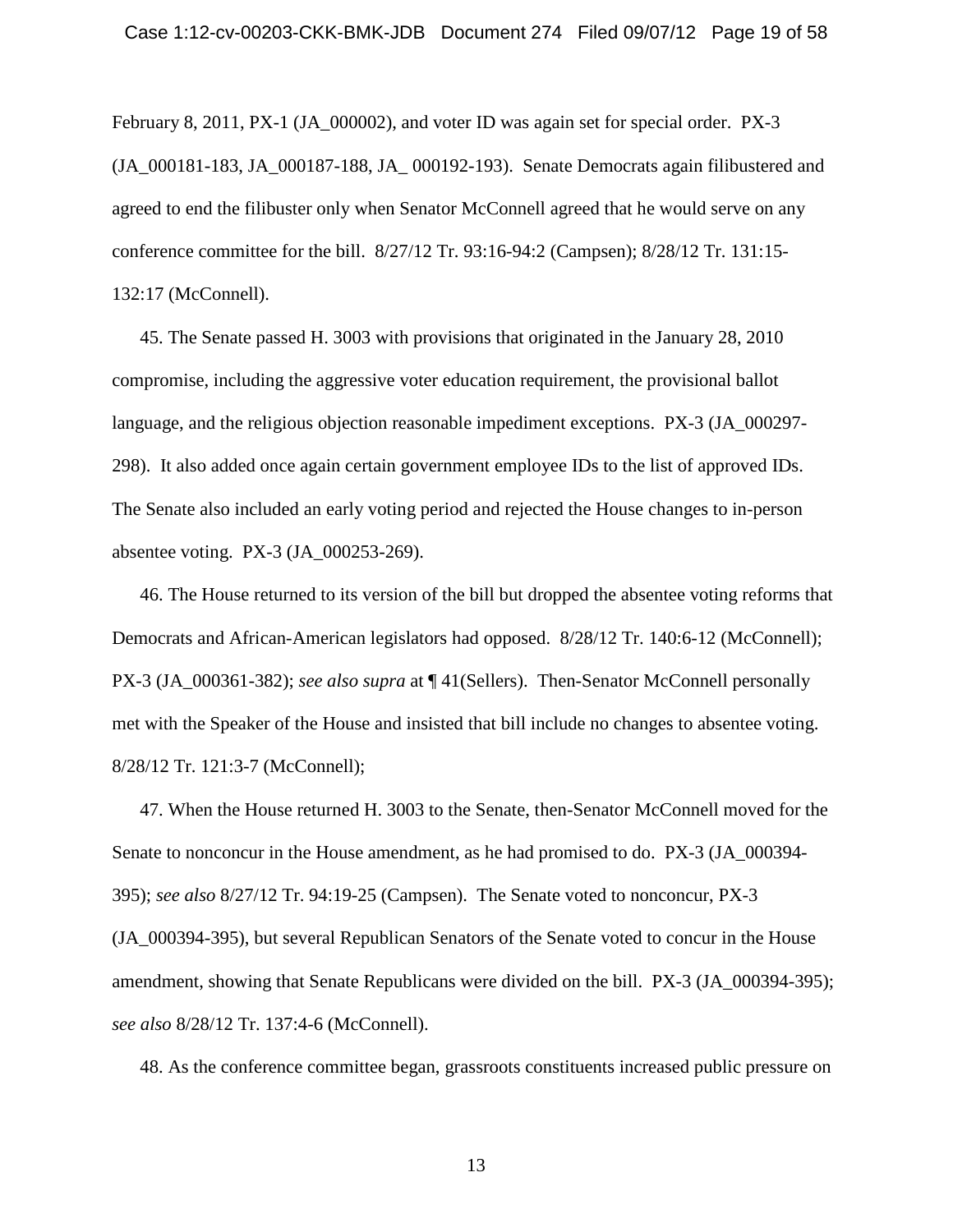February 8, 2011, PX-1 (JA_000002), and voter ID was again set for special order. PX-3 (JA_000181-183, JA_000187-188, JA_ 000192-193). Senate Democrats again filibustered and agreed to end the filibuster only when Senator McConnell agreed that he would serve on any conference committee for the bill. 8/27/12 Tr. 93:16-94:2 (Campsen); 8/28/12 Tr. 131:15-132:17 (McConnell).

45. The Senate passed H. 3003 with provisions that originated in the January 28, 2010 compromise, including the aggressive voter education requirement, the provisional ballot language, and the religious objection reasonable impediment exceptions. PX-3 (JA_000297-298). It also added once again certain government employee IDs to the list of approved IDs. The Senate also included an early voting period and rejected the House changes to in-person absentee voting. PX-3 (JA_000253-269).

46. The House returned to its version of the bill but dropped the absentee voting reforms that Democrats and African-American legislators had opposed. 8/28/12 Tr. 140:6-12 (McConnell); PX-3 (JA_000361-382); *see also supra* at ¶ 41(Sellers). Then-Senator McConnell personally met with the Speaker of the House and insisted that bill include no changes to absentee voting. 8/28/12 Tr. 121:3-7 (McConnell);

47. When the House returned H. 3003 to the Senate, then-Senator McConnell moved for the Senate to nonconcur in the House amendment, as he had promised to do. PX-3 (JA_000394-395); *see also* 8/27/12 Tr. 94:19-25 (Campsen). The Senate voted to nonconcur, PX-3 (JA_000394-395), but several Republican Senators of the Senate voted to concur in the House amendment, showing that Senate Republicans were divided on the bill. PX-3 (JA_000394-395); *see also* 8/28/12 Tr. 137:4-6 (McConnell).

48. As the conference committee began, grassroots constituents increased public pressure on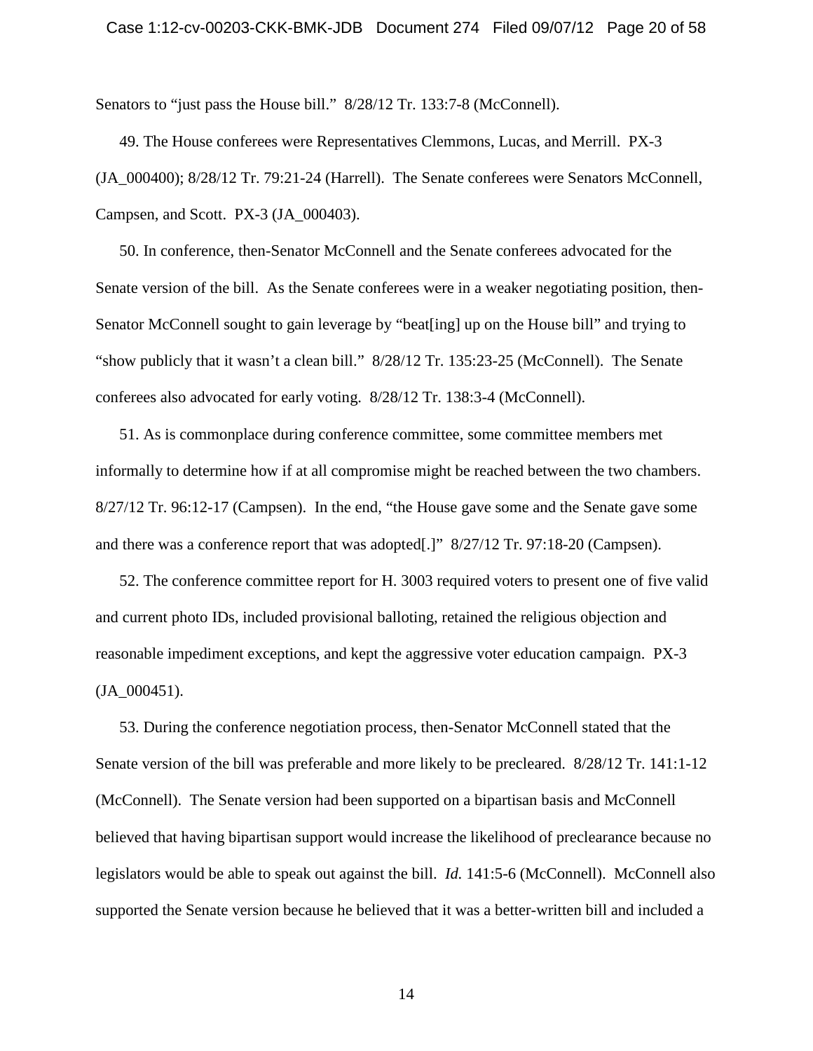Senators to "just pass the House bill." 8/28/12 Tr. 133:7-8 (McConnell).

49. The House conferees were Representatives Clemmons, Lucas, and Merrill. PX-3 (JA_000400); 8/28/12 Tr. 79:21-24 (Harrell). The Senate conferees were Senators McConnell, Campsen, and Scott. PX-3 (JA_000403).

50. In conference, then-Senator McConnell and the Senate conferees advocated for the Senate version of the bill. As the Senate conferees were in a weaker negotiating position, then-Senator McConnell sought to gain leverage by "beat[ing] up on the House bill" and trying to "show publicly that it wasn't a clean bill." 8/28/12 Tr. 135:23-25 (McConnell). The Senate conferees also advocated for early voting. 8/28/12 Tr. 138:3-4 (McConnell).

51. As is commonplace during conference committee, some committee members met informally to determine how if at all compromise might be reached between the two chambers. 8/27/12 Tr. 96:12-17 (Campsen). In the end, "the House gave some and the Senate gave some and there was a conference report that was adopted[.]" 8/27/12 Tr. 97:18-20 (Campsen).

52. The conference committee report for H. 3003 required voters to present one of five valid and current photo IDs, included provisional balloting, retained the religious objection and reasonable impediment exceptions, and kept the aggressive voter education campaign. PX-3 (JA_000451).

53. During the conference negotiation process, then-Senator McConnell stated that the Senate version of the bill was preferable and more likely to be precleared. 8/28/12 Tr. 141:1-12 (McConnell). The Senate version had been supported on a bipartisan basis and McConnell believed that having bipartisan support would increase the likelihood of preclearance because no legislators would be able to speak out against the bill. *Id.* 141:5-6 (McConnell). McConnell also supported the Senate version because he believed that it was a better-written bill and included a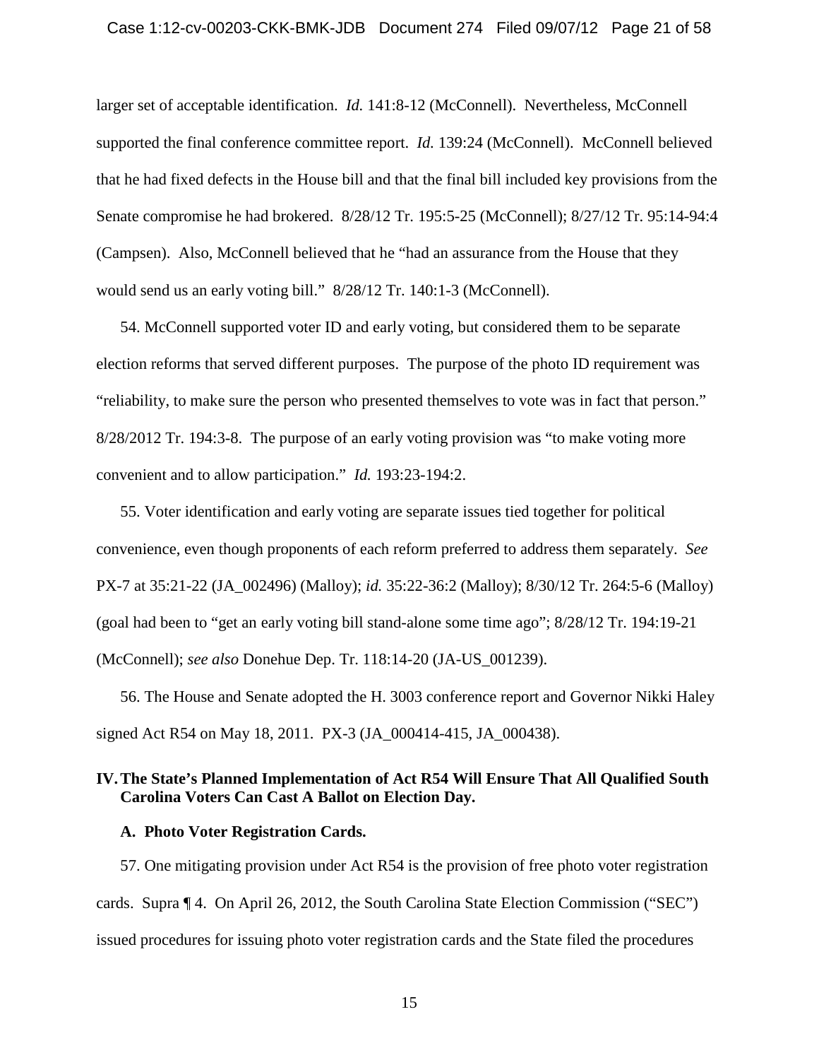larger set of acceptable identification. *Id.* 141:8-12 (McConnell). Nevertheless, McConnell supported the final conference committee report. *Id.* 139:24 (McConnell). McConnell believed that he had fixed defects in the House bill and that the final bill included key provisions from the Senate compromise he had brokered. 8/28/12 Tr. 195:5-25 (McConnell); 8/27/12 Tr. 95:14-94:4 (Campsen). Also, McConnell believed that he "had an assurance from the House that they would send us an early voting bill." 8/28/12 Tr. 140:1-3 (McConnell).

54. McConnell supported voter ID and early voting, but considered them to be separate election reforms that served different purposes. The purpose of the photo ID requirement was "reliability, to make sure the person who presented themselves to vote was in fact that person." 8/28/2012 Tr. 194:3-8. The purpose of an early voting provision was "to make voting more convenient and to allow participation." *Id.* 193:23-194:2.

55. Voter identification and early voting are separate issues tied together for political convenience, even though proponents of each reform preferred to address them separately. *See* PX-7 at 35:21-22 (JA_002496) (Malloy); *id.* 35:22-36:2 (Malloy); 8/30/12 Tr. 264:5-6 (Malloy) (goal had been to "get an early voting bill stand-alone some time ago"; 8/28/12 Tr. 194:19-21 (McConnell); *see also* Donehue Dep. Tr. 118:14-20 (JA-US_001239).

56. The House and Senate adopted the H. 3003 conference report and Governor Nikki Haley signed Act R54 on May 18, 2011. PX-3 (JA_000414-415, JA_000438).

## IV. The State's Planned Implementation of Act R54 Will Ensure That All Qualified South Carolina Voters Can Cast A Ballot on Election Day.

### A. Photo Voter Registration Cards.

57. One mitigating provision under Act R54 is the provision of free photo voter registration cards. Supra ¶ 4. On April 26, 2012, the South Carolina State Election Commission ("SEC") issued procedures for issuing photo voter registration cards and the State filed the procedures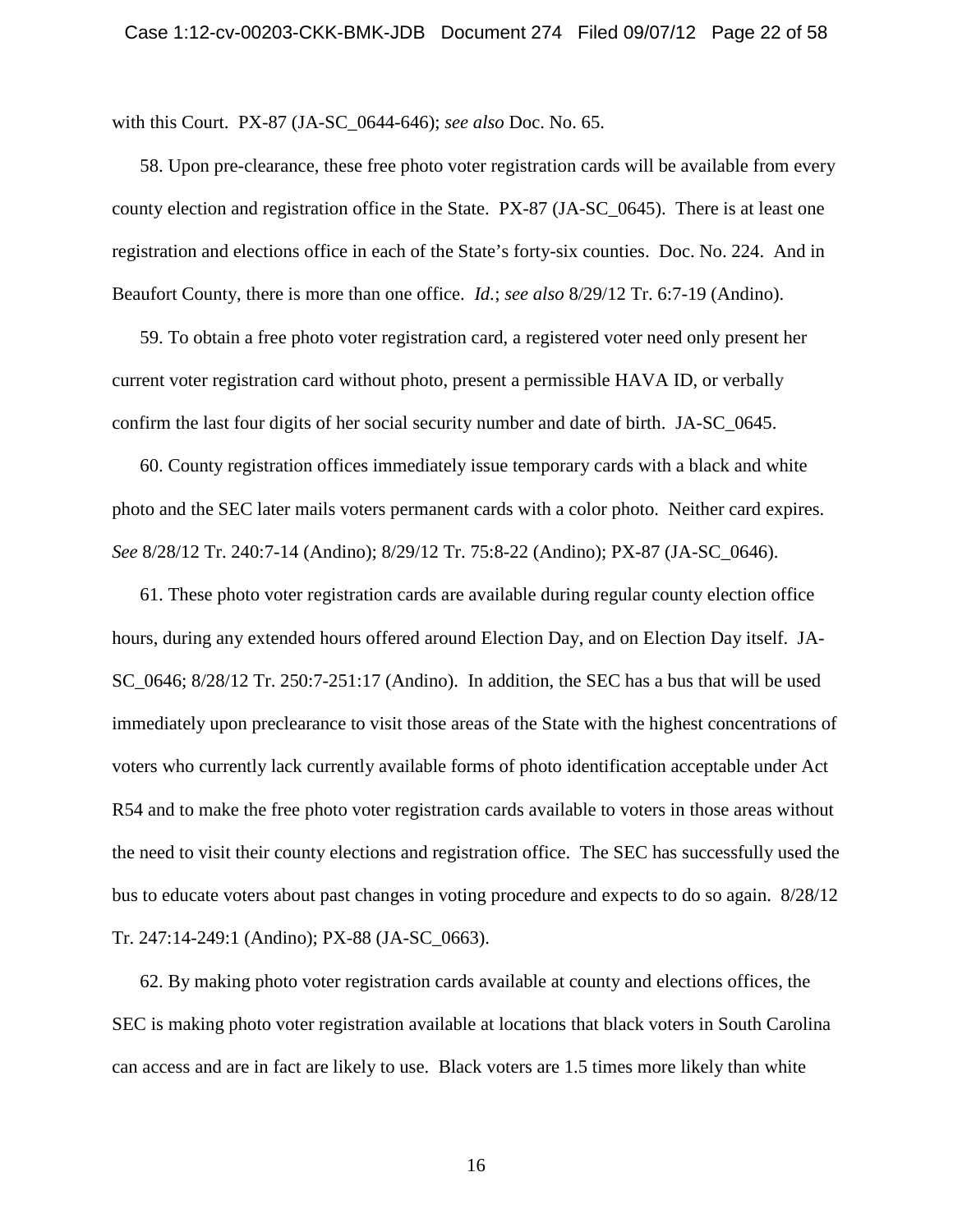with this Court. PX-87 (JA-SC_0644-646); *see also* Doc. No. 65.

58. Upon pre-clearance, these free photo voter registration cards will be available from every county election and registration office in the State. PX-87 (JA-SC_0645). There is at least one registration and elections office in each of the State's forty-six counties. Doc. No. 224. And in Beaufort County, there is more than one office. *Id.*; *see also* 8/29/12 Tr. 6:7-19 (Andino).

59. To obtain a free photo voter registration card, a registered voter need only present her current voter registration card without photo, present a permissible HAVA ID, or verbally confirm the last four digits of her social security number and date of birth. JA-SC_0645.

60. County registration offices immediately issue temporary cards with a black and white photo and the SEC later mails voters permanent cards with a color photo. Neither card expires. *See* 8/28/12 Tr. 240:7-14 (Andino); 8/29/12 Tr. 75:8-22 (Andino); PX-87 (JA-SC_0646).

61. These photo voter registration cards are available during regular county election office hours, during any extended hours offered around Election Day, and on Election Day itself. JA-SC_0646; 8/28/12 Tr. 250:7-251:17 (Andino). In addition, the SEC has a bus that will be used immediately upon preclearance to visit those areas of the State with the highest concentrations of voters who currently lack currently available forms of photo identification acceptable under Act R54 and to make the free photo voter registration cards available to voters in those areas without the need to visit their county elections and registration office. The SEC has successfully used the bus to educate voters about past changes in voting procedure and expects to do so again. 8/28/12 Tr. 247:14-249:1 (Andino); PX-88 (JA-SC_0663).

62. By making photo voter registration cards available at county and elections offices, the SEC is making photo voter registration available at locations that black voters in South Carolina can access and are in fact are likely to use. Black voters are 1.5 times more likely than white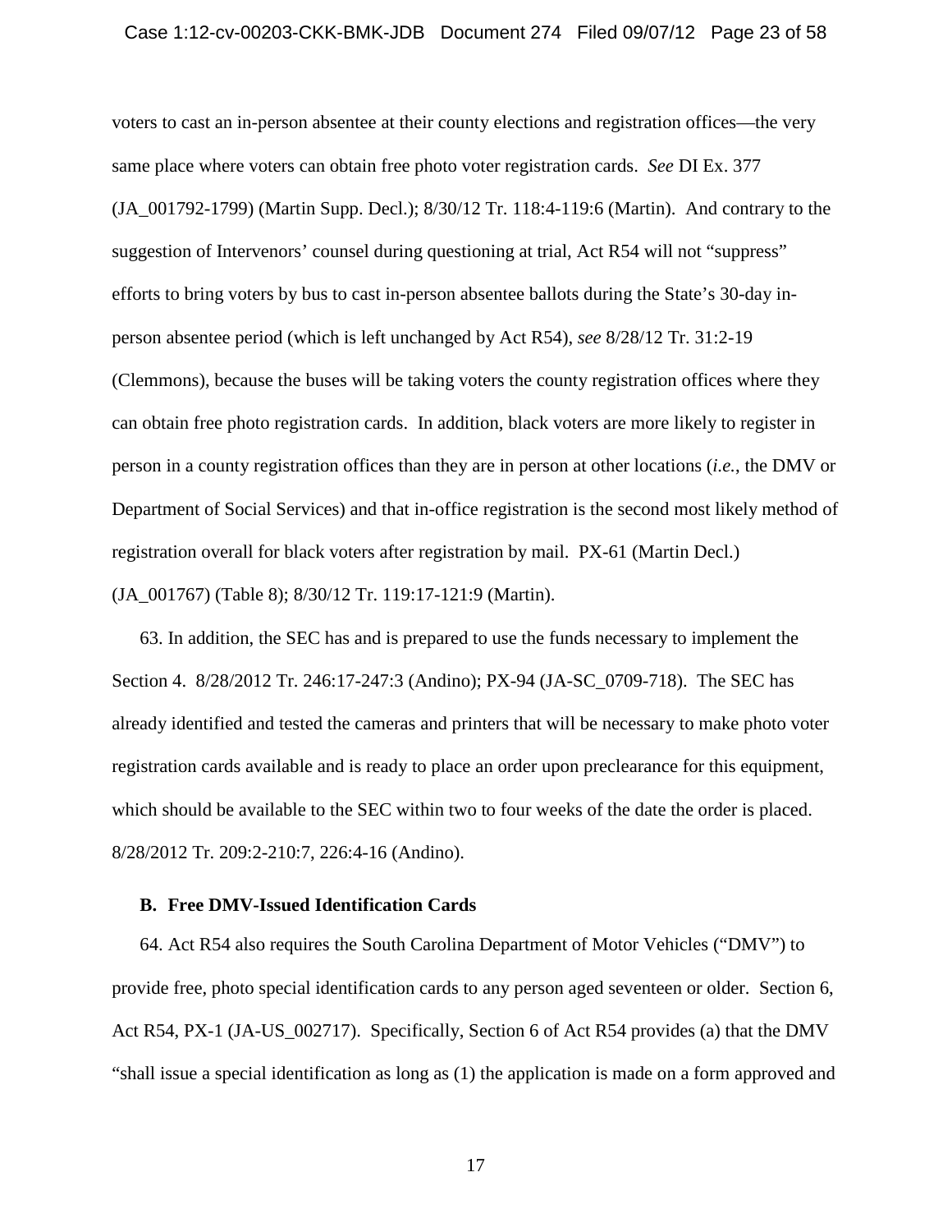voters to cast an in-person absentee at their county elections and registration offices—the very same place where voters can obtain free photo voter registration cards. *See* DI Ex. 377 (JA_001792-1799) (Martin Supp. Decl.); 8/30/12 Tr. 118:4-119:6 (Martin). And contrary to the suggestion of Intervenors' counsel during questioning at trial, Act R54 will not "suppress" efforts to bring voters by bus to cast in-person absentee ballots during the State's 30-day in-person absentee period (which is left unchanged by Act R54), *see* 8/28/12 Tr. 31:2-19 (Clemmons), because the buses will be taking voters the county registration offices where they can obtain free photo registration cards. In addition, black voters are more likely to register in person in a county registration offices than they are in person at other locations (*i.e.*, the DMV or Department of Social Services) and that in-office registration is the second most likely method of registration overall for black voters after registration by mail. PX-61 (Martin Decl.) (JA_001767) (Table 8); 8/30/12 Tr. 119:17-121:9 (Martin).

63. In addition, the SEC has and is prepared to use the funds necessary to implement the Section 4. 8/28/2012 Tr. 246:17-247:3 (Andino); PX-94 (JA-SC_0709-718). The SEC has already identified and tested the cameras and printers that will be necessary to make photo voter registration cards available and is ready to place an order upon preclearance for this equipment, which should be available to the SEC within two to four weeks of the date the order is placed. 8/28/2012 Tr. 209:2-210:7, 226:4-16 (Andino).

### B. Free DMV-Issued Identification Cards

64. Act R54 also requires the South Carolina Department of Motor Vehicles ("DMV") to provide free, photo special identification cards to any person aged seventeen or older. Section 6, Act R54, PX-1 (JA-US_002717). Specifically, Section 6 of Act R54 provides (a) that the DMV "shall issue a special identification as long as (1) the application is made on a form approved and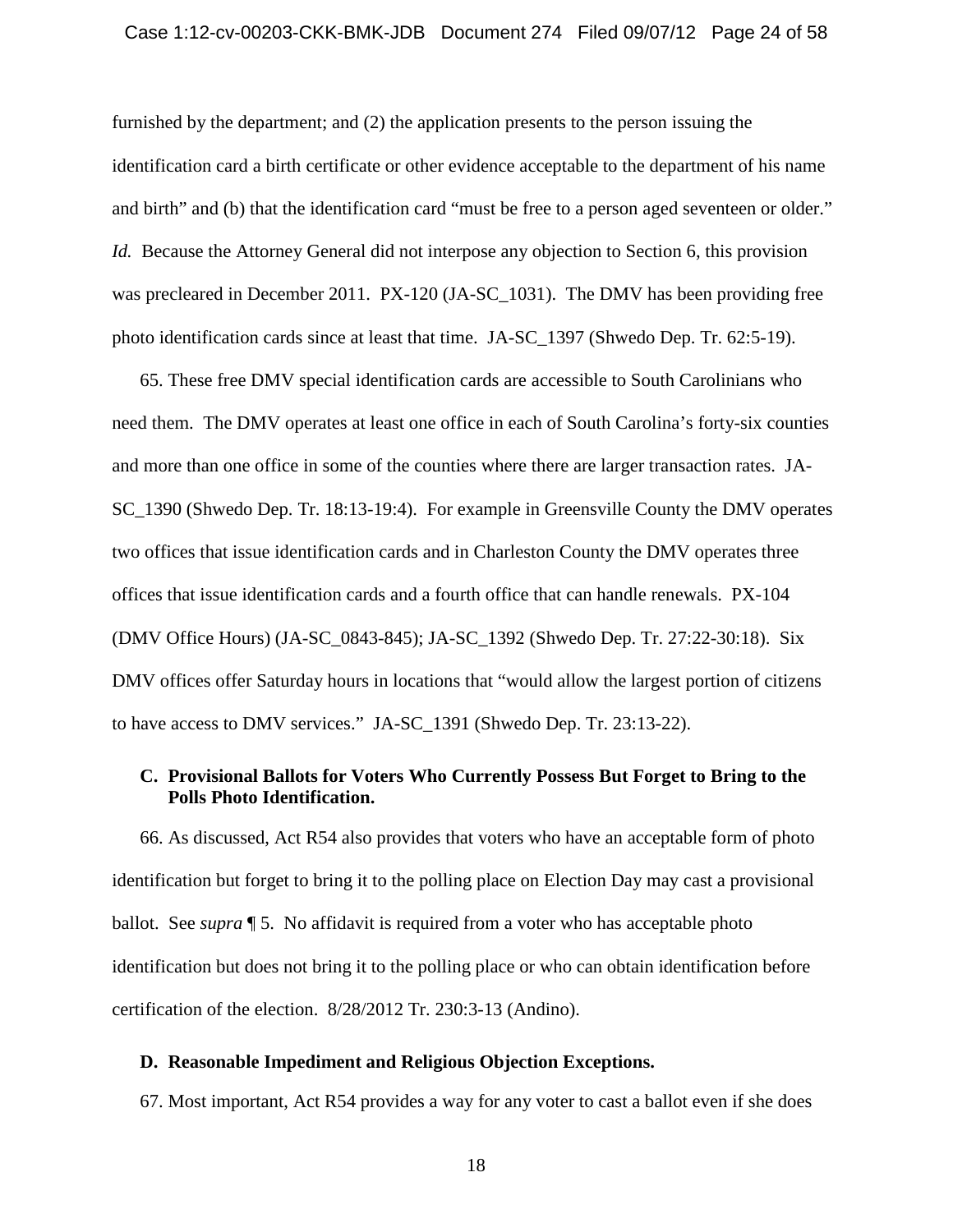furnished by the department; and (2) the application presents to the person issuing the identification card a birth certificate or other evidence acceptable to the department of his name and birth" and (b) that the identification card "must be free to a person aged seventeen or older." *Id.* Because the Attorney General did not interpose any objection to Section 6, this provision was precleared in December 2011. PX-120 (JA-SC_1031). The DMV has been providing free photo identification cards since at least that time. JA-SC_1397 (Shwedo Dep. Tr. 62:5-19).

65. These free DMV special identification cards are accessible to South Carolinians who need them. The DMV operates at least one office in each of South Carolina's forty-six counties and more than one office in some of the counties where there are larger transaction rates. JA-SC_1390 (Shwedo Dep. Tr. 18:13-19:4). For example in Greensville County the DMV operates two offices that issue identification cards and in Charleston County the DMV operates three offices that issue identification cards and a fourth office that can handle renewals. PX-104 (DMV Office Hours) (JA-SC_0843-845); JA-SC_1392 (Shwedo Dep. Tr. 27:22-30:18). Six DMV offices offer Saturday hours in locations that "would allow the largest portion of citizens to have access to DMV services." JA-SC_1391 (Shwedo Dep. Tr. 23:13-22).

### C. Provisional Ballots for Voters Who Currently Possess But Forget to Bring to the Polls Photo Identification.

66. As discussed, Act R54 also provides that voters who have an acceptable form of photo identification but forget to bring it to the polling place on Election Day may cast a provisional ballot. See *supra* ¶ 5. No affidavit is required from a voter who has acceptable photo identification but does not bring it to the polling place or who can obtain identification before certification of the election. 8/28/2012 Tr. 230:3-13 (Andino).

### D. Reasonable Impediment and Religious Objection Exceptions.

67. Most important, Act R54 provides a way for any voter to cast a ballot even if she does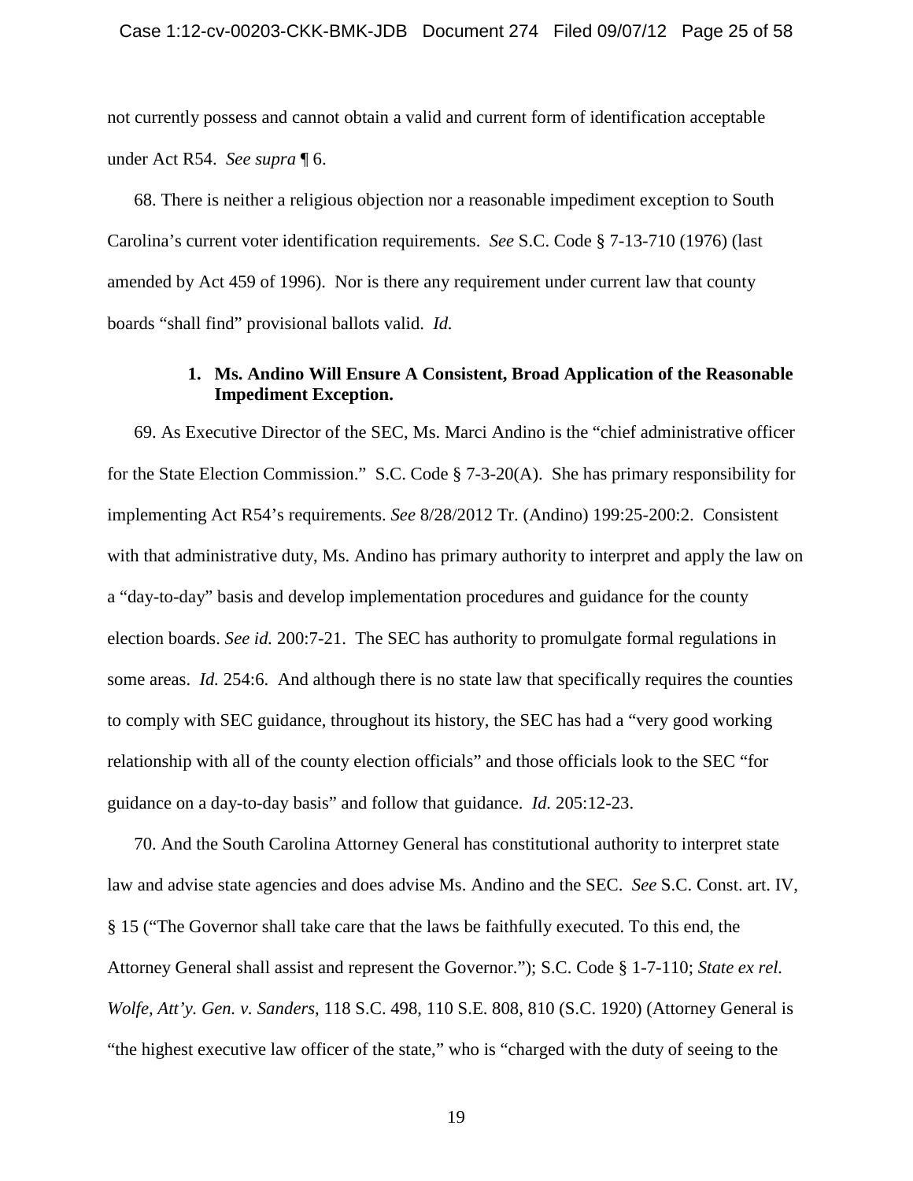not currently possess and cannot obtain a valid and current form of identification acceptable under Act R54. *See supra* ¶ 6.

68. There is neither a religious objection nor a reasonable impediment exception to South Carolina's current voter identification requirements. *See* S.C. Code § 7-13-710 (1976) (last amended by Act 459 of 1996). Nor is there any requirement under current law that county boards "shall find" provisional ballots valid. *Id.*

### 1. Ms. Andino Will Ensure A Consistent, Broad Application of the Reasonable Impediment Exception.

69. As Executive Director of the SEC, Ms. Marci Andino is the "chief administrative officer for the State Election Commission." S.C. Code § 7-3-20(A). She has primary responsibility for implementing Act R54's requirements. *See* 8/28/2012 Tr. (Andino) 199:25-200:2. Consistent with that administrative duty, Ms. Andino has primary authority to interpret and apply the law on a "day-to-day" basis and develop implementation procedures and guidance for the county election boards. *See id.* 200:7-21. The SEC has authority to promulgate formal regulations in some areas. *Id.* 254:6. And although there is no state law that specifically requires the counties to comply with SEC guidance, throughout its history, the SEC has had a "very good working relationship with all of the county election officials" and those officials look to the SEC "for guidance on a day-to-day basis" and follow that guidance. *Id.* 205:12-23.

70. And the South Carolina Attorney General has constitutional authority to interpret state law and advise state agencies and does advise Ms. Andino and the SEC. *See* S.C. Const. art. IV, § 15 ("The Governor shall take care that the laws be faithfully executed. To this end, the Attorney General shall assist and represent the Governor."); S.C. Code § 1-7-110; *State ex rel. Wolfe, Att'y. Gen. v. Sanders*, 118 S.C. 498, 110 S.E. 808, 810 (S.C. 1920) (Attorney General is "the highest executive law officer of the state," who is "charged with the duty of seeing to the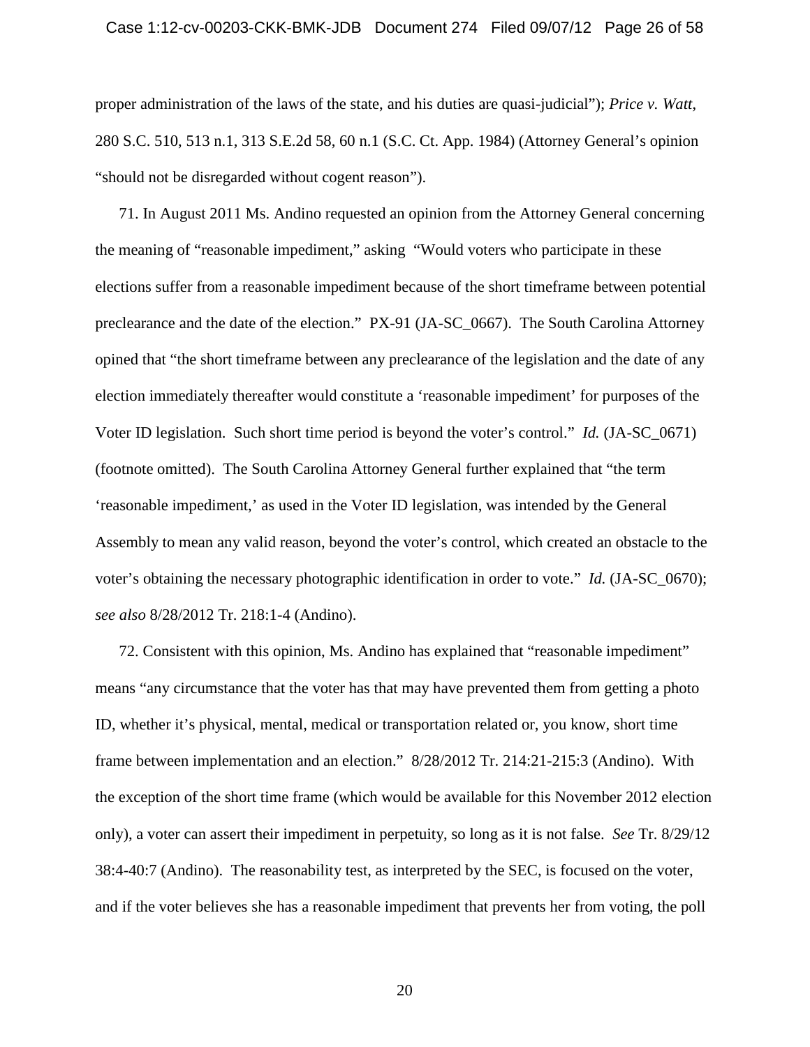proper administration of the laws of the state, and his duties are quasi-judicial"); *Price v. Watt*, 280 S.C. 510, 513 n.1, 313 S.E.2d 58, 60 n.1 (S.C. Ct. App. 1984) (Attorney General's opinion "should not be disregarded without cogent reason").

71. In August 2011 Ms. Andino requested an opinion from the Attorney General concerning the meaning of "reasonable impediment," asking "Would voters who participate in these elections suffer from a reasonable impediment because of the short timeframe between potential preclearance and the date of the election." PX-91 (JA-SC_0667). The South Carolina Attorney opined that "the short timeframe between any preclearance of the legislation and the date of any election immediately thereafter would constitute a 'reasonable impediment' for purposes of the Voter ID legislation. Such short time period is beyond the voter's control." *Id.* (JA-SC_0671) (footnote omitted). The South Carolina Attorney General further explained that "the term 'reasonable impediment,' as used in the Voter ID legislation, was intended by the General Assembly to mean any valid reason, beyond the voter's control, which created an obstacle to the voter's obtaining the necessary photographic identification in order to vote." *Id.* (JA-SC_0670); *see also* 8/28/2012 Tr. 218:1-4 (Andino).

72. Consistent with this opinion, Ms. Andino has explained that "reasonable impediment" means "any circumstance that the voter has that may have prevented them from getting a photo ID, whether it's physical, mental, medical or transportation related or, you know, short time frame between implementation and an election." 8/28/2012 Tr. 214:21-215:3 (Andino). With the exception of the short time frame (which would be available for this November 2012 election only), a voter can assert their impediment in perpetuity, so long as it is not false. *See* Tr. 8/29/12 38:4-40:7 (Andino). The reasonability test, as interpreted by the SEC, is focused on the voter, and if the voter believes she has a reasonable impediment that prevents her from voting, the poll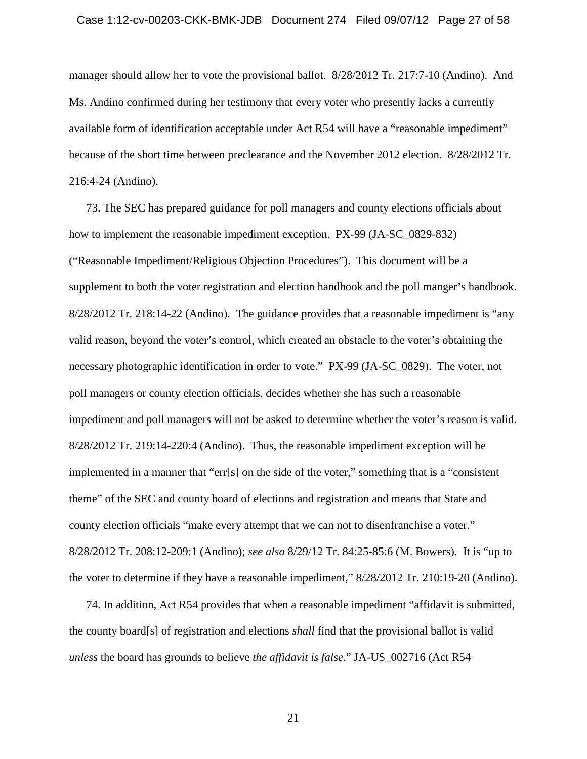manager should allow her to vote the provisional ballot. 8/28/2012 Tr. 217:7-10 (Andino). And Ms. Andino confirmed during her testimony that every voter who presently lacks a currently available form of identification acceptable under Act R54 will have a "reasonable impediment" because of the short time between preclearance and the November 2012 election. 8/28/2012 Tr. 216:4-24 (Andino).

73. The SEC has prepared guidance for poll managers and county elections officials about how to implement the reasonable impediment exception. PX-99 (JA-SC_0829-832) ("Reasonable Impediment/Religious Objection Procedures"). This document will be a supplement to both the voter registration and election handbook and the poll manger's handbook. 8/28/2012 Tr. 218:14-22 (Andino). The guidance provides that a reasonable impediment is "any valid reason, beyond the voter's control, which created an obstacle to the voter's obtaining the necessary photographic identification in order to vote." PX-99 (JA-SC_0829). The voter, not poll managers or county election officials, decides whether she has such a reasonable impediment and poll managers will not be asked to determine whether the voter's reason is valid. 8/28/2012 Tr. 219:14-220:4 (Andino). Thus, the reasonable impediment exception will be implemented in a manner that "err[s] on the side of the voter," something that is a "consistent theme" of the SEC and county board of elections and registration and means that State and county election officials "make every attempt that we can not to disenfranchise a voter." 8/28/2012 Tr. 208:12-209:1 (Andino); *see also* 8/29/12 Tr. 84:25-85:6 (M. Bowers). It is "up to the voter to determine if they have a reasonable impediment," 8/28/2012 Tr. 210:19-20 (Andino).

74. In addition, Act R54 provides that when a reasonable impediment "affidavit is submitted, the county board[s] of registration and elections *shall* find that the provisional ballot is valid *unless* the board has grounds to believe *the affidavit is false*." JA-US_002716 (Act R54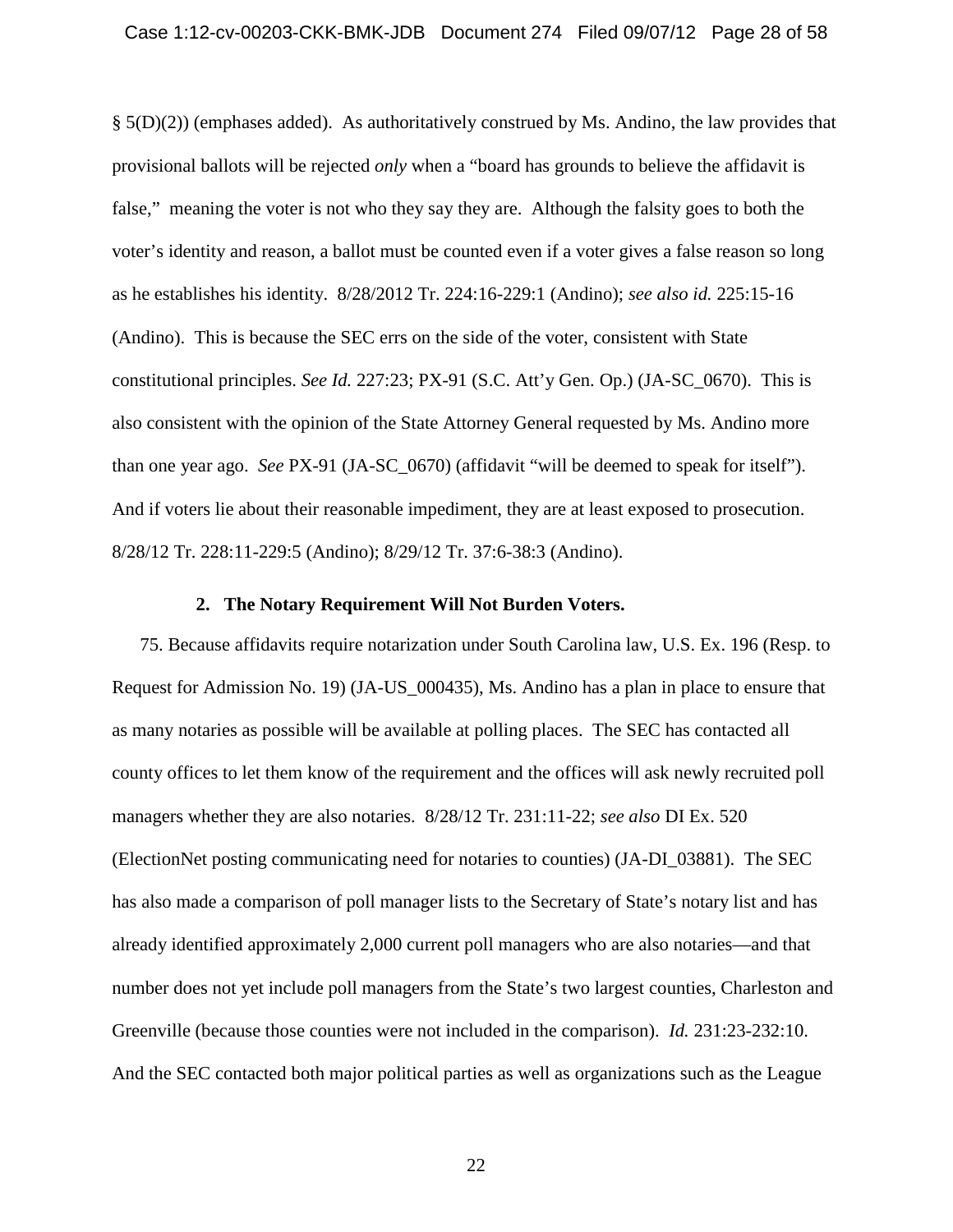§ 5(D)(2)) (emphases added). As authoritatively construed by Ms. Andino, the law provides that provisional ballots will be rejected *only* when a "board has grounds to believe the affidavit is false," meaning the voter is not who they say they are. Although the falsity goes to both the voter's identity and reason, a ballot must be counted even if a voter gives a false reason so long as he establishes his identity. 8/28/2012 Tr. 224:16-229:1 (Andino); *see also id.* 225:15-16 (Andino). This is because the SEC errs on the side of the voter, consistent with State constitutional principles. *See Id.* 227:23; PX-91 (S.C. Att'y Gen. Op.) (JA-SC_0670). This is also consistent with the opinion of the State Attorney General requested by Ms. Andino more than one year ago. *See* PX-91 (JA-SC_0670) (affidavit "will be deemed to speak for itself"). And if voters lie about their reasonable impediment, they are at least exposed to prosecution. 8/28/12 Tr. 228:11-229:5 (Andino); 8/29/12 Tr. 37:6-38:3 (Andino).

**2. The Notary Requirement Will Not Burden Voters.**

75. Because affidavits require notarization under South Carolina law, U.S. Ex. 196 (Resp. to Request for Admission No. 19) (JA-US_000435), Ms. Andino has a plan in place to ensure that as many notaries as possible will be available at polling places. The SEC has contacted all county offices to let them know of the requirement and the offices will ask newly recruited poll managers whether they are also notaries. 8/28/12 Tr. 231:11-22; *see also* DI Ex. 520 (ElectionNet posting communicating need for notaries to counties) (JA-DI_03881). The SEC has also made a comparison of poll manager lists to the Secretary of State's notary list and has already identified approximately 2,000 current poll managers who are also notaries—and that number does not yet include poll managers from the State's two largest counties, Charleston and Greenville (because those counties were not included in the comparison). *Id.* 231:23-232:10. And the SEC contacted both major political parties as well as organizations such as the League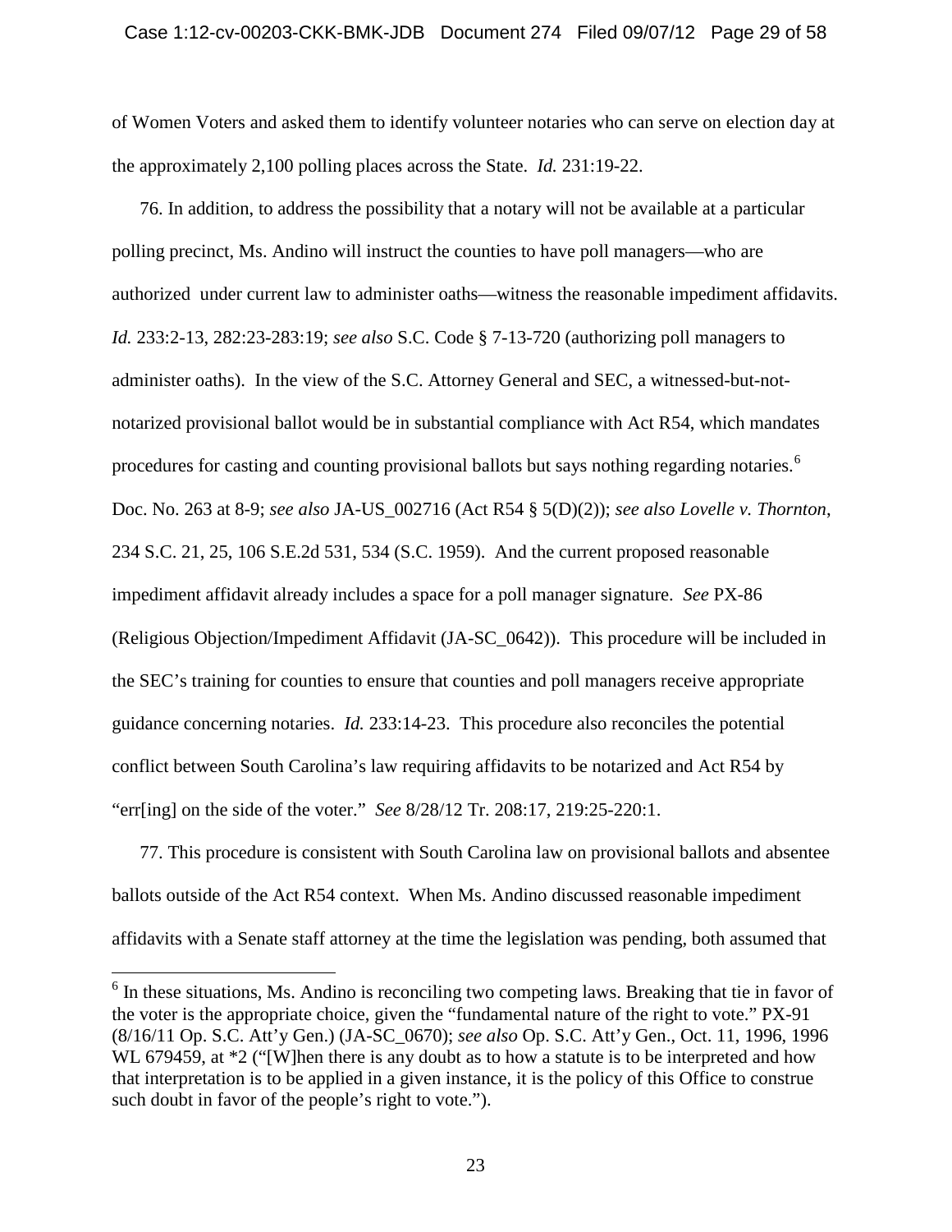of Women Voters and asked them to identify volunteer notaries who can serve on election day at the approximately 2,100 polling places across the State. *Id.* 231:19-22.

76. In addition, to address the possibility that a notary will not be available at a particular polling precinct, Ms. Andino will instruct the counties to have poll managers—who are authorized under current law to administer oaths—witness the reasonable impediment affidavits. *Id.* 233:2-13, 282:23-283:19; *see also* S.C. Code § 7-13-720 (authorizing poll managers to administer oaths). In the view of the S.C. Attorney General and SEC, a witnessed-but-not-notarized provisional ballot would be in substantial compliance with Act R54, which mandates procedures for casting and counting provisional ballots but says nothing regarding notaries.[6] Doc. No. 263 at 8-9; *see also* JA-US_002716 (Act R54 § 5(D)(2)); *see also Lovelle v. Thornton*, 234 S.C. 21, 25, 106 S.E.2d 531, 534 (S.C. 1959). And the current proposed reasonable impediment affidavit already includes a space for a poll manager signature. *See* PX-86 (Religious Objection/Impediment Affidavit (JA-SC_0642)). This procedure will be included in the SEC's training for counties to ensure that counties and poll managers receive appropriate guidance concerning notaries. *Id.* 233:14-23. This procedure also reconciles the potential conflict between South Carolina's law requiring affidavits to be notarized and Act R54 by "err[ing] on the side of the voter." *See* 8/28/12 Tr. 208:17, 219:25-220:1.

77. This procedure is consistent with South Carolina law on provisional ballots and absentee ballots outside of the Act R54 context. When Ms. Andino discussed reasonable impediment affidavits with a Senate staff attorney at the time the legislation was pending, both assumed that

---

[6] In these situations, Ms. Andino is reconciling two competing laws. Breaking that tie in favor of the voter is the appropriate choice, given the "fundamental nature of the right to vote." PX-91 (8/16/11 Op. S.C. Att'y Gen.) (JA-SC_0670); *see also* Op. S.C. Att'y Gen., Oct. 11, 1996, 1996 WL 679459, at *2 ("[W]hen there is any doubt as to how a statute is to be interpreted and how that interpretation is to be applied in a given instance, it is the policy of this Office to construe such doubt in favor of the people's right to vote.").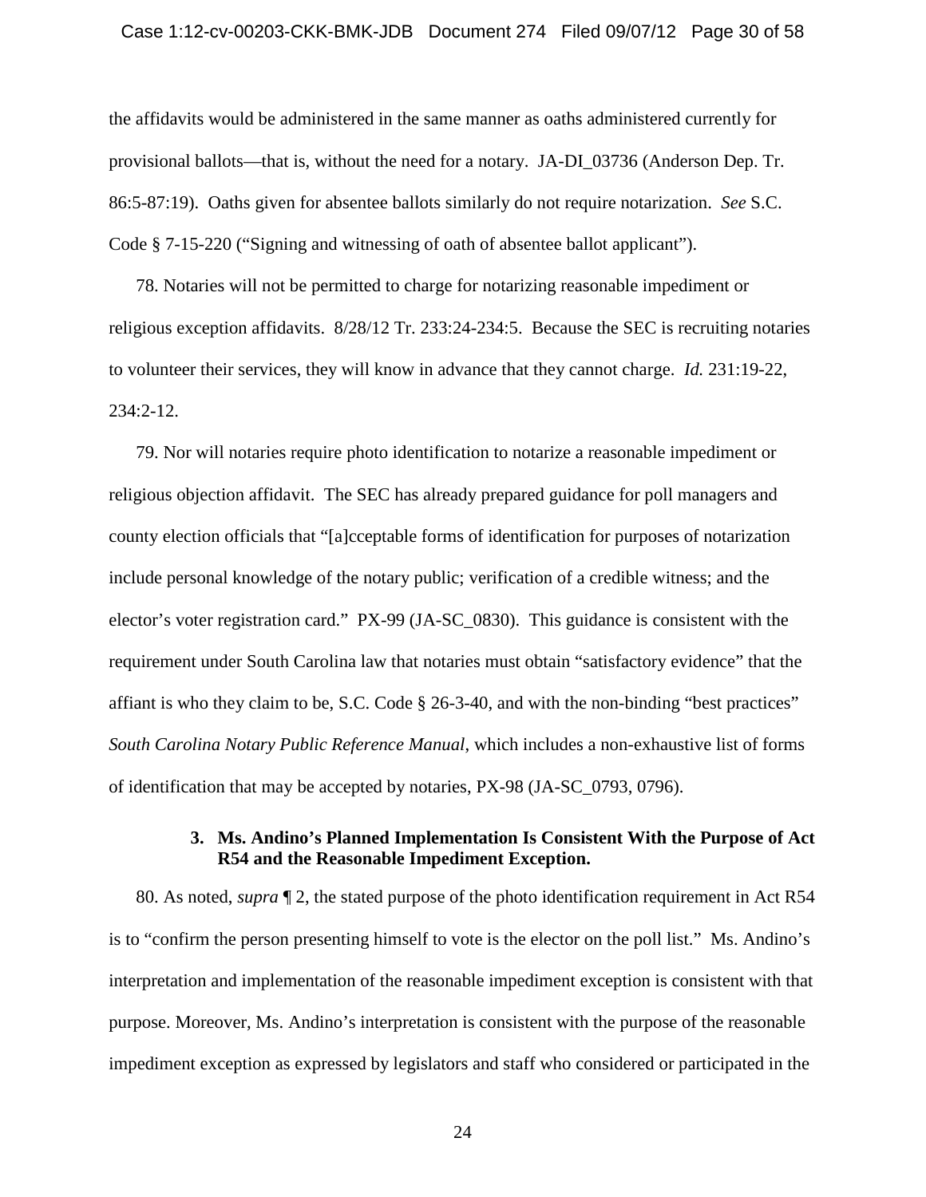the affidavits would be administered in the same manner as oaths administered currently for provisional ballots—that is, without the need for a notary. JA-DI_03736 (Anderson Dep. Tr. 86:5-87:19). Oaths given for absentee ballots similarly do not require notarization. *See* S.C. Code § 7-15-220 ("Signing and witnessing of oath of absentee ballot applicant").

78. Notaries will not be permitted to charge for notarizing reasonable impediment or religious exception affidavits. 8/28/12 Tr. 233:24-234:5. Because the SEC is recruiting notaries to volunteer their services, they will know in advance that they cannot charge. *Id.* 231:19-22, 234:2-12.

79. Nor will notaries require photo identification to notarize a reasonable impediment or religious objection affidavit. The SEC has already prepared guidance for poll managers and county election officials that "[a]cceptable forms of identification for purposes of notarization include personal knowledge of the notary public; verification of a credible witness; and the elector's voter registration card." PX-99 (JA-SC_0830). This guidance is consistent with the requirement under South Carolina law that notaries must obtain "satisfactory evidence" that the affiant is who they claim to be, S.C. Code § 26-3-40, and with the non-binding "best practices" *South Carolina Notary Public Reference Manual*, which includes a non-exhaustive list of forms of identification that may be accepted by notaries, PX-98 (JA-SC_0793, 0796).

### 3. Ms. Andino's Planned Implementation Is Consistent With the Purpose of Act R54 and the Reasonable Impediment Exception.

80. As noted, *supra* ¶ 2, the stated purpose of the photo identification requirement in Act R54 is to "confirm the person presenting himself to vote is the elector on the poll list." Ms. Andino's interpretation and implementation of the reasonable impediment exception is consistent with that purpose. Moreover, Ms. Andino's interpretation is consistent with the purpose of the reasonable impediment exception as expressed by legislators and staff who considered or participated in the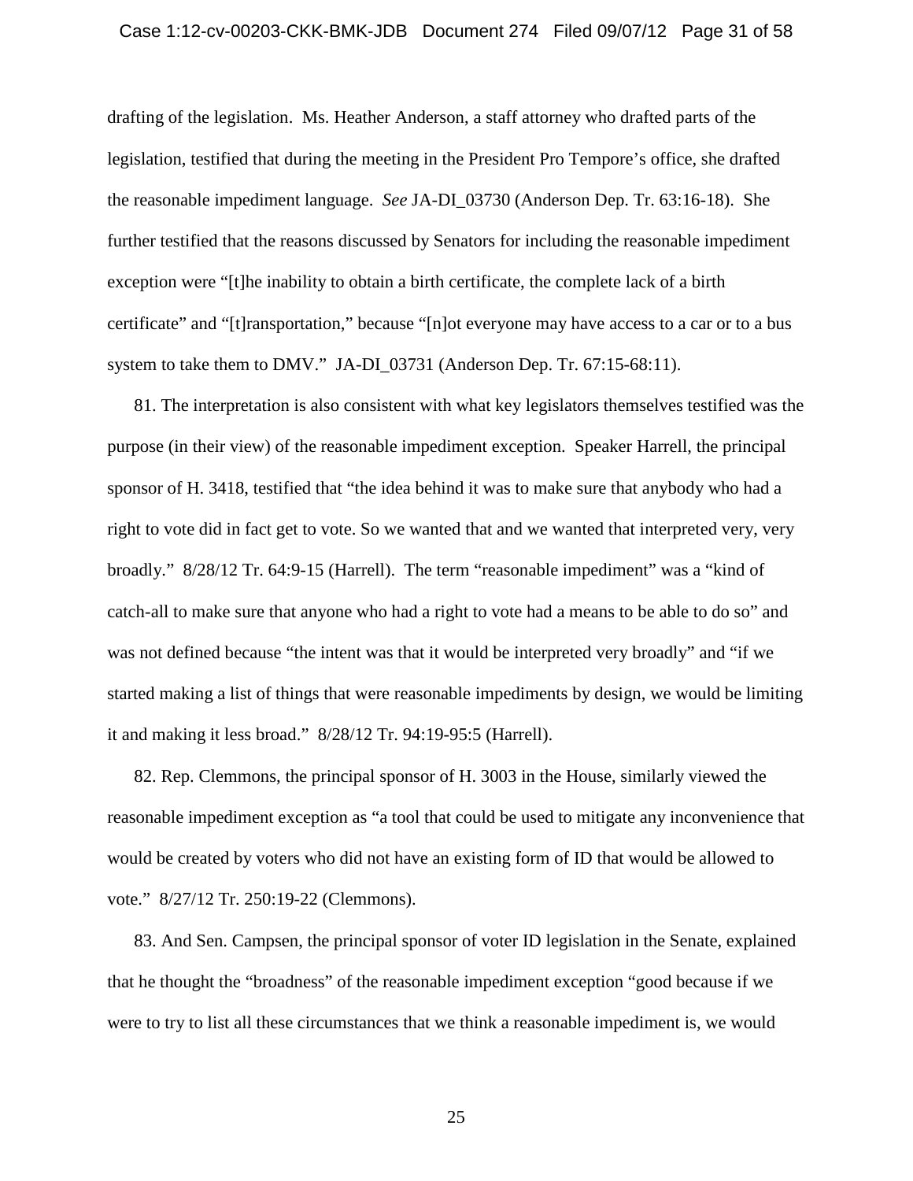drafting of the legislation. Ms. Heather Anderson, a staff attorney who drafted parts of the legislation, testified that during the meeting in the President Pro Tempore's office, she drafted the reasonable impediment language. *See* JA-DI_03730 (Anderson Dep. Tr. 63:16-18). She further testified that the reasons discussed by Senators for including the reasonable impediment exception were "[t]he inability to obtain a birth certificate, the complete lack of a birth certificate" and "[t]ransportation," because "[n]ot everyone may have access to a car or to a bus system to take them to DMV." JA-DI_03731 (Anderson Dep. Tr. 67:15-68:11).

81. The interpretation is also consistent with what key legislators themselves testified was the purpose (in their view) of the reasonable impediment exception. Speaker Harrell, the principal sponsor of H. 3418, testified that "the idea behind it was to make sure that anybody who had a right to vote did in fact get to vote. So we wanted that and we wanted that interpreted very, very broadly." 8/28/12 Tr. 64:9-15 (Harrell). The term "reasonable impediment" was a "kind of catch-all to make sure that anyone who had a right to vote had a means to be able to do so" and was not defined because "the intent was that it would be interpreted very broadly" and "if we started making a list of things that were reasonable impediments by design, we would be limiting it and making it less broad." 8/28/12 Tr. 94:19-95:5 (Harrell).

82. Rep. Clemmons, the principal sponsor of H. 3003 in the House, similarly viewed the reasonable impediment exception as "a tool that could be used to mitigate any inconvenience that would be created by voters who did not have an existing form of ID that would be allowed to vote." 8/27/12 Tr. 250:19-22 (Clemmons).

83. And Sen. Campsen, the principal sponsor of voter ID legislation in the Senate, explained that he thought the "broadness" of the reasonable impediment exception "good because if we were to try to list all these circumstances that we think a reasonable impediment is, we would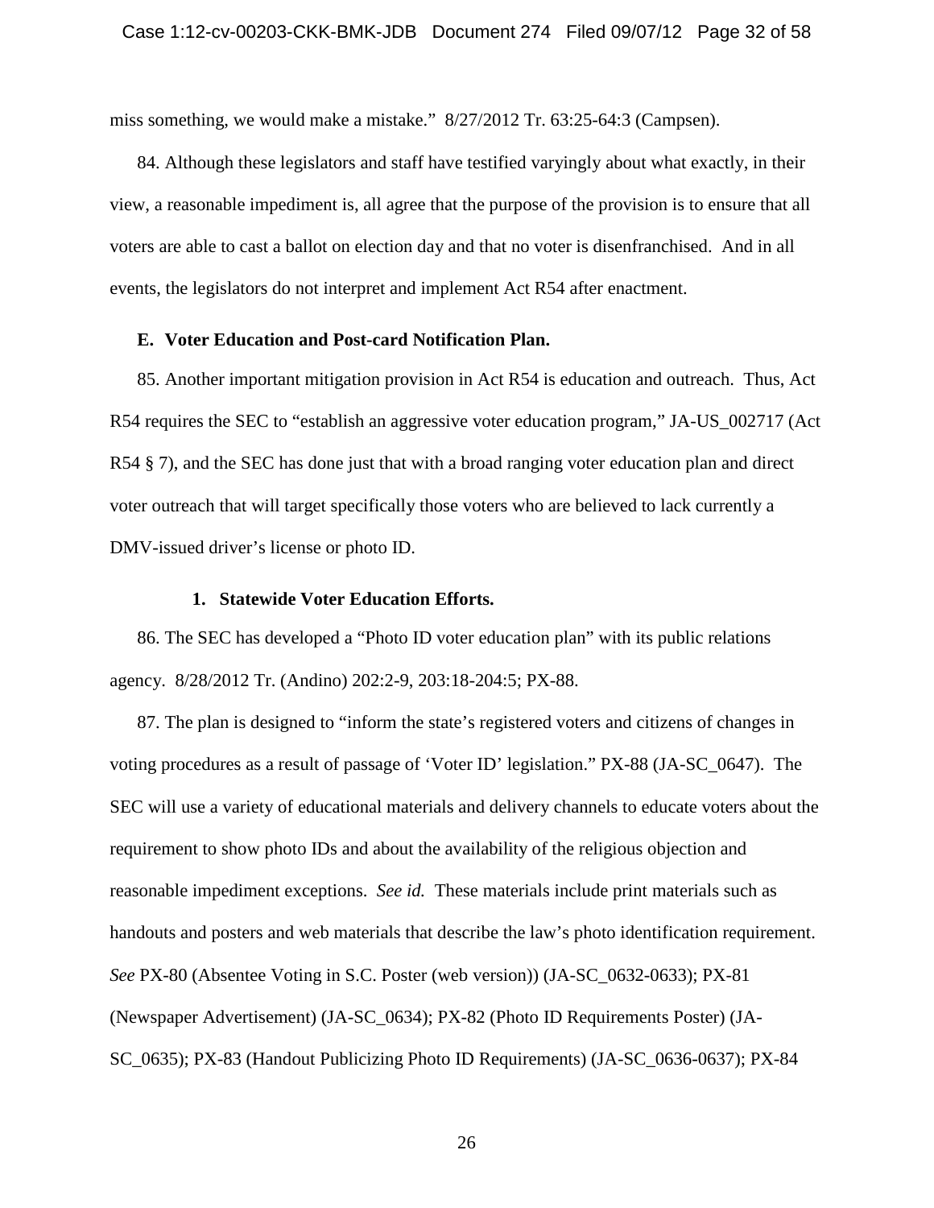miss something, we would make a mistake." 8/27/2012 Tr. 63:25-64:3 (Campsen).

84. Although these legislators and staff have testified varyingly about what exactly, in their view, a reasonable impediment is, all agree that the purpose of the provision is to ensure that all voters are able to cast a ballot on election day and that no voter is disenfranchised. And in all events, the legislators do not interpret and implement Act R54 after enactment.

**E. Voter Education and Post-card Notification Plan.**

85. Another important mitigation provision in Act R54 is education and outreach. Thus, Act R54 requires the SEC to "establish an aggressive voter education program," JA-US_002717 (Act R54 § 7), and the SEC has done just that with a broad ranging voter education plan and direct voter outreach that will target specifically those voters who are believed to lack currently a DMV-issued driver's license or photo ID.

**1. Statewide Voter Education Efforts.**

86. The SEC has developed a "Photo ID voter education plan" with its public relations agency. 8/28/2012 Tr. (Andino) 202:2-9, 203:18-204:5; PX-88.

87. The plan is designed to "inform the state's registered voters and citizens of changes in voting procedures as a result of passage of 'Voter ID' legislation." PX-88 (JA-SC_0647). The SEC will use a variety of educational materials and delivery channels to educate voters about the requirement to show photo IDs and about the availability of the religious objection and reasonable impediment exceptions. *See id.* These materials include print materials such as handouts and posters and web materials that describe the law's photo identification requirement. *See* PX-80 (Absentee Voting in S.C. Poster (web version)) (JA-SC_0632-0633); PX-81 (Newspaper Advertisement) (JA-SC_0634); PX-82 (Photo ID Requirements Poster) (JA-SC_0635); PX-83 (Handout Publicizing Photo ID Requirements) (JA-SC_0636-0637); PX-84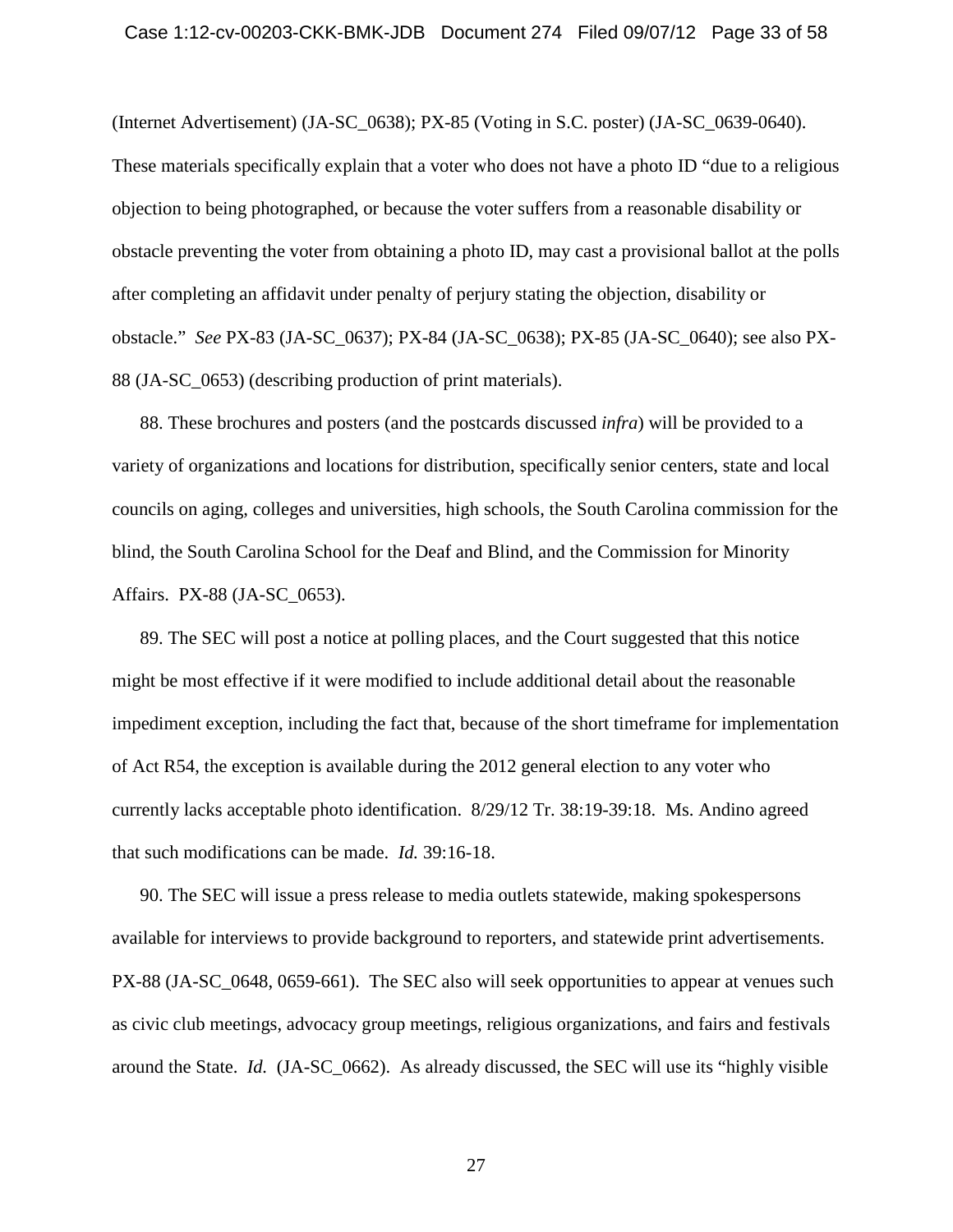(Internet Advertisement) (JA-SC_0638); PX-85 (Voting in S.C. poster) (JA-SC_0639-0640). These materials specifically explain that a voter who does not have a photo ID "due to a religious objection to being photographed, or because the voter suffers from a reasonable disability or obstacle preventing the voter from obtaining a photo ID, may cast a provisional ballot at the polls after completing an affidavit under penalty of perjury stating the objection, disability or obstacle." *See* PX-83 (JA-SC_0637); PX-84 (JA-SC_0638); PX-85 (JA-SC_0640); see also PX-88 (JA-SC_0653) (describing production of print materials).

88. These brochures and posters (and the postcards discussed *infra*) will be provided to a variety of organizations and locations for distribution, specifically senior centers, state and local councils on aging, colleges and universities, high schools, the South Carolina commission for the blind, the South Carolina School for the Deaf and Blind, and the Commission for Minority Affairs. PX-88 (JA-SC_0653).

89. The SEC will post a notice at polling places, and the Court suggested that this notice might be most effective if it were modified to include additional detail about the reasonable impediment exception, including the fact that, because of the short timeframe for implementation of Act R54, the exception is available during the 2012 general election to any voter who currently lacks acceptable photo identification. 8/29/12 Tr. 38:19-39:18. Ms. Andino agreed that such modifications can be made. *Id.* 39:16-18.

90. The SEC will issue a press release to media outlets statewide, making spokespersons available for interviews to provide background to reporters, and statewide print advertisements. PX-88 (JA-SC_0648, 0659-661). The SEC also will seek opportunities to appear at venues such as civic club meetings, advocacy group meetings, religious organizations, and fairs and festivals around the State. *Id.* (JA-SC_0662). As already discussed, the SEC will use its "highly visible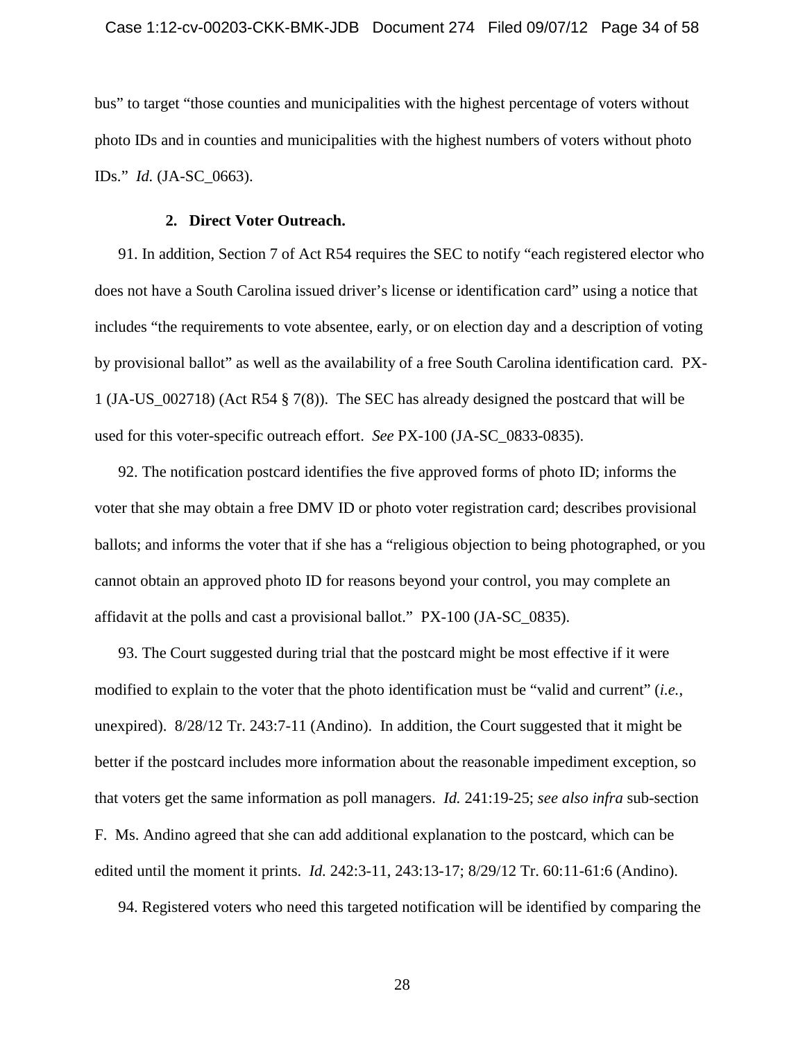bus" to target "those counties and municipalities with the highest percentage of voters without photo IDs and in counties and municipalities with the highest numbers of voters without photo IDs." *Id.* (JA-SC_0663).

### 2. Direct Voter Outreach.

91. In addition, Section 7 of Act R54 requires the SEC to notify "each registered elector who does not have a South Carolina issued driver's license or identification card" using a notice that includes "the requirements to vote absentee, early, or on election day and a description of voting by provisional ballot" as well as the availability of a free South Carolina identification card. PX-1 (JA-US_002718) (Act R54 § 7(8)). The SEC has already designed the postcard that will be used for this voter-specific outreach effort. *See* PX-100 (JA-SC_0833-0835).

92. The notification postcard identifies the five approved forms of photo ID; informs the voter that she may obtain a free DMV ID or photo voter registration card; describes provisional ballots; and informs the voter that if she has a "religious objection to being photographed, or you cannot obtain an approved photo ID for reasons beyond your control, you may complete an affidavit at the polls and cast a provisional ballot." PX-100 (JA-SC_0835).

93. The Court suggested during trial that the postcard might be most effective if it were modified to explain to the voter that the photo identification must be "valid and current" (*i.e.*, unexpired). 8/28/12 Tr. 243:7-11 (Andino). In addition, the Court suggested that it might be better if the postcard includes more information about the reasonable impediment exception, so that voters get the same information as poll managers. *Id.* 241:19-25; *see also infra* sub-section F. Ms. Andino agreed that she can add additional explanation to the postcard, which can be edited until the moment it prints. *Id.* 242:3-11, 243:13-17; 8/29/12 Tr. 60:11-61:6 (Andino).

94. Registered voters who need this targeted notification will be identified by comparing the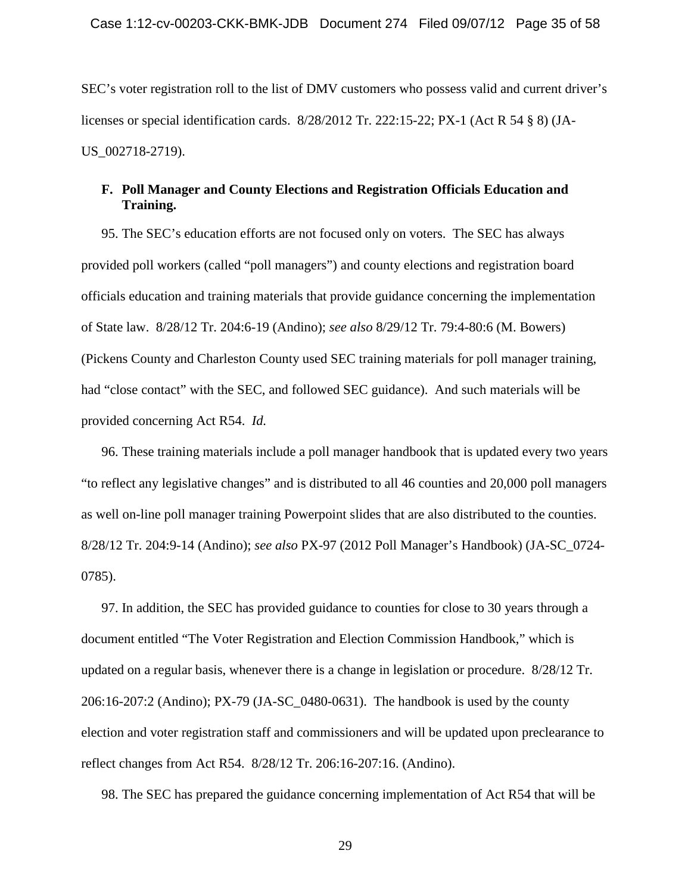SEC's voter registration roll to the list of DMV customers who possess valid and current driver's licenses or special identification cards. 8/28/2012 Tr. 222:15-22; PX-1 (Act R 54 § 8) (JA-US_002718-2719).

### F. Poll Manager and County Elections and Registration Officials Education and Training.

95. The SEC's education efforts are not focused only on voters. The SEC has always provided poll workers (called "poll managers") and county elections and registration board officials education and training materials that provide guidance concerning the implementation of State law. 8/28/12 Tr. 204:6-19 (Andino); *see also* 8/29/12 Tr. 79:4-80:6 (M. Bowers) (Pickens County and Charleston County used SEC training materials for poll manager training, had "close contact" with the SEC, and followed SEC guidance). And such materials will be provided concerning Act R54. *Id.*

96. These training materials include a poll manager handbook that is updated every two years "to reflect any legislative changes" and is distributed to all 46 counties and 20,000 poll managers as well on-line poll manager training Powerpoint slides that are also distributed to the counties. 8/28/12 Tr. 204:9-14 (Andino); *see also* PX-97 (2012 Poll Manager's Handbook) (JA-SC_0724-0785).

97. In addition, the SEC has provided guidance to counties for close to 30 years through a document entitled "The Voter Registration and Election Commission Handbook," which is updated on a regular basis, whenever there is a change in legislation or procedure. 8/28/12 Tr. 206:16-207:2 (Andino); PX-79 (JA-SC_0480-0631). The handbook is used by the county election and voter registration staff and commissioners and will be updated upon preclearance to reflect changes from Act R54. 8/28/12 Tr. 206:16-207:16. (Andino).

98. The SEC has prepared the guidance concerning implementation of Act R54 that will be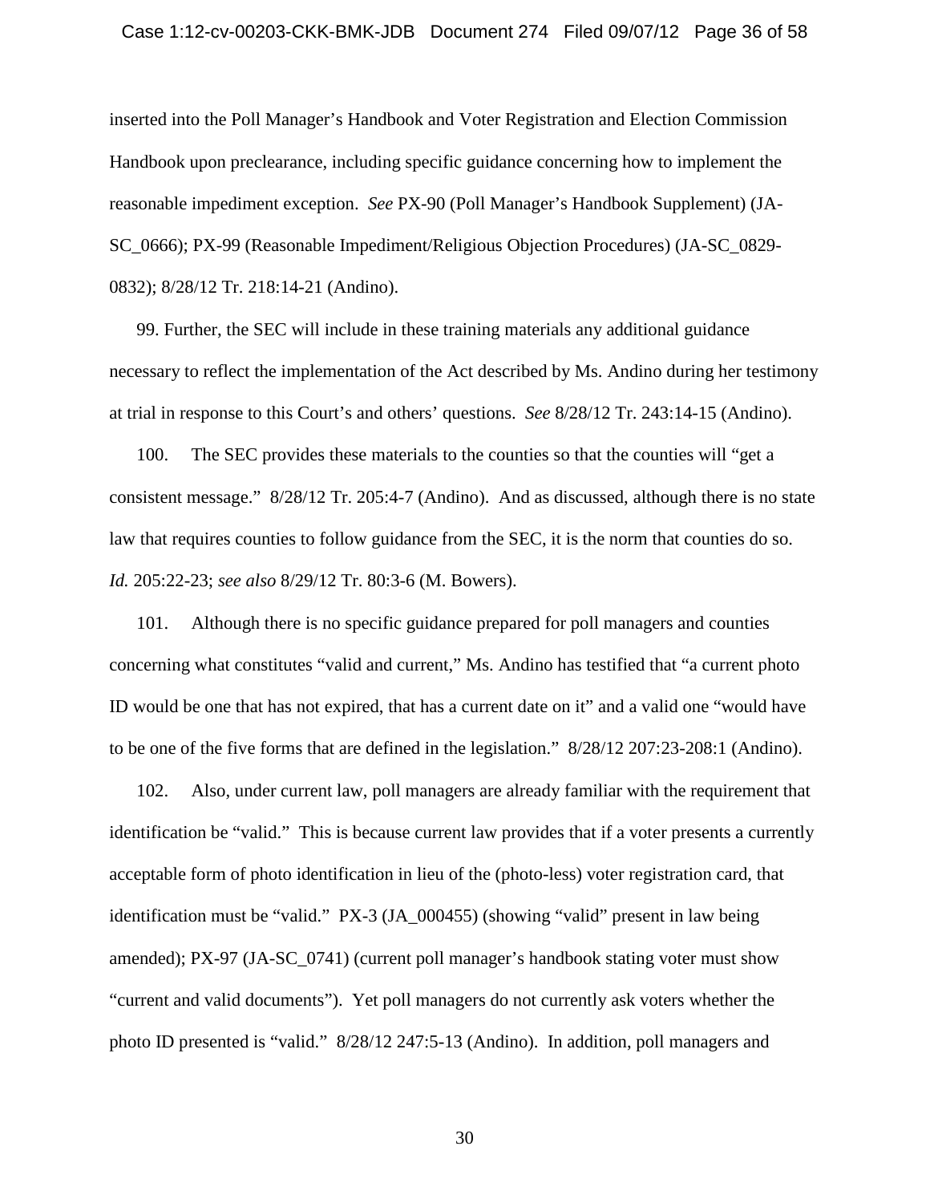inserted into the Poll Manager's Handbook and Voter Registration and Election Commission Handbook upon preclearance, including specific guidance concerning how to implement the reasonable impediment exception. *See* PX-90 (Poll Manager's Handbook Supplement) (JA-SC_0666); PX-99 (Reasonable Impediment/Religious Objection Procedures) (JA-SC_0829-0832); 8/28/12 Tr. 218:14-21 (Andino).

99. Further, the SEC will include in these training materials any additional guidance necessary to reflect the implementation of the Act described by Ms. Andino during her testimony at trial in response to this Court's and others' questions. *See* 8/28/12 Tr. 243:14-15 (Andino).

100. The SEC provides these materials to the counties so that the counties will "get a consistent message." 8/28/12 Tr. 205:4-7 (Andino). And as discussed, although there is no state law that requires counties to follow guidance from the SEC, it is the norm that counties do so. *Id.* 205:22-23; *see also* 8/29/12 Tr. 80:3-6 (M. Bowers).

101. Although there is no specific guidance prepared for poll managers and counties concerning what constitutes "valid and current," Ms. Andino has testified that "a current photo ID would be one that has not expired, that has a current date on it" and a valid one "would have to be one of the five forms that are defined in the legislation." 8/28/12 207:23-208:1 (Andino).

102. Also, under current law, poll managers are already familiar with the requirement that identification be "valid." This is because current law provides that if a voter presents a currently acceptable form of photo identification in lieu of the (photo-less) voter registration card, that identification must be "valid." PX-3 (JA_000455) (showing "valid" present in law being amended); PX-97 (JA-SC_0741) (current poll manager's handbook stating voter must show "current and valid documents"). Yet poll managers do not currently ask voters whether the photo ID presented is "valid." 8/28/12 247:5-13 (Andino). In addition, poll managers and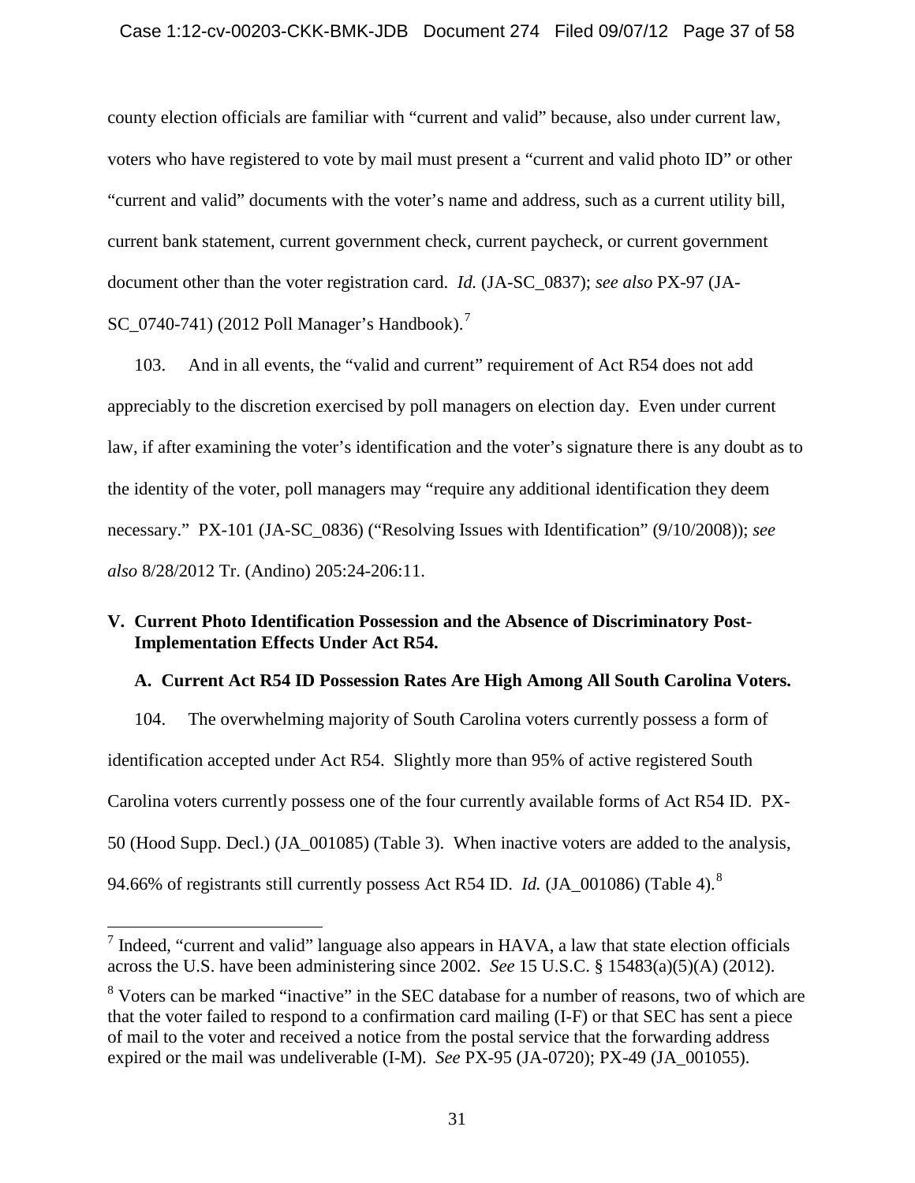county election officials are familiar with "current and valid" because, also under current law, voters who have registered to vote by mail must present a "current and valid photo ID" or other "current and valid" documents with the voter's name and address, such as a current utility bill, current bank statement, current government check, current paycheck, or current government document other than the voter registration card. *Id.* (JA-SC_0837); *see also* PX-97 (JA-SC_0740-741) (2012 Poll Manager's Handbook).[7]

103. And in all events, the "valid and current" requirement of Act R54 does not add appreciably to the discretion exercised by poll managers on election day. Even under current law, if after examining the voter's identification and the voter's signature there is any doubt as to the identity of the voter, poll managers may "require any additional identification they deem necessary." PX-101 (JA-SC_0836) ("Resolving Issues with Identification" (9/10/2008)); *see also* 8/28/2012 Tr. (Andino) 205:24-206:11.

## V. Current Photo Identification Possession and the Absence of Discriminatory Post-Implementation Effects Under Act R54.

### A. Current Act R54 ID Possession Rates Are High Among All South Carolina Voters.

104. The overwhelming majority of South Carolina voters currently possess a form of identification accepted under Act R54. Slightly more than 95% of active registered South Carolina voters currently possess one of the four currently available forms of Act R54 ID. PX-50 (Hood Supp. Decl.) (JA_001085) (Table 3). When inactive voters are added to the analysis, 94.66% of registrants still currently possess Act R54 ID. *Id.* (JA_001086) (Table 4).[8]

---

[7] Indeed, "current and valid" language also appears in HAVA, a law that state election officials across the U.S. have been administering since 2002. *See* 15 U.S.C. § 15483(a)(5)(A) (2012).

[8] Voters can be marked "inactive" in the SEC database for a number of reasons, two of which are that the voter failed to respond to a confirmation card mailing (I-F) or that SEC has sent a piece of mail to the voter and received a notice from the postal service that the forwarding address expired or the mail was undeliverable (I-M). *See* PX-95 (JA-0720); PX-49 (JA_001055).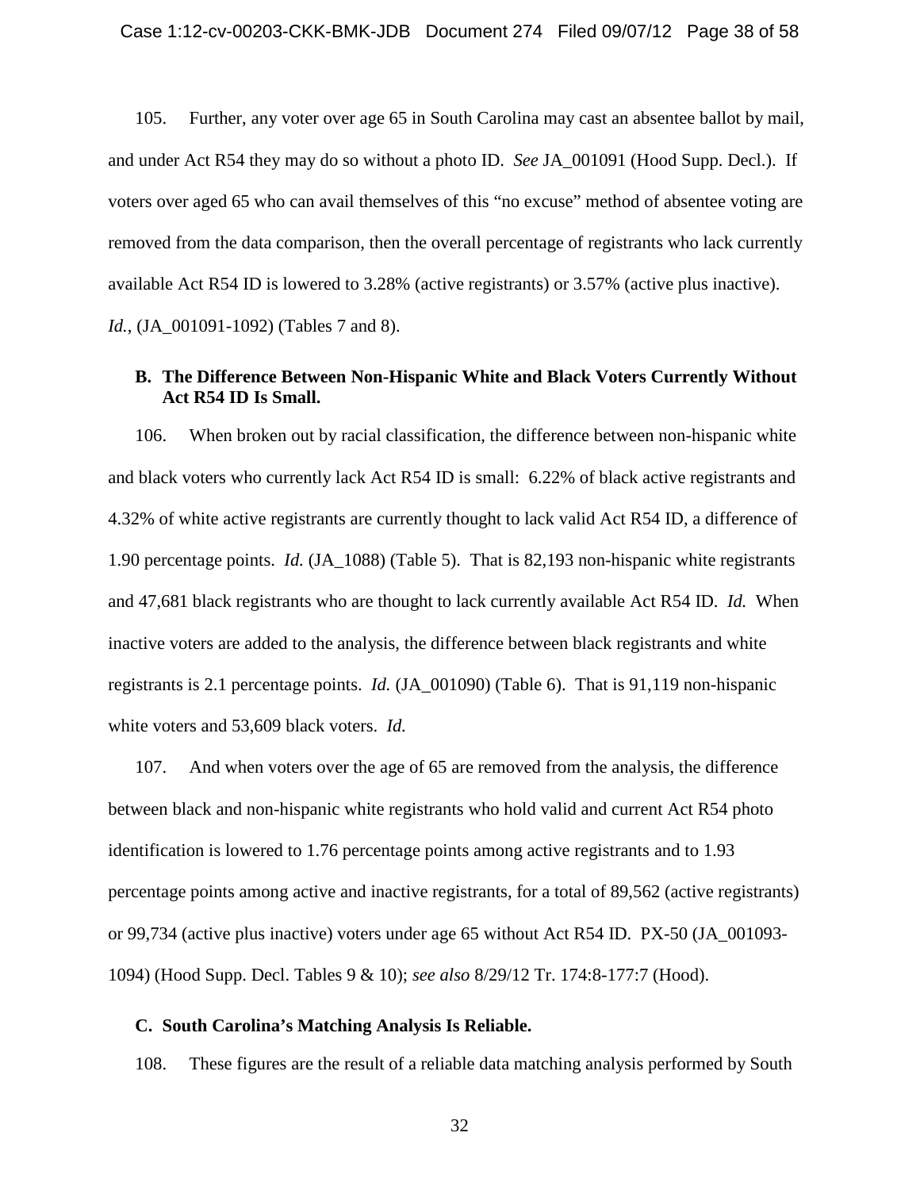105. Further, any voter over age 65 in South Carolina may cast an absentee ballot by mail, and under Act R54 they may do so without a photo ID. *See* JA_001091 (Hood Supp. Decl.). If voters over aged 65 who can avail themselves of this "no excuse" method of absentee voting are removed from the data comparison, then the overall percentage of registrants who lack currently available Act R54 ID is lowered to 3.28% (active registrants) or 3.57% (active plus inactive). *Id.*, (JA_001091-1092) (Tables 7 and 8).

**B. The Difference Between Non-Hispanic White and Black Voters Currently Without Act R54 ID Is Small.**

106. When broken out by racial classification, the difference between non-hispanic white and black voters who currently lack Act R54 ID is small: 6.22% of black active registrants and 4.32% of white active registrants are currently thought to lack valid Act R54 ID, a difference of 1.90 percentage points. *Id.* (JA_1088) (Table 5). That is 82,193 non-hispanic white registrants and 47,681 black registrants who are thought to lack currently available Act R54 ID. *Id.* When inactive voters are added to the analysis, the difference between black registrants and white registrants is 2.1 percentage points. *Id.* (JA_001090) (Table 6). That is 91,119 non-hispanic white voters and 53,609 black voters. *Id.*

107. And when voters over the age of 65 are removed from the analysis, the difference between black and non-hispanic white registrants who hold valid and current Act R54 photo identification is lowered to 1.76 percentage points among active registrants and to 1.93 percentage points among active and inactive registrants, for a total of 89,562 (active registrants) or 99,734 (active plus inactive) voters under age 65 without Act R54 ID. PX-50 (JA_001093-1094) (Hood Supp. Decl. Tables 9 & 10); *see also* 8/29/12 Tr. 174:8-177:7 (Hood).

**C. South Carolina's Matching Analysis Is Reliable.**

108. These figures are the result of a reliable data matching analysis performed by South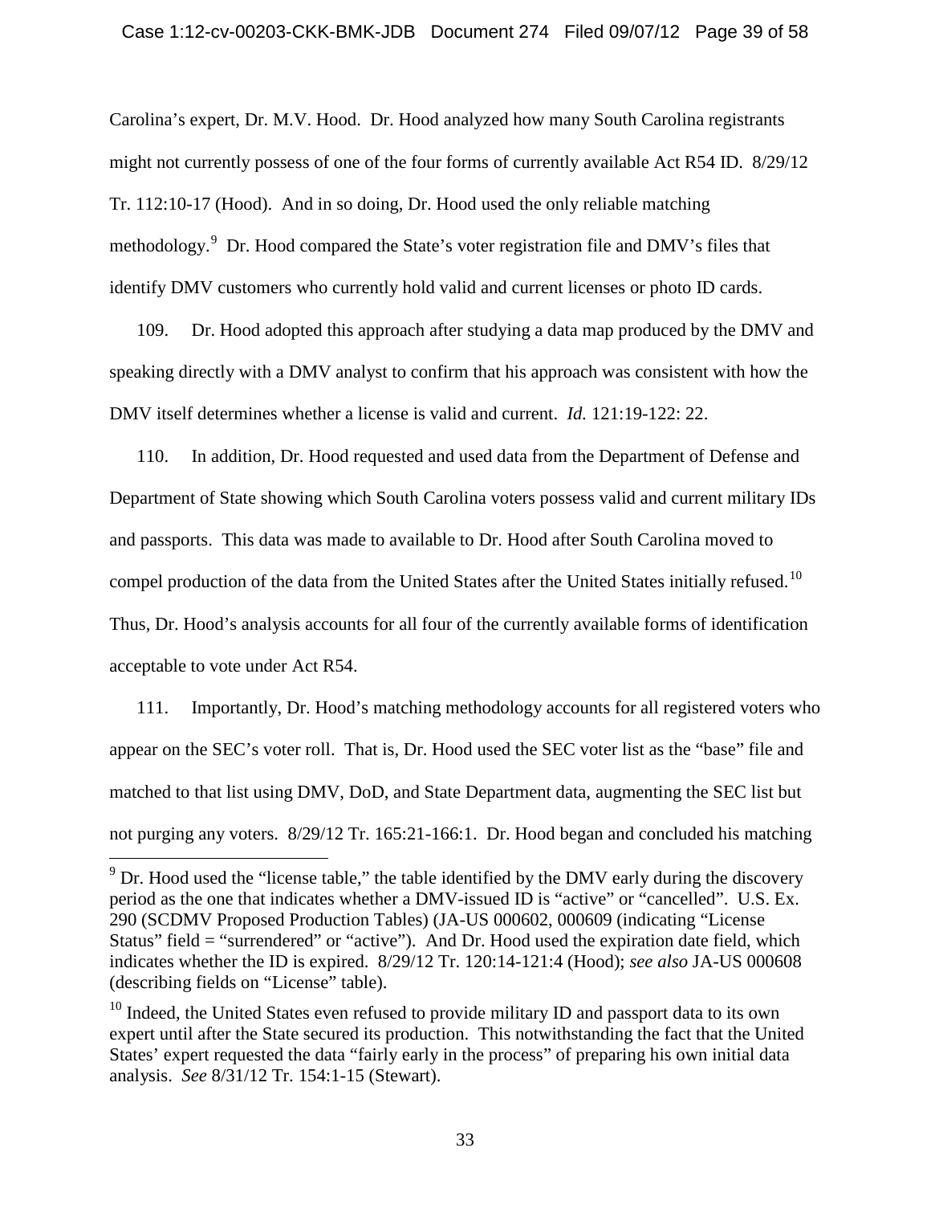Carolina's expert, Dr. M.V. Hood. Dr. Hood analyzed how many South Carolina registrants might not currently possess of one of the four forms of currently available Act R54 ID. 8/29/12 Tr. 112:10-17 (Hood). And in so doing, Dr. Hood used the only reliable matching methodology.[9] Dr. Hood compared the State's voter registration file and DMV's files that identify DMV customers who currently hold valid and current licenses or photo ID cards.

109. Dr. Hood adopted this approach after studying a data map produced by the DMV and speaking directly with a DMV analyst to confirm that his approach was consistent with how the DMV itself determines whether a license is valid and current. *Id.* 121:19-122: 22.

110. In addition, Dr. Hood requested and used data from the Department of Defense and Department of State showing which South Carolina voters possess valid and current military IDs and passports. This data was made to available to Dr. Hood after South Carolina moved to compel production of the data from the United States after the United States initially refused.[10] Thus, Dr. Hood's analysis accounts for all four of the currently available forms of identification acceptable to vote under Act R54.

111. Importantly, Dr. Hood's matching methodology accounts for all registered voters who appear on the SEC's voter roll. That is, Dr. Hood used the SEC voter list as the "base" file and matched to that list using DMV, DoD, and State Department data, augmenting the SEC list but not purging any voters. 8/29/12 Tr. 165:21-166:1. Dr. Hood began and concluded his matching

---

[9] Dr. Hood used the "license table," the table identified by the DMV early during the discovery period as the one that indicates whether a DMV-issued ID is "active" or "cancelled". U.S. Ex. 290 (SCDMV Proposed Production Tables) (JA-US 000602, 000609 (indicating "License Status" field = "surrendered" or "active"). And Dr. Hood used the expiration date field, which indicates whether the ID is expired. 8/29/12 Tr. 120:14-121:4 (Hood); *see also* JA-US 000608 (describing fields on "License" table).

[10] Indeed, the United States even refused to provide military ID and passport data to its own expert until after the State secured its production. This notwithstanding the fact that the United States' expert requested the data "fairly early in the process" of preparing his own initial data analysis. *See* 8/31/12 Tr. 154:1-15 (Stewart).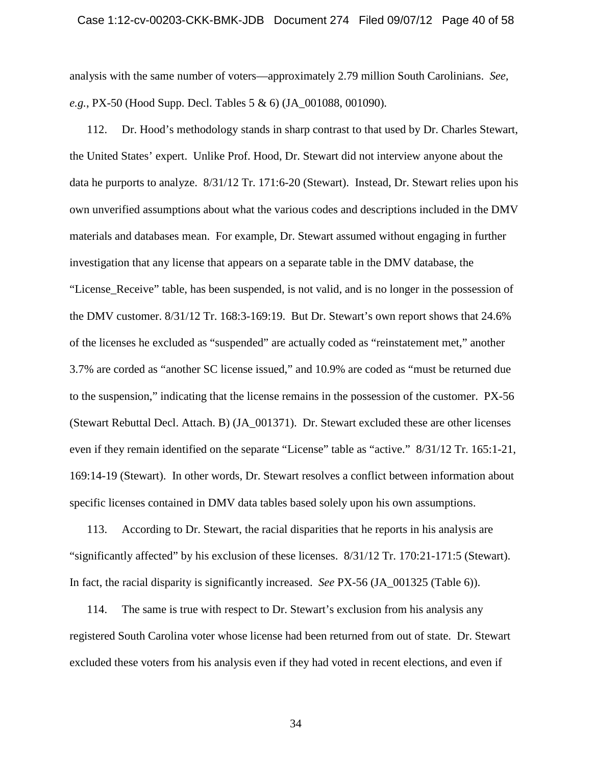analysis with the same number of voters—approximately 2.79 million South Carolinians. *See, e.g.*, PX-50 (Hood Supp. Decl. Tables 5 & 6) (JA_001088, 001090).

112. Dr. Hood's methodology stands in sharp contrast to that used by Dr. Charles Stewart, the United States' expert. Unlike Prof. Hood, Dr. Stewart did not interview anyone about the data he purports to analyze. 8/31/12 Tr. 171:6-20 (Stewart). Instead, Dr. Stewart relies upon his own unverified assumptions about what the various codes and descriptions included in the DMV materials and databases mean. For example, Dr. Stewart assumed without engaging in further investigation that any license that appears on a separate table in the DMV database, the "License_Receive" table, has been suspended, is not valid, and is no longer in the possession of the DMV customer. 8/31/12 Tr. 168:3-169:19. But Dr. Stewart's own report shows that 24.6% of the licenses he excluded as "suspended" are actually coded as "reinstatement met," another 3.7% are corded as "another SC license issued," and 10.9% are coded as "must be returned due to the suspension," indicating that the license remains in the possession of the customer. PX-56 (Stewart Rebuttal Decl. Attach. B) (JA_001371). Dr. Stewart excluded these are other licenses even if they remain identified on the separate "License" table as "active." 8/31/12 Tr. 165:1-21, 169:14-19 (Stewart). In other words, Dr. Stewart resolves a conflict between information about specific licenses contained in DMV data tables based solely upon his own assumptions.

113. According to Dr. Stewart, the racial disparities that he reports in his analysis are "significantly affected" by his exclusion of these licenses. 8/31/12 Tr. 170:21-171:5 (Stewart). In fact, the racial disparity is significantly increased. *See* PX-56 (JA_001325 (Table 6)).

114. The same is true with respect to Dr. Stewart's exclusion from his analysis any registered South Carolina voter whose license had been returned from out of state. Dr. Stewart excluded these voters from his analysis even if they had voted in recent elections, and even if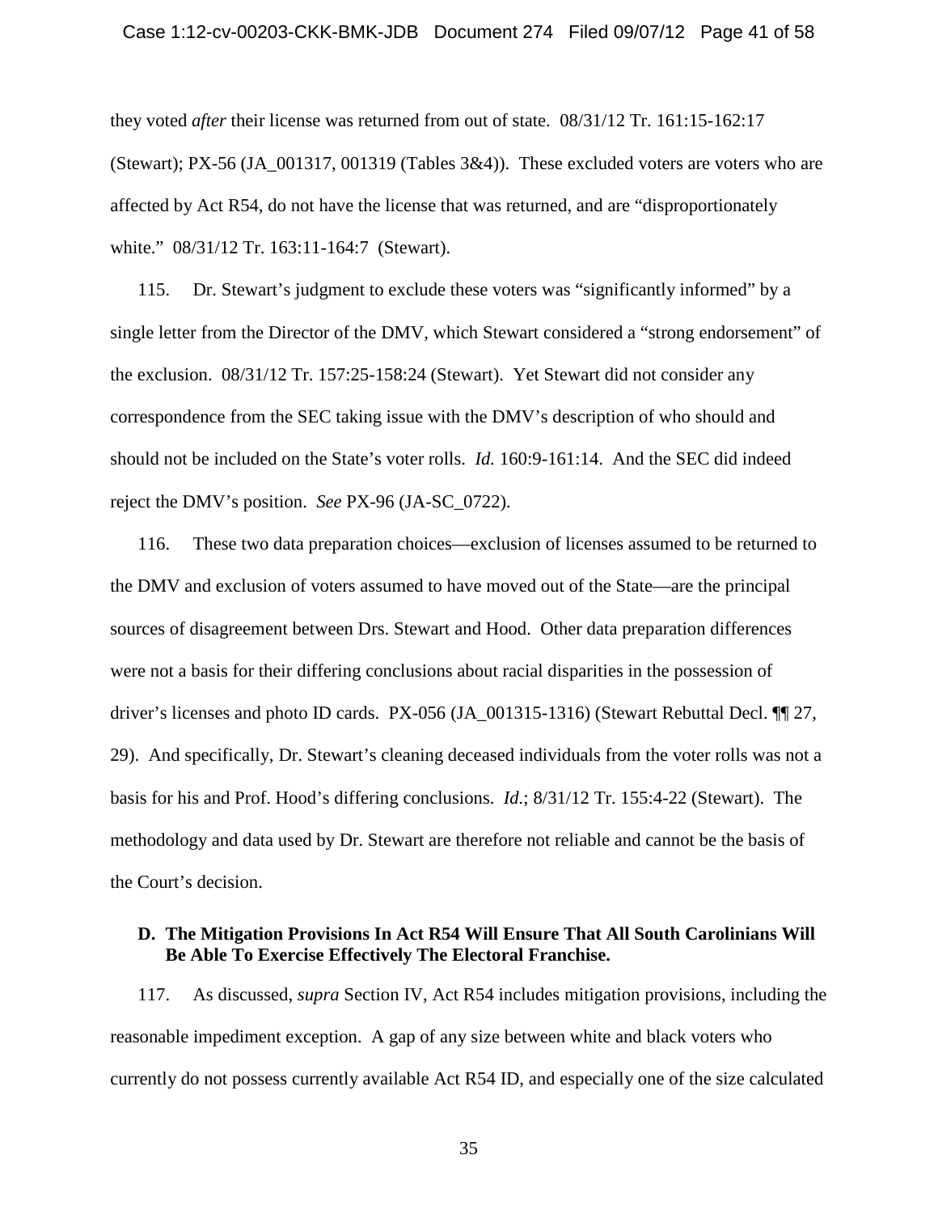they voted *after* their license was returned from out of state. 08/31/12 Tr. 161:15-162:17 (Stewart); PX-56 (JA_001317, 001319 (Tables 3&4)). These excluded voters are voters who are affected by Act R54, do not have the license that was returned, and are "disproportionately white." 08/31/12 Tr. 163:11-164:7 (Stewart).

115. Dr. Stewart's judgment to exclude these voters was "significantly informed" by a single letter from the Director of the DMV, which Stewart considered a "strong endorsement" of the exclusion. 08/31/12 Tr. 157:25-158:24 (Stewart). Yet Stewart did not consider any correspondence from the SEC taking issue with the DMV's description of who should and should not be included on the State's voter rolls. *Id.* 160:9-161:14. And the SEC did indeed reject the DMV's position. *See* PX-96 (JA-SC_0722).

116. These two data preparation choices—exclusion of licenses assumed to be returned to the DMV and exclusion of voters assumed to have moved out of the State—are the principal sources of disagreement between Drs. Stewart and Hood. Other data preparation differences were not a basis for their differing conclusions about racial disparities in the possession of driver's licenses and photo ID cards. PX-056 (JA_001315-1316) (Stewart Rebuttal Decl. ¶¶ 27, 29). And specifically, Dr. Stewart's cleaning deceased individuals from the voter rolls was not a basis for his and Prof. Hood's differing conclusions. *Id.*; 8/31/12 Tr. 155:4-22 (Stewart). The methodology and data used by Dr. Stewart are therefore not reliable and cannot be the basis of the Court's decision.

### D. The Mitigation Provisions In Act R54 Will Ensure That All South Carolinians Will Be Able To Exercise Effectively The Electoral Franchise.

117. As discussed, *supra* Section IV, Act R54 includes mitigation provisions, including the reasonable impediment exception. A gap of any size between white and black voters who currently do not possess currently available Act R54 ID, and especially one of the size calculated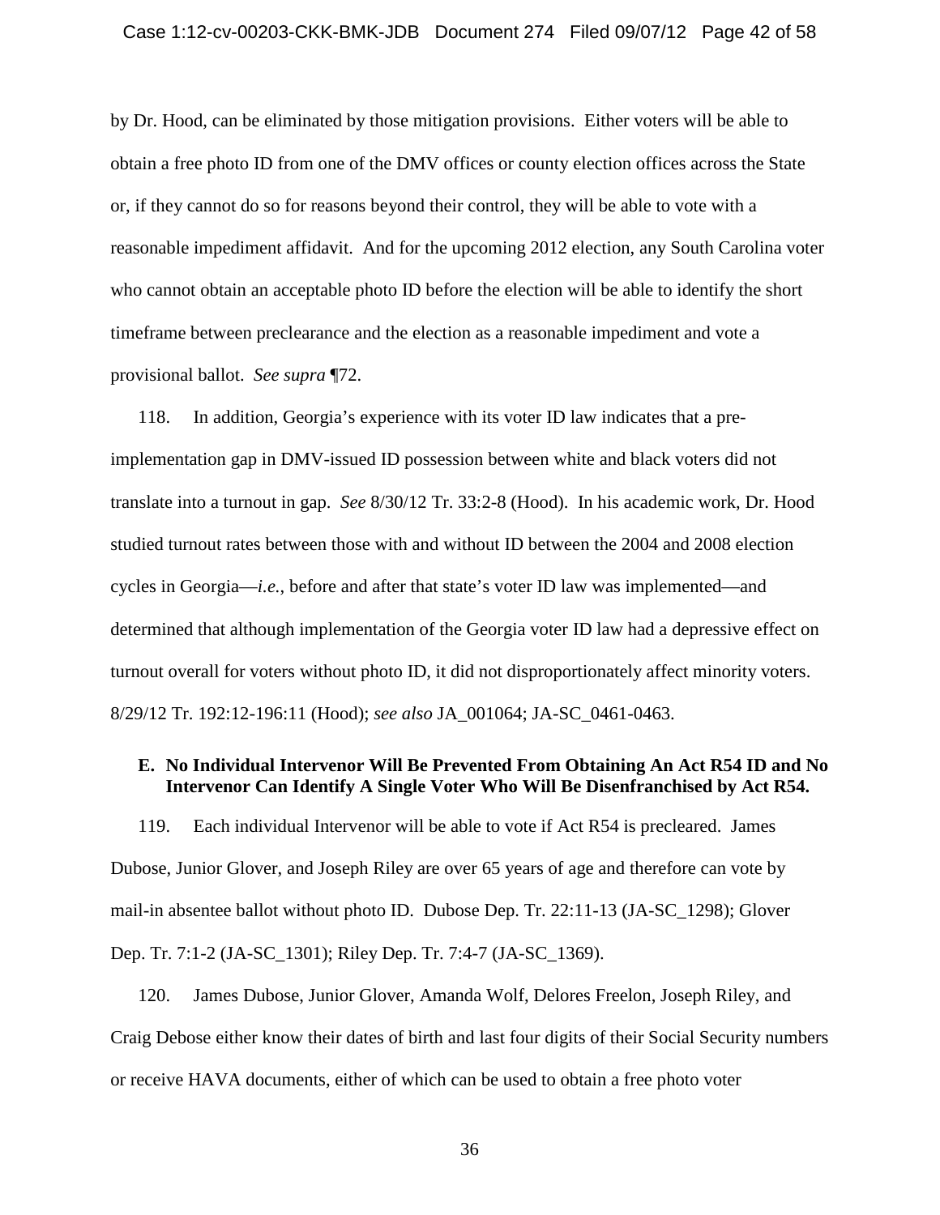by Dr. Hood, can be eliminated by those mitigation provisions. Either voters will be able to obtain a free photo ID from one of the DMV offices or county election offices across the State or, if they cannot do so for reasons beyond their control, they will be able to vote with a reasonable impediment affidavit. And for the upcoming 2012 election, any South Carolina voter who cannot obtain an acceptable photo ID before the election will be able to identify the short timeframe between preclearance and the election as a reasonable impediment and vote a provisional ballot. *See supra* ¶72.

118. In addition, Georgia's experience with its voter ID law indicates that a pre-implementation gap in DMV-issued ID possession between white and black voters did not translate into a turnout in gap. *See* 8/30/12 Tr. 33:2-8 (Hood). In his academic work, Dr. Hood studied turnout rates between those with and without ID between the 2004 and 2008 election cycles in Georgia—*i.e.*, before and after that state's voter ID law was implemented—and determined that although implementation of the Georgia voter ID law had a depressive effect on turnout overall for voters without photo ID, it did not disproportionately affect minority voters. 8/29/12 Tr. 192:12-196:11 (Hood); *see also* JA_001064; JA-SC_0461-0463.

### E. No Individual Intervenor Will Be Prevented From Obtaining An Act R54 ID and No Intervenor Can Identify A Single Voter Who Will Be Disenfranchised by Act R54.

119. Each individual Intervenor will be able to vote if Act R54 is precleared. James Dubose, Junior Glover, and Joseph Riley are over 65 years of age and therefore can vote by mail-in absentee ballot without photo ID. Dubose Dep. Tr. 22:11-13 (JA-SC_1298); Glover Dep. Tr. 7:1-2 (JA-SC_1301); Riley Dep. Tr. 7:4-7 (JA-SC_1369).

120. James Dubose, Junior Glover, Amanda Wolf, Delores Freelon, Joseph Riley, and Craig Debose either know their dates of birth and last four digits of their Social Security numbers or receive HAVA documents, either of which can be used to obtain a free photo voter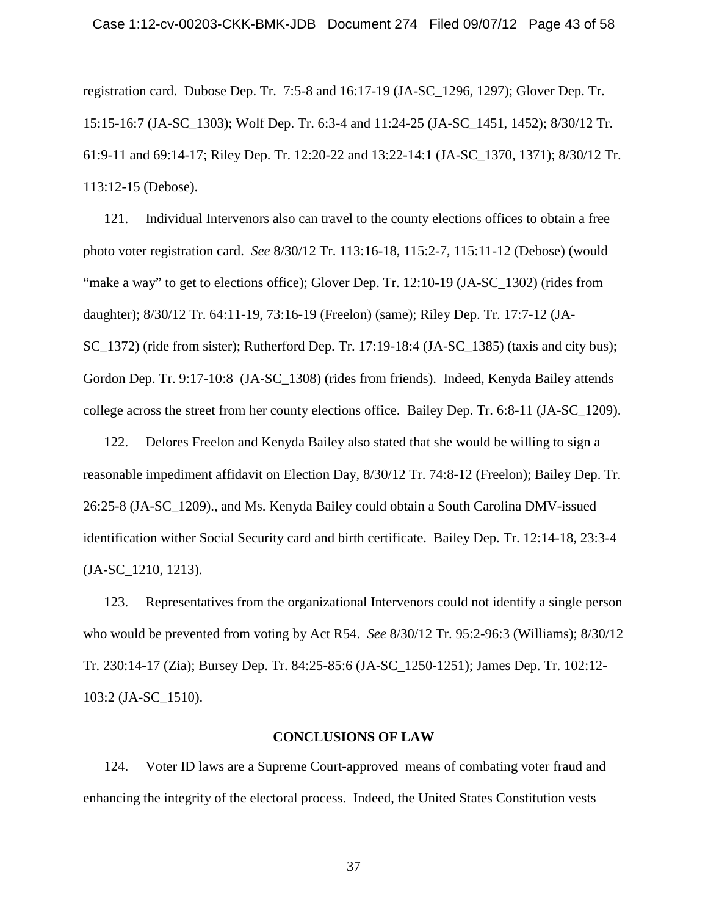registration card. Dubose Dep. Tr. 7:5-8 and 16:17-19 (JA-SC_1296, 1297); Glover Dep. Tr. 15:15-16:7 (JA-SC_1303); Wolf Dep. Tr. 6:3-4 and 11:24-25 (JA-SC_1451, 1452); 8/30/12 Tr. 61:9-11 and 69:14-17; Riley Dep. Tr. 12:20-22 and 13:22-14:1 (JA-SC_1370, 1371); 8/30/12 Tr. 113:12-15 (Debose).

121. Individual Intervenors also can travel to the county elections offices to obtain a free photo voter registration card. *See* 8/30/12 Tr. 113:16-18, 115:2-7, 115:11-12 (Debose) (would "make a way" to get to elections office); Glover Dep. Tr. 12:10-19 (JA-SC_1302) (rides from daughter); 8/30/12 Tr. 64:11-19, 73:16-19 (Freelon) (same); Riley Dep. Tr. 17:7-12 (JA-SC_1372) (ride from sister); Rutherford Dep. Tr. 17:19-18:4 (JA-SC_1385) (taxis and city bus); Gordon Dep. Tr. 9:17-10:8 (JA-SC_1308) (rides from friends). Indeed, Kenyda Bailey attends college across the street from her county elections office. Bailey Dep. Tr. 6:8-11 (JA-SC_1209).

122. Delores Freelon and Kenyda Bailey also stated that she would be willing to sign a reasonable impediment affidavit on Election Day, 8/30/12 Tr. 74:8-12 (Freelon); Bailey Dep. Tr. 26:25-8 (JA-SC_1209)., and Ms. Kenyda Bailey could obtain a South Carolina DMV-issued identification wither Social Security card and birth certificate. Bailey Dep. Tr. 12:14-18, 23:3-4 (JA-SC_1210, 1213).

123. Representatives from the organizational Intervenors could not identify a single person who would be prevented from voting by Act R54. *See* 8/30/12 Tr. 95:2-96:3 (Williams); 8/30/12 Tr. 230:14-17 (Zia); Bursey Dep. Tr. 84:25-85:6 (JA-SC_1250-1251); James Dep. Tr. 102:12-103:2 (JA-SC_1510).

## CONCLUSIONS OF LAW

124. Voter ID laws are a Supreme Court-approved means of combating voter fraud and enhancing the integrity of the electoral process. Indeed, the United States Constitution vests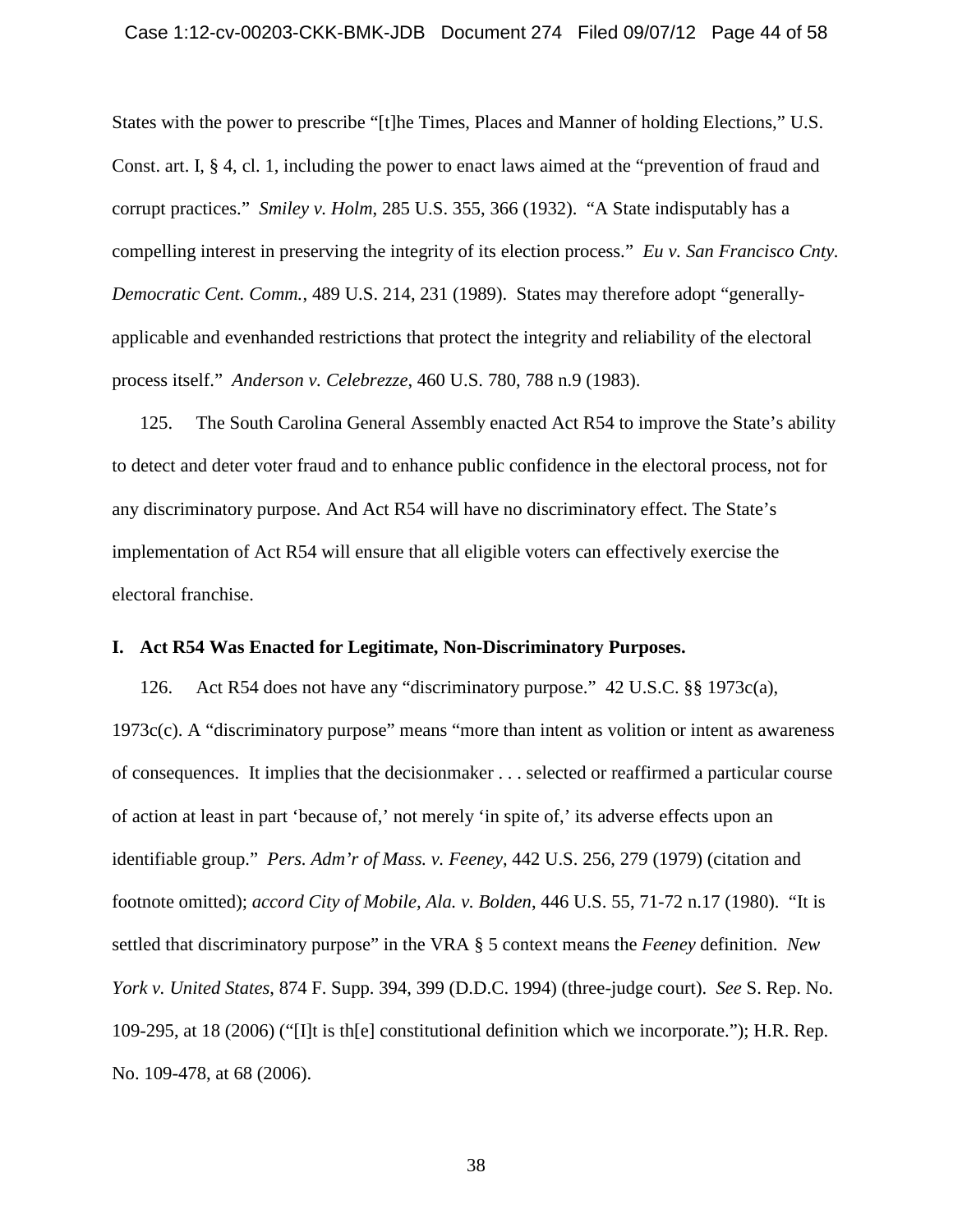States with the power to prescribe "[t]he Times, Places and Manner of holding Elections," U.S. Const. art. I, § 4, cl. 1, including the power to enact laws aimed at the "prevention of fraud and corrupt practices." *Smiley v. Holm*, 285 U.S. 355, 366 (1932). "A State indisputably has a compelling interest in preserving the integrity of its election process." *Eu v. San Francisco Cnty. Democratic Cent. Comm.*, 489 U.S. 214, 231 (1989). States may therefore adopt "generally-applicable and evenhanded restrictions that protect the integrity and reliability of the electoral process itself." *Anderson v. Celebrezze*, 460 U.S. 780, 788 n.9 (1983).

125. The South Carolina General Assembly enacted Act R54 to improve the State's ability to detect and deter voter fraud and to enhance public confidence in the electoral process, not for any discriminatory purpose. And Act R54 will have no discriminatory effect. The State's implementation of Act R54 will ensure that all eligible voters can effectively exercise the electoral franchise.

## I. Act R54 Was Enacted for Legitimate, Non-Discriminatory Purposes.

126. Act R54 does not have any "discriminatory purpose." 42 U.S.C. §§ 1973c(a), 1973c(c). A "discriminatory purpose" means "more than intent as volition or intent as awareness of consequences. It implies that the decisionmaker . . . selected or reaffirmed a particular course of action at least in part 'because of,' not merely 'in spite of,' its adverse effects upon an identifiable group." *Pers. Adm'r of Mass. v. Feeney*, 442 U.S. 256, 279 (1979) (citation and footnote omitted); *accord City of Mobile, Ala. v. Bolden*, 446 U.S. 55, 71-72 n.17 (1980). "It is settled that discriminatory purpose" in the VRA § 5 context means the *Feeney* definition. *New York v. United States*, 874 F. Supp. 394, 399 (D.D.C. 1994) (three-judge court). *See* S. Rep. No. 109-295, at 18 (2006) ("[I]t is th[e] constitutional definition which we incorporate."); H.R. Rep. No. 109-478, at 68 (2006).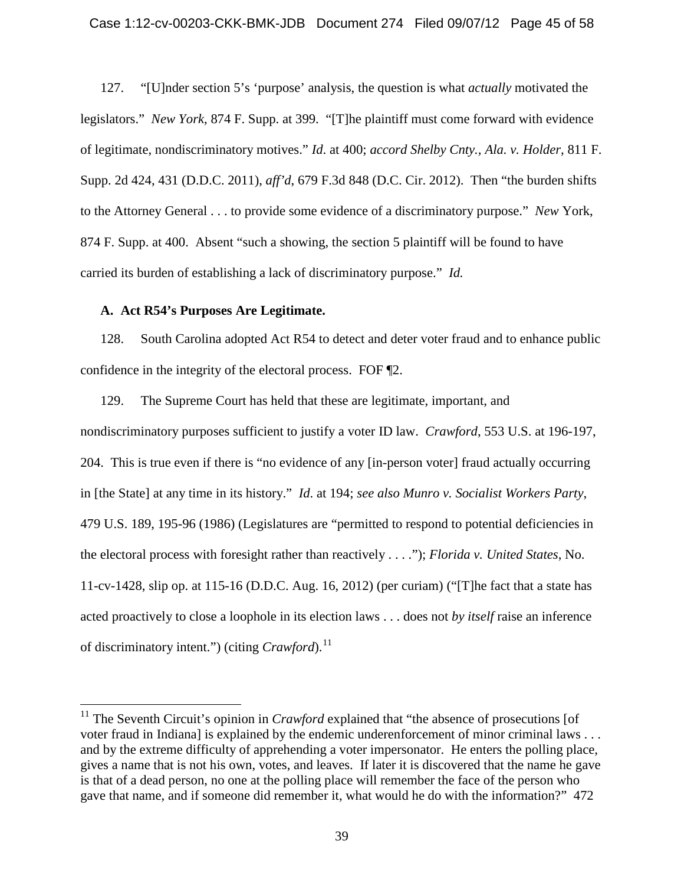127. "[U]nder section 5's 'purpose' analysis, the question is what *actually* motivated the legislators." *New York*, 874 F. Supp. at 399. "[T]he plaintiff must come forward with evidence of legitimate, nondiscriminatory motives." *Id.* at 400; *accord Shelby Cnty., Ala. v. Holder*, 811 F. Supp. 2d 424, 431 (D.D.C. 2011), *aff'd*, 679 F.3d 848 (D.C. Cir. 2012). Then "the burden shifts to the Attorney General . . . to provide some evidence of a discriminatory purpose." *New* York, 874 F. Supp. at 400. Absent "such a showing, the section 5 plaintiff will be found to have carried its burden of establishing a lack of discriminatory purpose." *Id.*

**A. Act R54's Purposes Are Legitimate.**

128. South Carolina adopted Act R54 to detect and deter voter fraud and to enhance public confidence in the integrity of the electoral process. FOF ¶2.

129. The Supreme Court has held that these are legitimate, important, and nondiscriminatory purposes sufficient to justify a voter ID law. *Crawford*, 553 U.S. at 196-197, 204. This is true even if there is "no evidence of any [in-person voter] fraud actually occurring in [the State] at any time in its history." *Id*. at 194; *see also Munro v. Socialist Workers Party*, 479 U.S. 189, 195-96 (1986) (Legislatures are "permitted to respond to potential deficiencies in the electoral process with foresight rather than reactively . . . ."); *Florida v. United States*, No. 11-cv-1428, slip op. at 115-16 (D.D.C. Aug. 16, 2012) (per curiam) ("[T]he fact that a state has acted proactively to close a loophole in its election laws . . . does not *by itself* raise an inference of discriminatory intent.") (citing *Crawford*).[11]

[11] The Seventh Circuit's opinion in *Crawford* explained that "the absence of prosecutions [of voter fraud in Indiana] is explained by the endemic underenforcement of minor criminal laws . . . and by the extreme difficulty of apprehending a voter impersonator. He enters the polling place, gives a name that is not his own, votes, and leaves. If later it is discovered that the name he gave is that of a dead person, no one at the polling place will remember the face of the person who gave that name, and if someone did remember it, what would he do with the information?" 472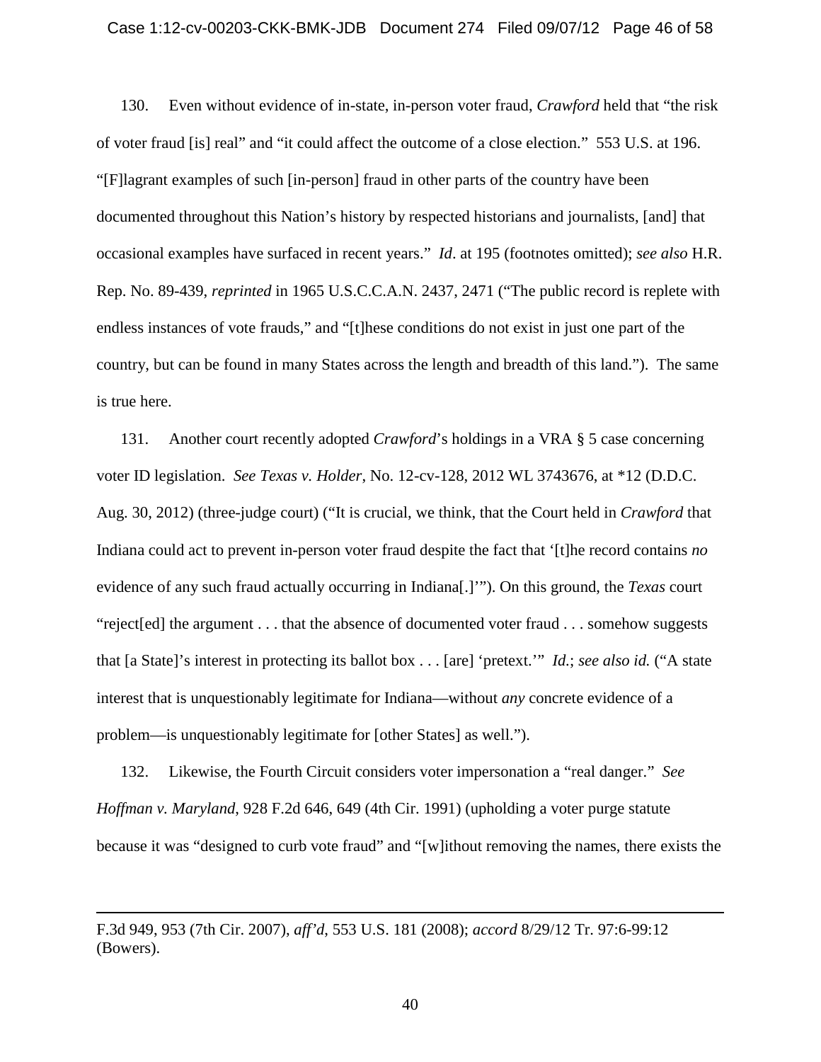130. Even without evidence of in-state, in-person voter fraud, *Crawford* held that "the risk of voter fraud [is] real" and "it could affect the outcome of a close election." 553 U.S. at 196. "[F]lagrant examples of such [in-person] fraud in other parts of the country have been documented throughout this Nation's history by respected historians and journalists, [and] that occasional examples have surfaced in recent years." *Id*. at 195 (footnotes omitted); *see also* H.R. Rep. No. 89-439, *reprinted* in 1965 U.S.C.C.A.N. 2437, 2471 ("The public record is replete with endless instances of vote frauds," and "[t]hese conditions do not exist in just one part of the country, but can be found in many States across the length and breadth of this land."). The same is true here.

131. Another court recently adopted *Crawford*'s holdings in a VRA § 5 case concerning voter ID legislation. *See Texas v. Holder*, No. 12-cv-128, 2012 WL 3743676, at *12 (D.D.C. Aug. 30, 2012) (three-judge court) ("It is crucial, we think, that the Court held in *Crawford* that Indiana could act to prevent in-person voter fraud despite the fact that '[t]he record contains *no* evidence of any such fraud actually occurring in Indiana[.]'"). On this ground, the *Texas* court "reject[ed] the argument . . . that the absence of documented voter fraud . . . somehow suggests that [a State]'s interest in protecting its ballot box . . . [are] 'pretext.'" *Id*.; *see also id.* ("A state interest that is unquestionably legitimate for Indiana—without *any* concrete evidence of a problem—is unquestionably legitimate for [other States] as well.").

132. Likewise, the Fourth Circuit considers voter impersonation a "real danger." *See Hoffman v. Maryland*, 928 F.2d 646, 649 (4th Cir. 1991) (upholding a voter purge statute because it was "designed to curb vote fraud" and "[w]ithout removing the names, there exists the

---

F.3d 949, 953 (7th Cir. 2007), *aff'd*, 553 U.S. 181 (2008); *accord* 8/29/12 Tr. 97:6-99:12 (Bowers).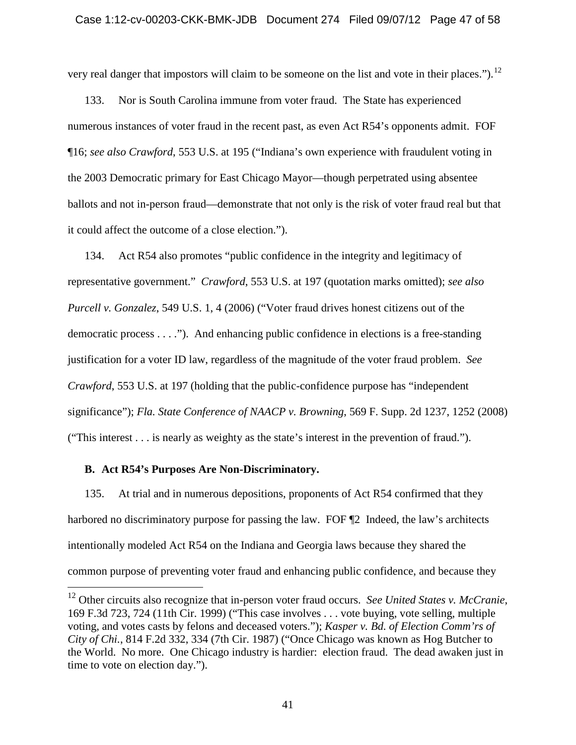very real danger that impostors will claim to be someone on the list and vote in their places.").[12]

133. Nor is South Carolina immune from voter fraud. The State has experienced numerous instances of voter fraud in the recent past, as even Act R54's opponents admit. FOF ¶16; *see also Crawford*, 553 U.S. at 195 ("Indiana's own experience with fraudulent voting in the 2003 Democratic primary for East Chicago Mayor—though perpetrated using absentee ballots and not in-person fraud—demonstrate that not only is the risk of voter fraud real but that it could affect the outcome of a close election.").

134. Act R54 also promotes "public confidence in the integrity and legitimacy of representative government." *Crawford*, 553 U.S. at 197 (quotation marks omitted); *see also Purcell v. Gonzalez*, 549 U.S. 1, 4 (2006) ("Voter fraud drives honest citizens out of the democratic process . . . ."). And enhancing public confidence in elections is a free-standing justification for a voter ID law, regardless of the magnitude of the voter fraud problem. *See Crawford*, 553 U.S. at 197 (holding that the public-confidence purpose has "independent significance"); *Fla. State Conference of NAACP v. Browning*, 569 F. Supp. 2d 1237, 1252 (2008) ("This interest . . . is nearly as weighty as the state's interest in the prevention of fraud.").

**B. Act R54's Purposes Are Non-Discriminatory.**

135. At trial and in numerous depositions, proponents of Act R54 confirmed that they harbored no discriminatory purpose for passing the law. FOF ¶2 Indeed, the law's architects intentionally modeled Act R54 on the Indiana and Georgia laws because they shared the common purpose of preventing voter fraud and enhancing public confidence, and because they

---

[12] Other circuits also recognize that in-person voter fraud occurs. *See United States v. McCranie*, 169 F.3d 723, 724 (11th Cir. 1999) ("This case involves . . . vote buying, vote selling, multiple voting, and votes casts by felons and deceased voters."); *Kasper v. Bd. of Election Comm'rs of City of Chi.*, 814 F.2d 332, 334 (7th Cir. 1987) ("Once Chicago was known as Hog Butcher to the World. No more. One Chicago industry is hardier: election fraud. The dead awaken just in time to vote on election day.").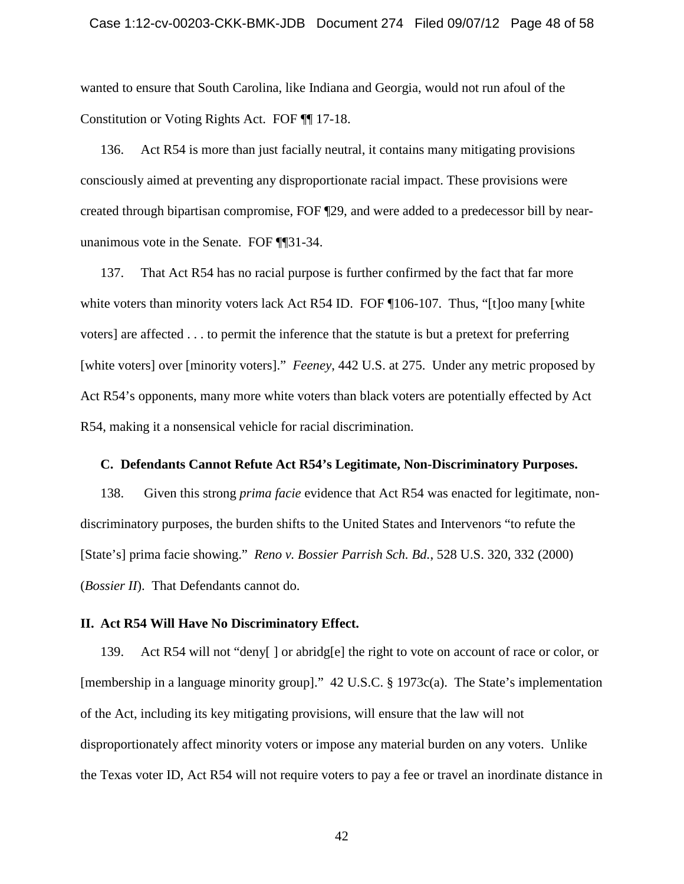wanted to ensure that South Carolina, like Indiana and Georgia, would not run afoul of the Constitution or Voting Rights Act. FOF ¶¶ 17-18.

136. Act R54 is more than just facially neutral, it contains many mitigating provisions consciously aimed at preventing any disproportionate racial impact. These provisions were created through bipartisan compromise, FOF ¶29, and were added to a predecessor bill by near-unanimous vote in the Senate. FOF ¶¶31-34.

137. That Act R54 has no racial purpose is further confirmed by the fact that far more white voters than minority voters lack Act R54 ID. FOF ¶106-107. Thus, "[t]oo many [white voters] are affected . . . to permit the inference that the statute is but a pretext for preferring [white voters] over [minority voters]." *Feeney*, 442 U.S. at 275. Under any metric proposed by Act R54's opponents, many more white voters than black voters are potentially effected by Act R54, making it a nonsensical vehicle for racial discrimination.

### C. Defendants Cannot Refute Act R54's Legitimate, Non-Discriminatory Purposes.

138. Given this strong *prima facie* evidence that Act R54 was enacted for legitimate, non-discriminatory purposes, the burden shifts to the United States and Intervenors "to refute the [State's] prima facie showing." *Reno v. Bossier Parrish Sch. Bd.*, 528 U.S. 320, 332 (2000) (*Bossier II*). That Defendants cannot do.

## II. Act R54 Will Have No Discriminatory Effect.

139. Act R54 will not "deny[ ] or abridg[e] the right to vote on account of race or color, or [membership in a language minority group]." 42 U.S.C. § 1973c(a). The State's implementation of the Act, including its key mitigating provisions, will ensure that the law will not disproportionately affect minority voters or impose any material burden on any voters. Unlike the Texas voter ID, Act R54 will not require voters to pay a fee or travel an inordinate distance in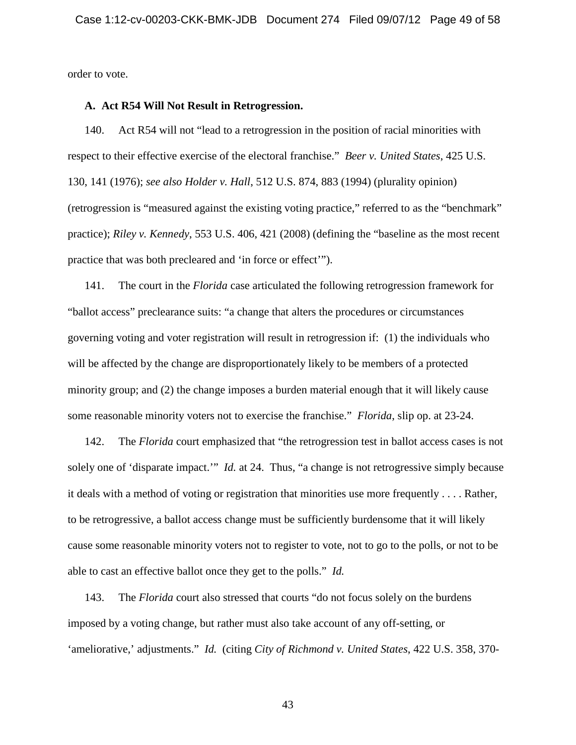order to vote.

### A. Act R54 Will Not Result in Retrogression.

140. Act R54 will not "lead to a retrogression in the position of racial minorities with respect to their effective exercise of the electoral franchise." *Beer v. United States*, 425 U.S. 130, 141 (1976); *see also Holder v. Hall*, 512 U.S. 874, 883 (1994) (plurality opinion) (retrogression is "measured against the existing voting practice," referred to as the "benchmark" practice); *Riley v. Kennedy*, 553 U.S. 406, 421 (2008) (defining the "baseline as the most recent practice that was both precleared and 'in force or effect'").

141. The court in the *Florida* case articulated the following retrogression framework for "ballot access" preclearance suits: "a change that alters the procedures or circumstances governing voting and voter registration will result in retrogression if: (1) the individuals who will be affected by the change are disproportionately likely to be members of a protected minority group; and (2) the change imposes a burden material enough that it will likely cause some reasonable minority voters not to exercise the franchise." *Florida*, slip op. at 23-24.

142. The *Florida* court emphasized that "the retrogression test in ballot access cases is not solely one of 'disparate impact.'" *Id.* at 24. Thus, "a change is not retrogressive simply because it deals with a method of voting or registration that minorities use more frequently . . . . Rather, to be retrogressive, a ballot access change must be sufficiently burdensome that it will likely cause some reasonable minority voters not to register to vote, not to go to the polls, or not to be able to cast an effective ballot once they get to the polls." *Id.*

143. The *Florida* court also stressed that courts "do not focus solely on the burdens imposed by a voting change, but rather must also take account of any off-setting, or 'ameliorative,' adjustments." *Id.* (citing *City of Richmond v. United States*, 422 U.S. 358, 370-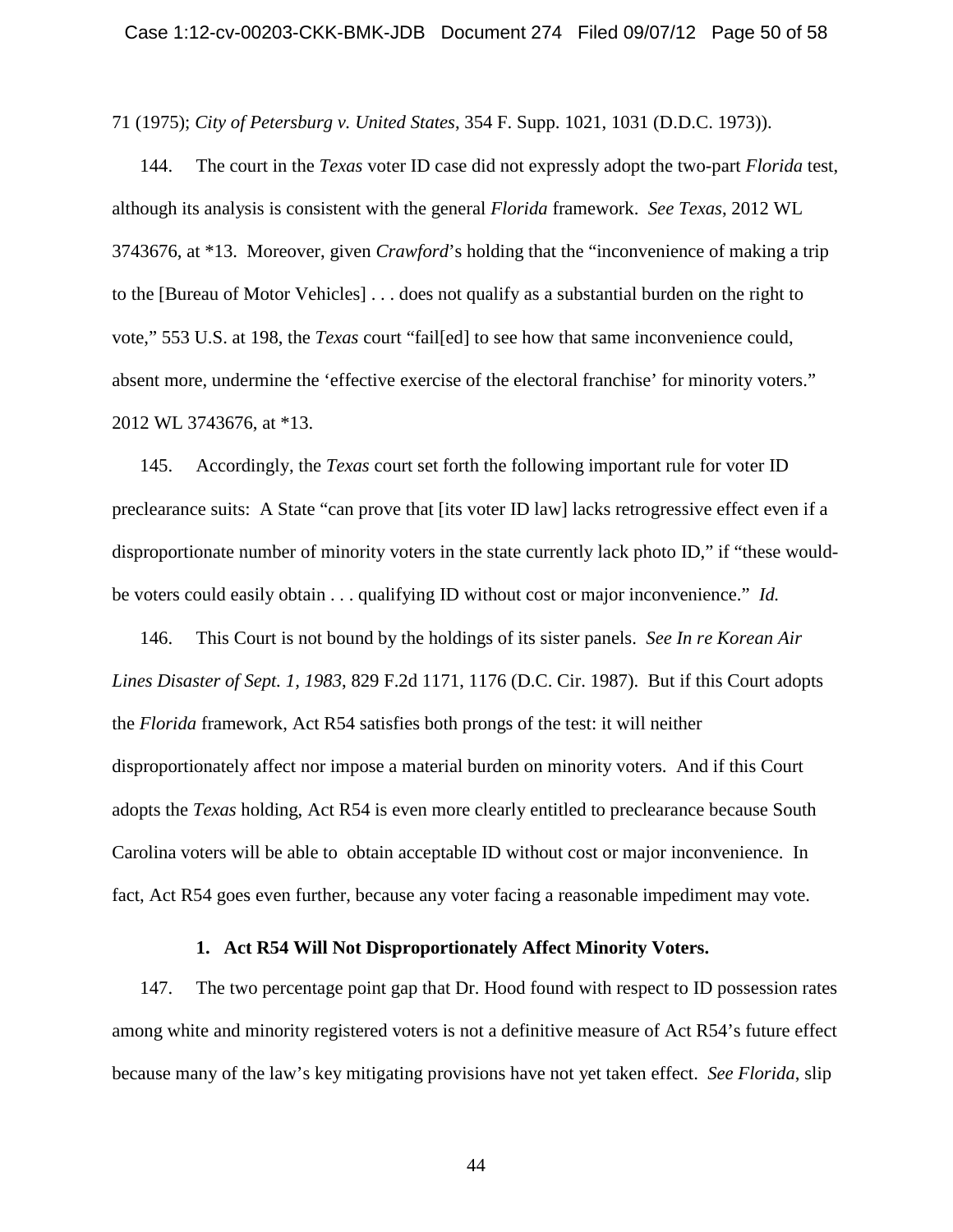71 (1975); *City of Petersburg v. United States*, 354 F. Supp. 1021, 1031 (D.D.C. 1973)).

144. The court in the *Texas* voter ID case did not expressly adopt the two-part *Florida* test, although its analysis is consistent with the general *Florida* framework. *See Texas*, 2012 WL 3743676, at *13. Moreover, given *Crawford*'s holding that the "inconvenience of making a trip to the [Bureau of Motor Vehicles] . . . does not qualify as a substantial burden on the right to vote," 553 U.S. at 198, the *Texas* court "fail[ed] to see how that same inconvenience could, absent more, undermine the 'effective exercise of the electoral franchise' for minority voters." 2012 WL 3743676, at *13.

145. Accordingly, the *Texas* court set forth the following important rule for voter ID preclearance suits: A State "can prove that [its voter ID law] lacks retrogressive effect even if a disproportionate number of minority voters in the state currently lack photo ID," if "these would-be voters could easily obtain . . . qualifying ID without cost or major inconvenience." *Id.*

146. This Court is not bound by the holdings of its sister panels. *See In re Korean Air Lines Disaster of Sept. 1, 1983*, 829 F.2d 1171, 1176 (D.C. Cir. 1987). But if this Court adopts the *Florida* framework, Act R54 satisfies both prongs of the test: it will neither disproportionately affect nor impose a material burden on minority voters. And if this Court adopts the *Texas* holding, Act R54 is even more clearly entitled to preclearance because South Carolina voters will be able to obtain acceptable ID without cost or major inconvenience. In fact, Act R54 goes even further, because any voter facing a reasonable impediment may vote.

### 1. Act R54 Will Not Disproportionately Affect Minority Voters.

147. The two percentage point gap that Dr. Hood found with respect to ID possession rates among white and minority registered voters is not a definitive measure of Act R54's future effect because many of the law's key mitigating provisions have not yet taken effect. *See Florida*, slip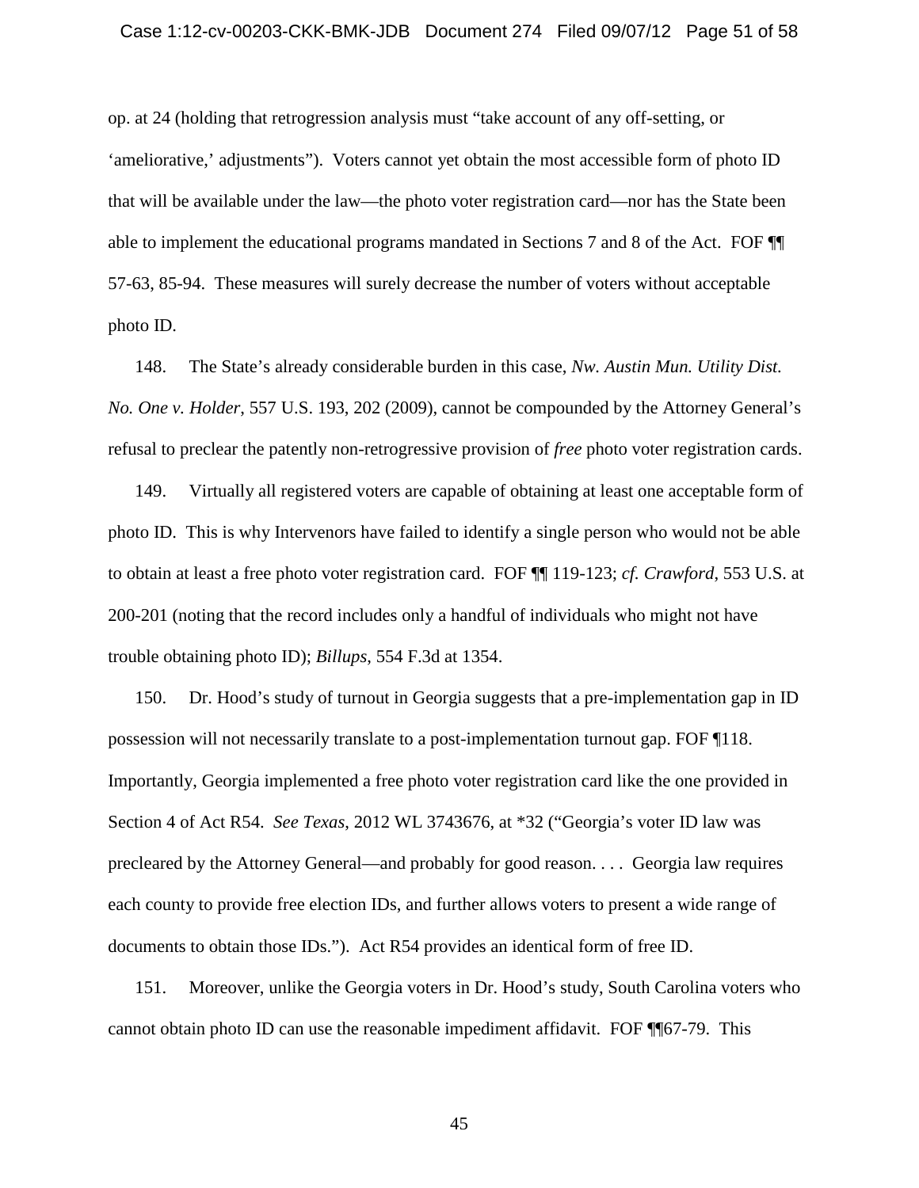op. at 24 (holding that retrogression analysis must "take account of any off-setting, or 'ameliorative,' adjustments"). Voters cannot yet obtain the most accessible form of photo ID that will be available under the law—the photo voter registration card—nor has the State been able to implement the educational programs mandated in Sections 7 and 8 of the Act. FOF ¶¶ 57-63, 85-94. These measures will surely decrease the number of voters without acceptable photo ID.

148. The State's already considerable burden in this case, *Nw. Austin Mun. Utility Dist. No. One v. Holder*, 557 U.S. 193, 202 (2009), cannot be compounded by the Attorney General's refusal to preclear the patently non-retrogressive provision of *free* photo voter registration cards.

149. Virtually all registered voters are capable of obtaining at least one acceptable form of photo ID. This is why Intervenors have failed to identify a single person who would not be able to obtain at least a free photo voter registration card. FOF ¶¶ 119-123; *cf. Crawford*, 553 U.S. at 200-201 (noting that the record includes only a handful of individuals who might not have trouble obtaining photo ID); *Billups*, 554 F.3d at 1354.

150. Dr. Hood's study of turnout in Georgia suggests that a pre-implementation gap in ID possession will not necessarily translate to a post-implementation turnout gap. FOF ¶118. Importantly, Georgia implemented a free photo voter registration card like the one provided in Section 4 of Act R54. *See Texas*, 2012 WL 3743676, at *32 ("Georgia's voter ID law was precleared by the Attorney General—and probably for good reason. . . . Georgia law requires each county to provide free election IDs, and further allows voters to present a wide range of documents to obtain those IDs."). Act R54 provides an identical form of free ID.

151. Moreover, unlike the Georgia voters in Dr. Hood's study, South Carolina voters who cannot obtain photo ID can use the reasonable impediment affidavit. FOF ¶¶67-79. This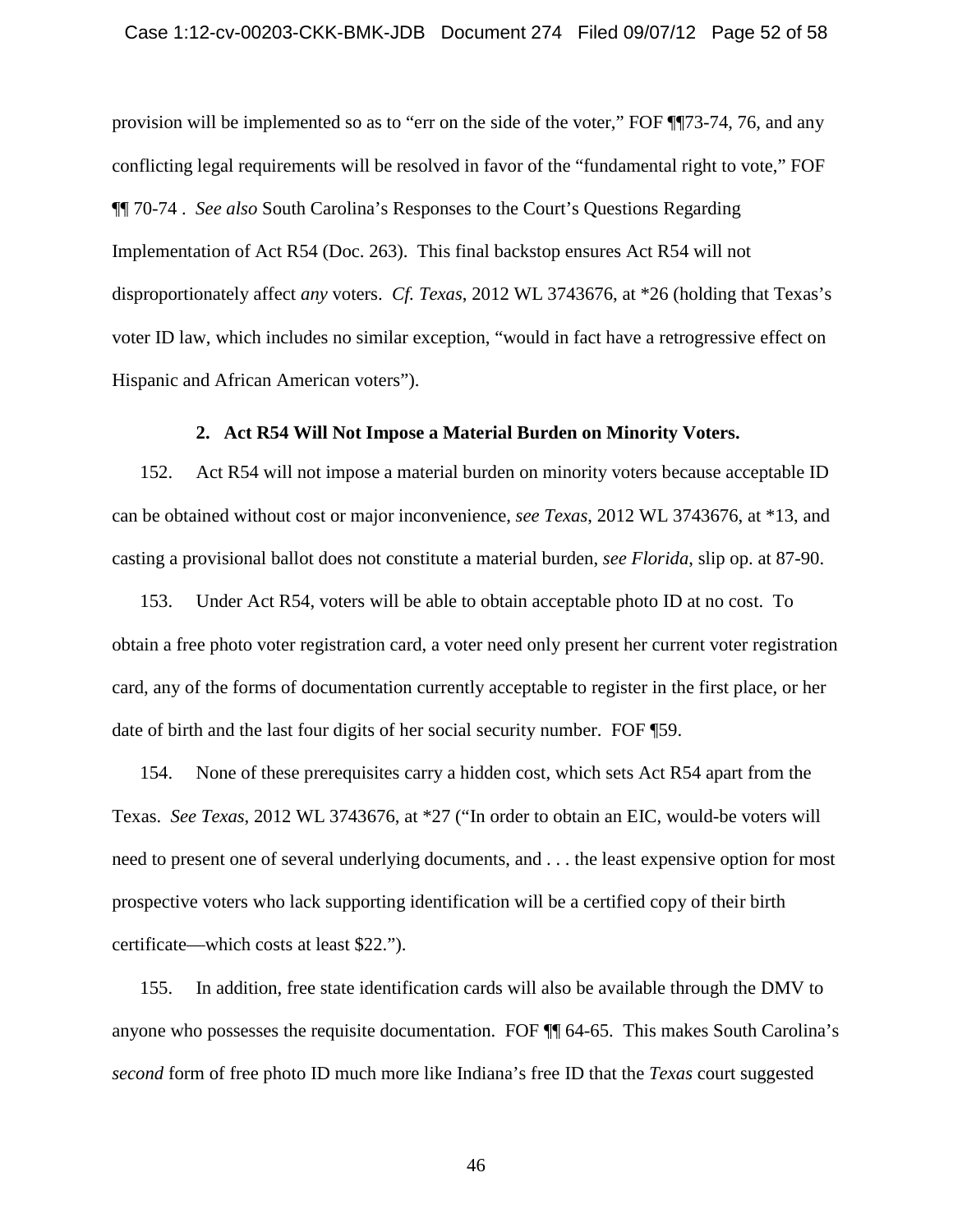provision will be implemented so as to "err on the side of the voter," FOF ¶¶73-74, 76, and any conflicting legal requirements will be resolved in favor of the "fundamental right to vote," FOF ¶¶ 70-74 . *See also* South Carolina's Responses to the Court's Questions Regarding Implementation of Act R54 (Doc. 263). This final backstop ensures Act R54 will not disproportionately affect *any* voters. *Cf. Texas*, 2012 WL 3743676, at *26 (holding that Texas's voter ID law, which includes no similar exception, "would in fact have a retrogressive effect on Hispanic and African American voters").

**2. Act R54 Will Not Impose a Material Burden on Minority Voters.**

152. Act R54 will not impose a material burden on minority voters because acceptable ID can be obtained without cost or major inconvenience, *see Texas*, 2012 WL 3743676, at *13, and casting a provisional ballot does not constitute a material burden, *see Florida*, slip op. at 87-90.

153. Under Act R54, voters will be able to obtain acceptable photo ID at no cost. To obtain a free photo voter registration card, a voter need only present her current voter registration card, any of the forms of documentation currently acceptable to register in the first place, or her date of birth and the last four digits of her social security number. FOF ¶59.

154. None of these prerequisites carry a hidden cost, which sets Act R54 apart from the Texas. *See Texas*, 2012 WL 3743676, at *27 ("In order to obtain an EIC, would-be voters will need to present one of several underlying documents, and . . . the least expensive option for most prospective voters who lack supporting identification will be a certified copy of their birth certificate—which costs at least $22.").

155. In addition, free state identification cards will also be available through the DMV to anyone who possesses the requisite documentation. FOF ¶¶ 64-65. This makes South Carolina's *second* form of free photo ID much more like Indiana's free ID that the *Texas* court suggested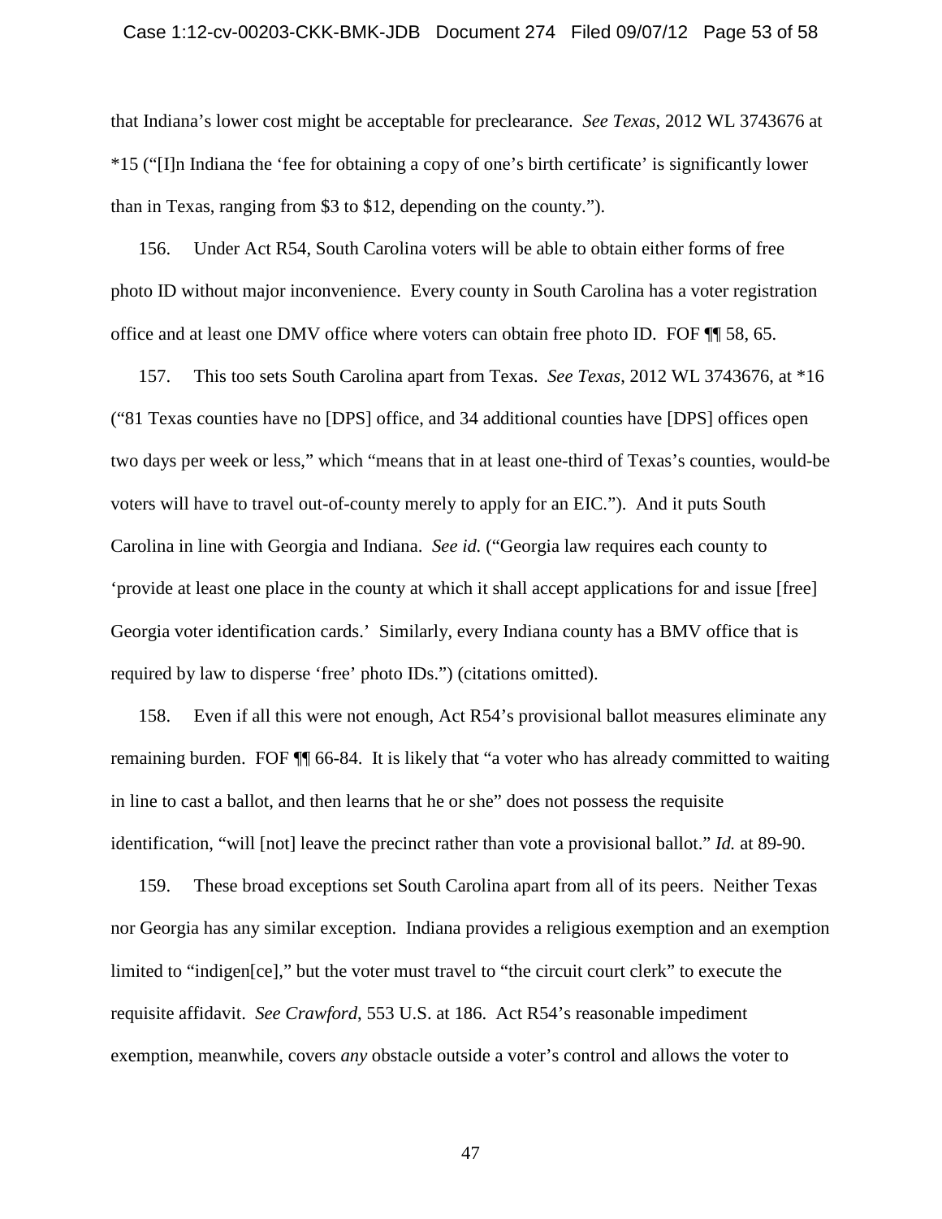that Indiana's lower cost might be acceptable for preclearance. *See Texas*, 2012 WL 3743676 at *15 ("[I]n Indiana the 'fee for obtaining a copy of one's birth certificate' is significantly lower than in Texas, ranging from $3 to $12, depending on the county.").

156. Under Act R54, South Carolina voters will be able to obtain either forms of free photo ID without major inconvenience. Every county in South Carolina has a voter registration office and at least one DMV office where voters can obtain free photo ID. FOF ¶¶ 58, 65.

157. This too sets South Carolina apart from Texas. *See Texas*, 2012 WL 3743676, at *16 ("81 Texas counties have no [DPS] office, and 34 additional counties have [DPS] offices open two days per week or less," which "means that in at least one-third of Texas's counties, would-be voters will have to travel out-of-county merely to apply for an EIC."). And it puts South Carolina in line with Georgia and Indiana. *See id.* ("Georgia law requires each county to 'provide at least one place in the county at which it shall accept applications for and issue [free] Georgia voter identification cards.' Similarly, every Indiana county has a BMV office that is required by law to disperse 'free' photo IDs.") (citations omitted).

158. Even if all this were not enough, Act R54's provisional ballot measures eliminate any remaining burden. FOF ¶¶ 66-84. It is likely that "a voter who has already committed to waiting in line to cast a ballot, and then learns that he or she" does not possess the requisite identification, "will [not] leave the precinct rather than vote a provisional ballot." *Id.* at 89-90.

159. These broad exceptions set South Carolina apart from all of its peers. Neither Texas nor Georgia has any similar exception. Indiana provides a religious exemption and an exemption limited to "indigen[ce]," but the voter must travel to "the circuit court clerk" to execute the requisite affidavit. *See Crawford*, 553 U.S. at 186. Act R54's reasonable impediment exemption, meanwhile, covers *any* obstacle outside a voter's control and allows the voter to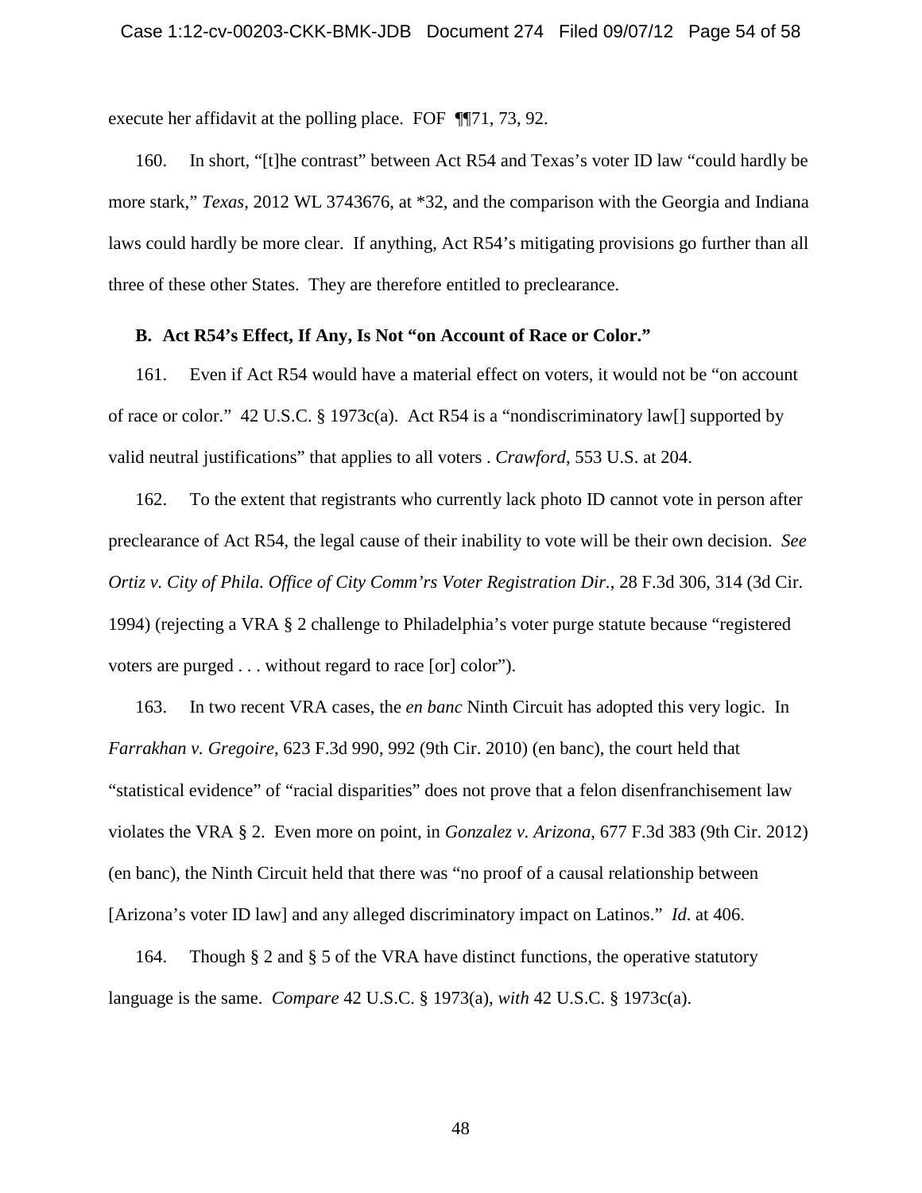execute her affidavit at the polling place. FOF ¶¶71, 73, 92.

160. In short, "[t]he contrast" between Act R54 and Texas's voter ID law "could hardly be more stark," *Texas*, 2012 WL 3743676, at *32, and the comparison with the Georgia and Indiana laws could hardly be more clear. If anything, Act R54's mitigating provisions go further than all three of these other States. They are therefore entitled to preclearance.

**B. Act R54's Effect, If Any, Is Not "on Account of Race or Color."**

161. Even if Act R54 would have a material effect on voters, it would not be "on account of race or color." 42 U.S.C. § 1973c(a). Act R54 is a "nondiscriminatory law[] supported by valid neutral justifications" that applies to all voters . *Crawford*, 553 U.S. at 204.

162. To the extent that registrants who currently lack photo ID cannot vote in person after preclearance of Act R54, the legal cause of their inability to vote will be their own decision. *See Ortiz v. City of Phila. Office of City Comm'rs Voter Registration Dir.*, 28 F.3d 306, 314 (3d Cir. 1994) (rejecting a VRA § 2 challenge to Philadelphia's voter purge statute because "registered voters are purged . . . without regard to race [or] color").

163. In two recent VRA cases, the *en banc* Ninth Circuit has adopted this very logic. In *Farrakhan v. Gregoire*, 623 F.3d 990, 992 (9th Cir. 2010) (en banc), the court held that "statistical evidence" of "racial disparities" does not prove that a felon disenfranchisement law violates the VRA § 2. Even more on point, in *Gonzalez v. Arizona*, 677 F.3d 383 (9th Cir. 2012) (en banc), the Ninth Circuit held that there was "no proof of a causal relationship between [Arizona's voter ID law] and any alleged discriminatory impact on Latinos." *Id*. at 406.

164. Though § 2 and § 5 of the VRA have distinct functions, the operative statutory language is the same. *Compare* 42 U.S.C. § 1973(a), *with* 42 U.S.C. § 1973c(a).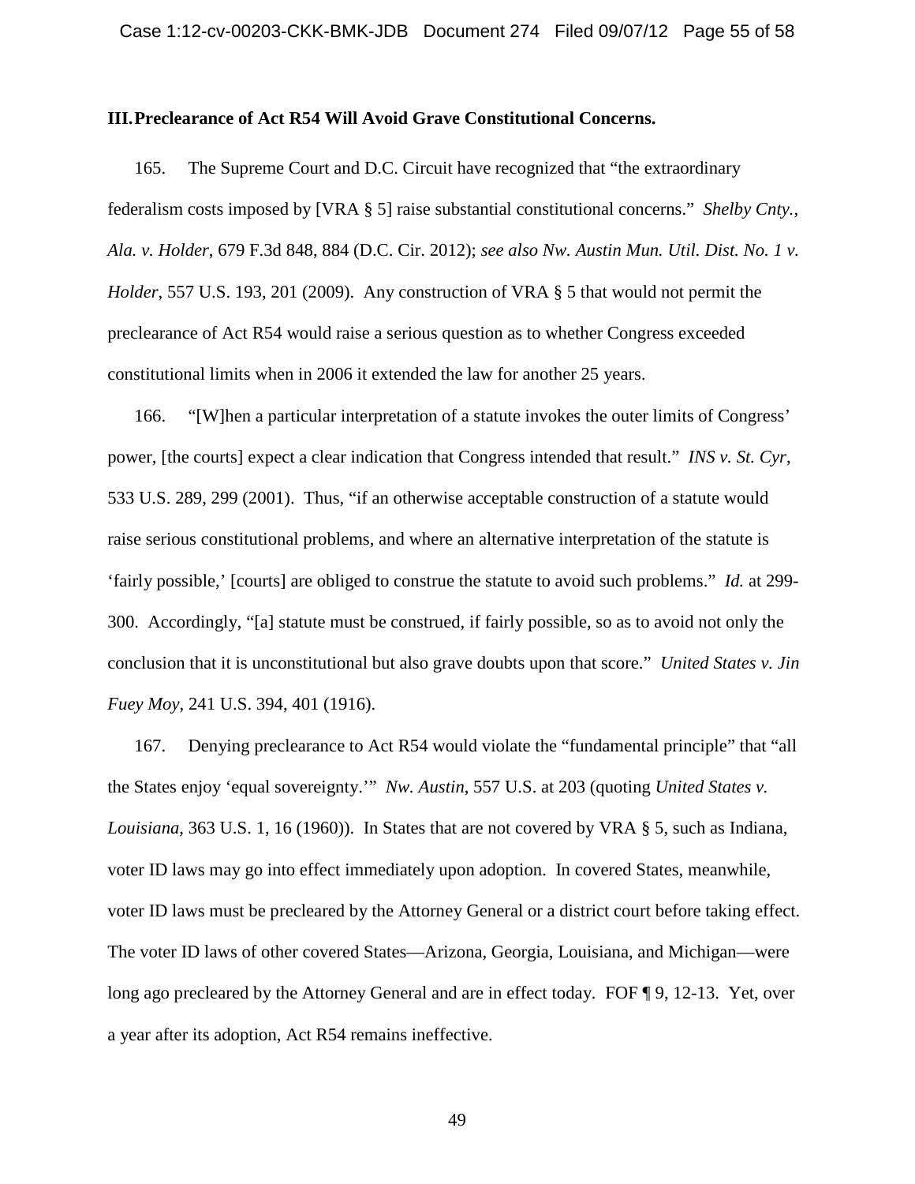### III. Preclearance of Act R54 Will Avoid Grave Constitutional Concerns.

165. The Supreme Court and D.C. Circuit have recognized that "the extraordinary federalism costs imposed by [VRA § 5] raise substantial constitutional concerns." *Shelby Cnty., Ala. v. Holder*, 679 F.3d 848, 884 (D.C. Cir. 2012); *see also Nw. Austin Mun. Util. Dist. No. 1 v. Holder*, 557 U.S. 193, 201 (2009). Any construction of VRA § 5 that would not permit the preclearance of Act R54 would raise a serious question as to whether Congress exceeded constitutional limits when in 2006 it extended the law for another 25 years.

166. "[W]hen a particular interpretation of a statute invokes the outer limits of Congress' power, [the courts] expect a clear indication that Congress intended that result." *INS v. St. Cyr*, 533 U.S. 289, 299 (2001). Thus, "if an otherwise acceptable construction of a statute would raise serious constitutional problems, and where an alternative interpretation of the statute is 'fairly possible,' [courts] are obliged to construe the statute to avoid such problems." *Id.* at 299-300. Accordingly, "[a] statute must be construed, if fairly possible, so as to avoid not only the conclusion that it is unconstitutional but also grave doubts upon that score." *United States v. Jin Fuey Moy*, 241 U.S. 394, 401 (1916).

167. Denying preclearance to Act R54 would violate the "fundamental principle" that "all the States enjoy 'equal sovereignty.'" *Nw. Austin*, 557 U.S. at 203 (quoting *United States v. Louisiana*, 363 U.S. 1, 16 (1960)). In States that are not covered by VRA § 5, such as Indiana, voter ID laws may go into effect immediately upon adoption. In covered States, meanwhile, voter ID laws must be precleared by the Attorney General or a district court before taking effect. The voter ID laws of other covered States—Arizona, Georgia, Louisiana, and Michigan—were long ago precleared by the Attorney General and are in effect today. FOF ¶ 9, 12-13. Yet, over a year after its adoption, Act R54 remains ineffective.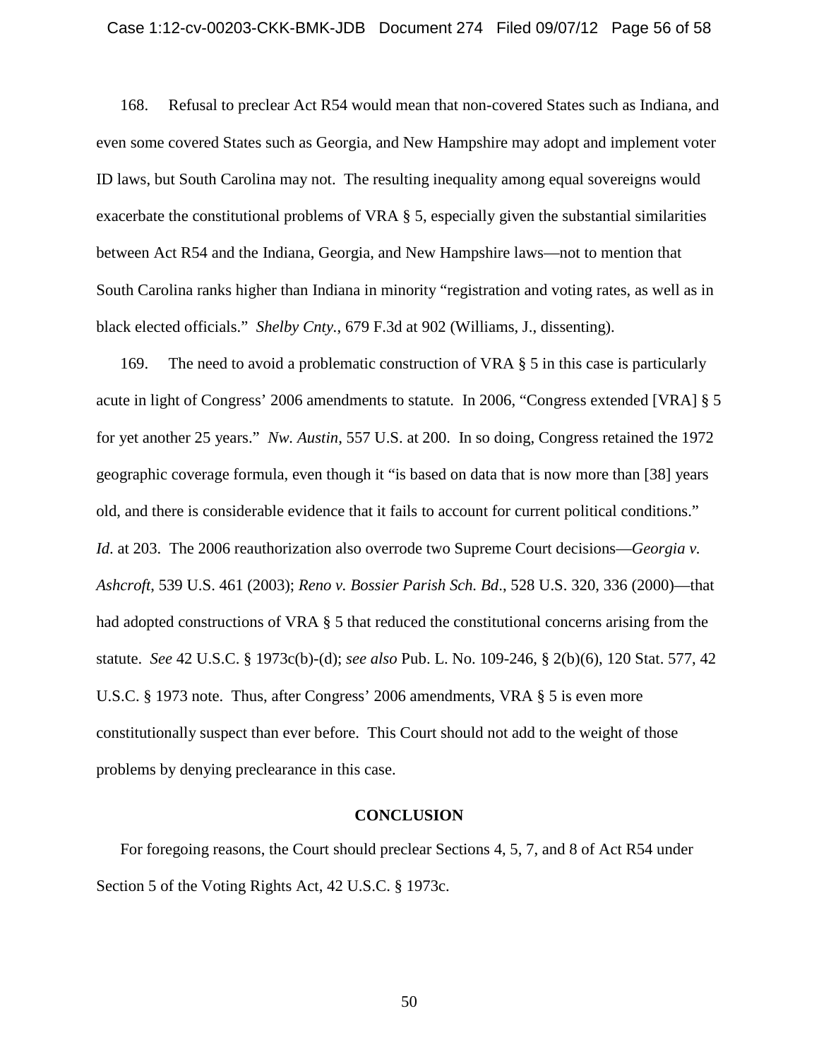168. Refusal to preclear Act R54 would mean that non-covered States such as Indiana, and even some covered States such as Georgia, and New Hampshire may adopt and implement voter ID laws, but South Carolina may not. The resulting inequality among equal sovereigns would exacerbate the constitutional problems of VRA § 5, especially given the substantial similarities between Act R54 and the Indiana, Georgia, and New Hampshire laws—not to mention that South Carolina ranks higher than Indiana in minority "registration and voting rates, as well as in black elected officials." *Shelby Cnty.*, 679 F.3d at 902 (Williams, J., dissenting).

169. The need to avoid a problematic construction of VRA § 5 in this case is particularly acute in light of Congress' 2006 amendments to statute. In 2006, "Congress extended [VRA] § 5 for yet another 25 years." *Nw. Austin*, 557 U.S. at 200. In so doing, Congress retained the 1972 geographic coverage formula, even though it "is based on data that is now more than [38] years old, and there is considerable evidence that it fails to account for current political conditions." *Id*. at 203. The 2006 reauthorization also overrode two Supreme Court decisions—*Georgia v. Ashcroft*, 539 U.S. 461 (2003); *Reno v. Bossier Parish Sch. Bd*., 528 U.S. 320, 336 (2000)—that had adopted constructions of VRA § 5 that reduced the constitutional concerns arising from the statute. *See* 42 U.S.C. § 1973c(b)-(d); *see also* Pub. L. No. 109-246, § 2(b)(6), 120 Stat. 577, 42 U.S.C. § 1973 note. Thus, after Congress' 2006 amendments, VRA § 5 is even more constitutionally suspect than ever before. This Court should not add to the weight of those problems by denying preclearance in this case.

## CONCLUSION

For foregoing reasons, the Court should preclear Sections 4, 5, 7, and 8 of Act R54 under Section 5 of the Voting Rights Act, 42 U.S.C. § 1973c.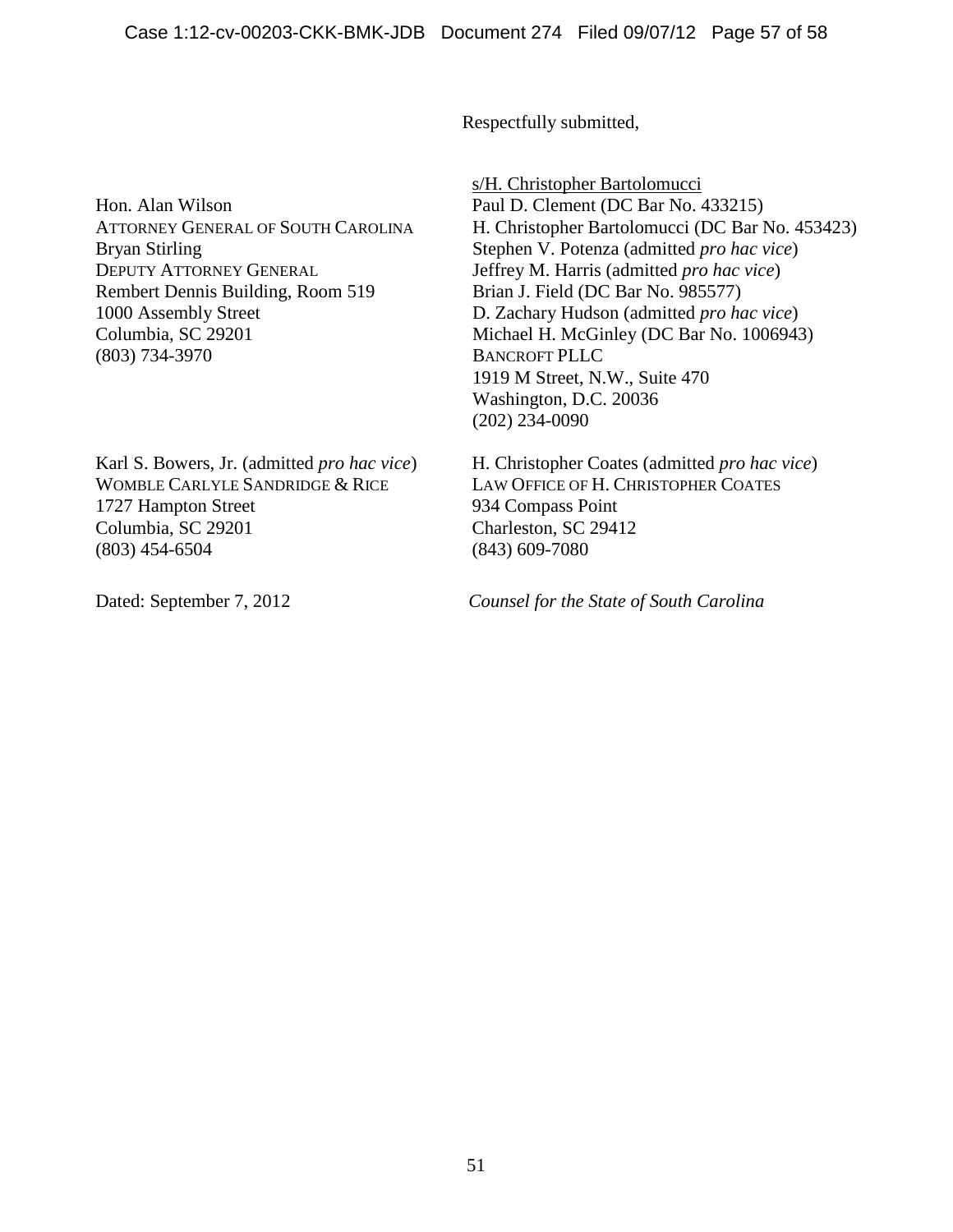Respectfully submitted,

s/H. Christopher Bartolomucci
Paul D. Clement (DC Bar No. 433215)
H. Christopher Bartolomucci (DC Bar No. 453423)
Stephen V. Potenza (admitted *pro hac vice*)
Jeffrey M. Harris (admitted *pro hac vice*)
Brian J. Field (DC Bar No. 985577)
D. Zachary Hudson (admitted *pro hac vice*)
Michael H. McGinley (DC Bar No. 1006943)
BANCROFT PLLC
1919 M Street, N.W., Suite 470
Washington, D.C. 20036
(202) 234-0090

Hon. Alan Wilson
ATTORNEY GENERAL OF SOUTH CAROLINA
Bryan Stirling
DEPUTY ATTORNEY GENERAL
Rembert Dennis Building, Room 519
1000 Assembly Street
Columbia, SC 29201
(803) 734-3970

Karl S. Bowers, Jr. (admitted *pro hac vice*)
WOMBLE CARLYLE SANDRIDGE & RICE
1727 Hampton Street
Columbia, SC 29201
(803) 454-6504

H. Christopher Coates (admitted *pro hac vice*)
LAW OFFICE OF H. CHRISTOPHER COATES
934 Compass Point
Charleston, SC 29412
(843) 609-7080

Dated: September 7, 2012

*Counsel for the State of South Carolina*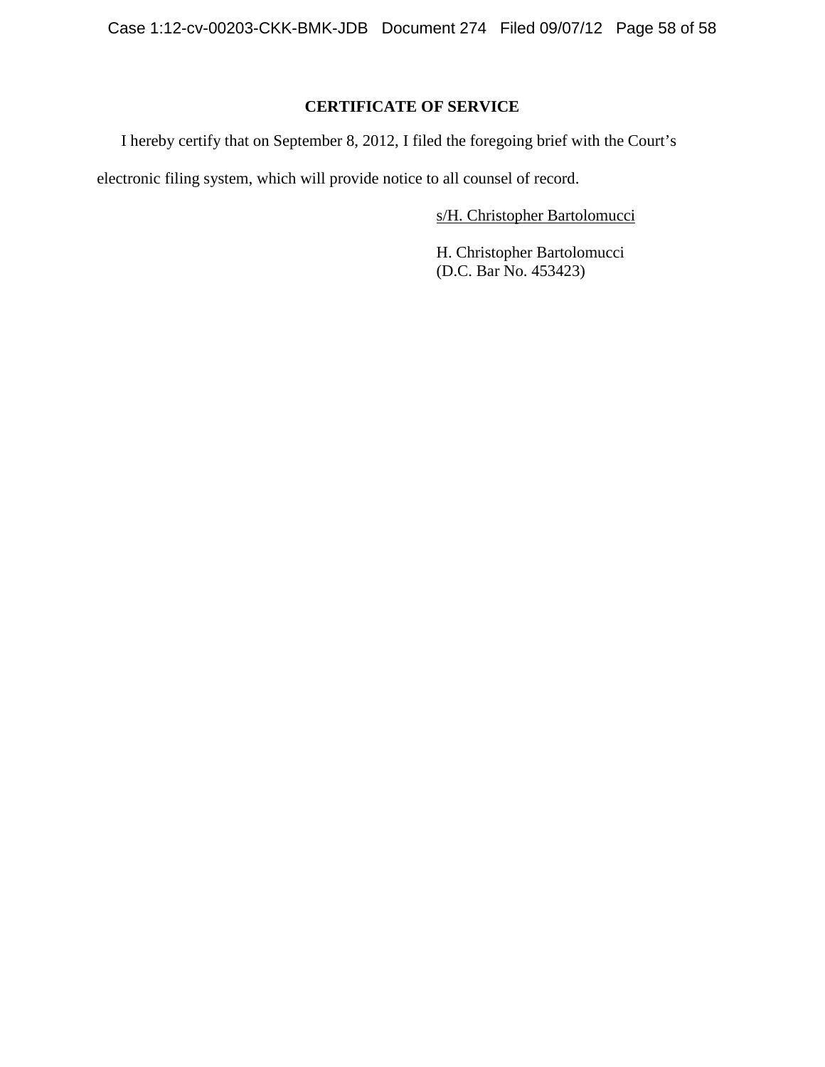## CERTIFICATE OF SERVICE

I hereby certify that on September 8, 2012, I filed the foregoing brief with the Court's electronic filing system, which will provide notice to all counsel of record.

s/H. Christopher Bartolomucci

H. Christopher Bartolomucci
(D.C. Bar No. 453423)